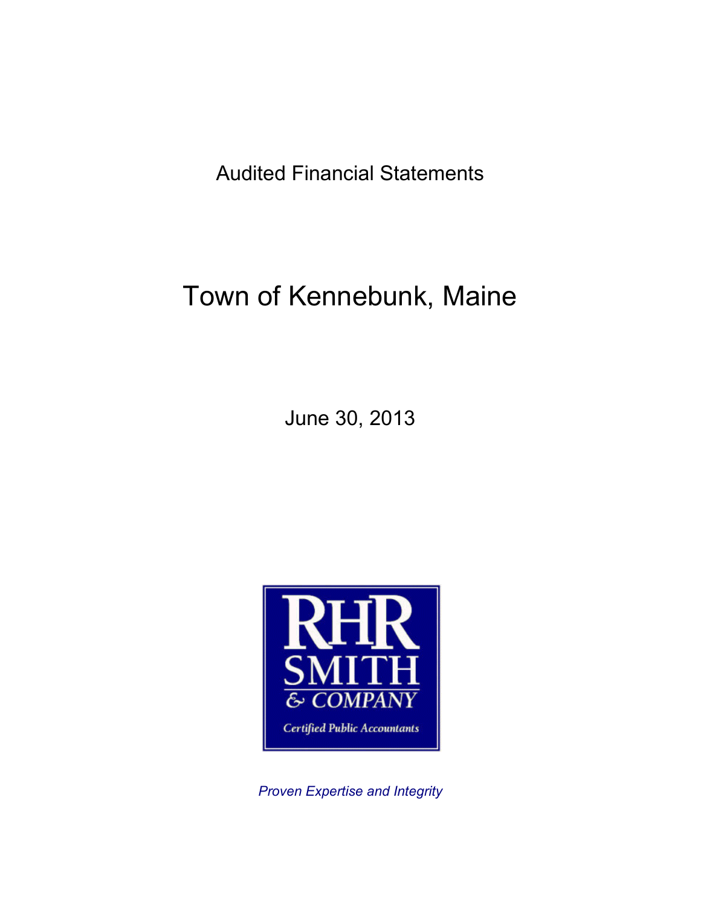Audited Financial Statements

# Town of Kennebunk, Maine

June 30, 2013

RHR SMITH & COMPANY

Certified Public Accountants

*Proven Expertise and Integrity*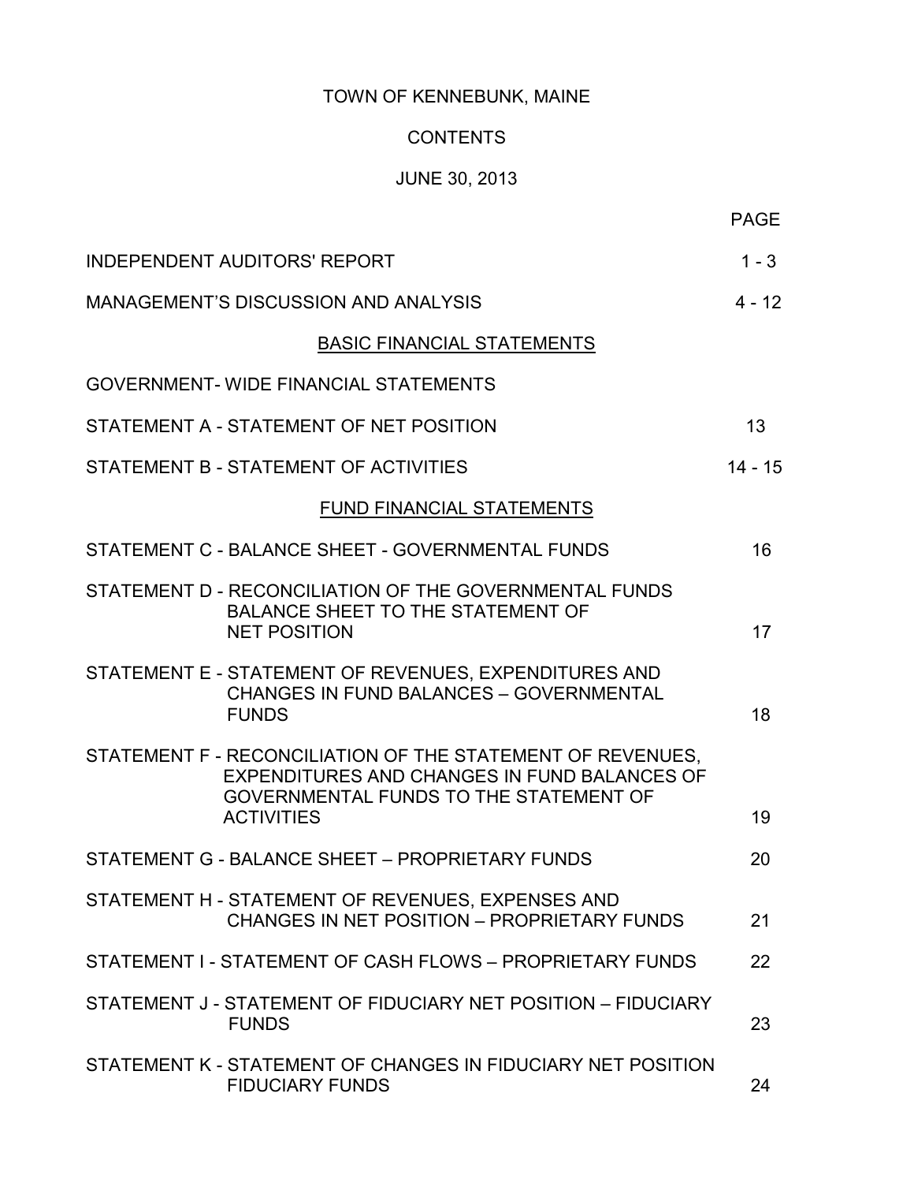# TOWN OF KENNEBUNK, MAINE

## CONTENTS

## JUNE 30, 2013

| | PAGE |
|---|---|
| INDEPENDENT AUDITORS' REPORT | 1 - 3 |
| MANAGEMENT'S DISCUSSION AND ANALYSIS | 4 - 12 |
| **BASIC FINANCIAL STATEMENTS** | |
| GOVERNMENT- WIDE FINANCIAL STATEMENTS | |
| STATEMENT A - STATEMENT OF NET POSITION | 13 |
| STATEMENT B - STATEMENT OF ACTIVITIES | 14 - 15 |
| **FUND FINANCIAL STATEMENTS** | |
| STATEMENT C - BALANCE SHEET - GOVERNMENTAL FUNDS | 16 |
| STATEMENT D - RECONCILIATION OF THE GOVERNMENTAL FUNDS BALANCE SHEET TO THE STATEMENT OF NET POSITION | 17 |
| STATEMENT E - STATEMENT OF REVENUES, EXPENDITURES AND CHANGES IN FUND BALANCES – GOVERNMENTAL FUNDS | 18 |
| STATEMENT F - RECONCILIATION OF THE STATEMENT OF REVENUES, EXPENDITURES AND CHANGES IN FUND BALANCES OF GOVERNMENTAL FUNDS TO THE STATEMENT OF ACTIVITIES | 19 |
| STATEMENT G - BALANCE SHEET – PROPRIETARY FUNDS | 20 |
| STATEMENT H - STATEMENT OF REVENUES, EXPENSES AND CHANGES IN NET POSITION – PROPRIETARY FUNDS | 21 |
| STATEMENT I - STATEMENT OF CASH FLOWS – PROPRIETARY FUNDS | 22 |
| STATEMENT J - STATEMENT OF FIDUCIARY NET POSITION – FIDUCIARY FUNDS | 23 |
| STATEMENT K - STATEMENT OF CHANGES IN FIDUCIARY NET POSITION FIDUCIARY FUNDS | 24 |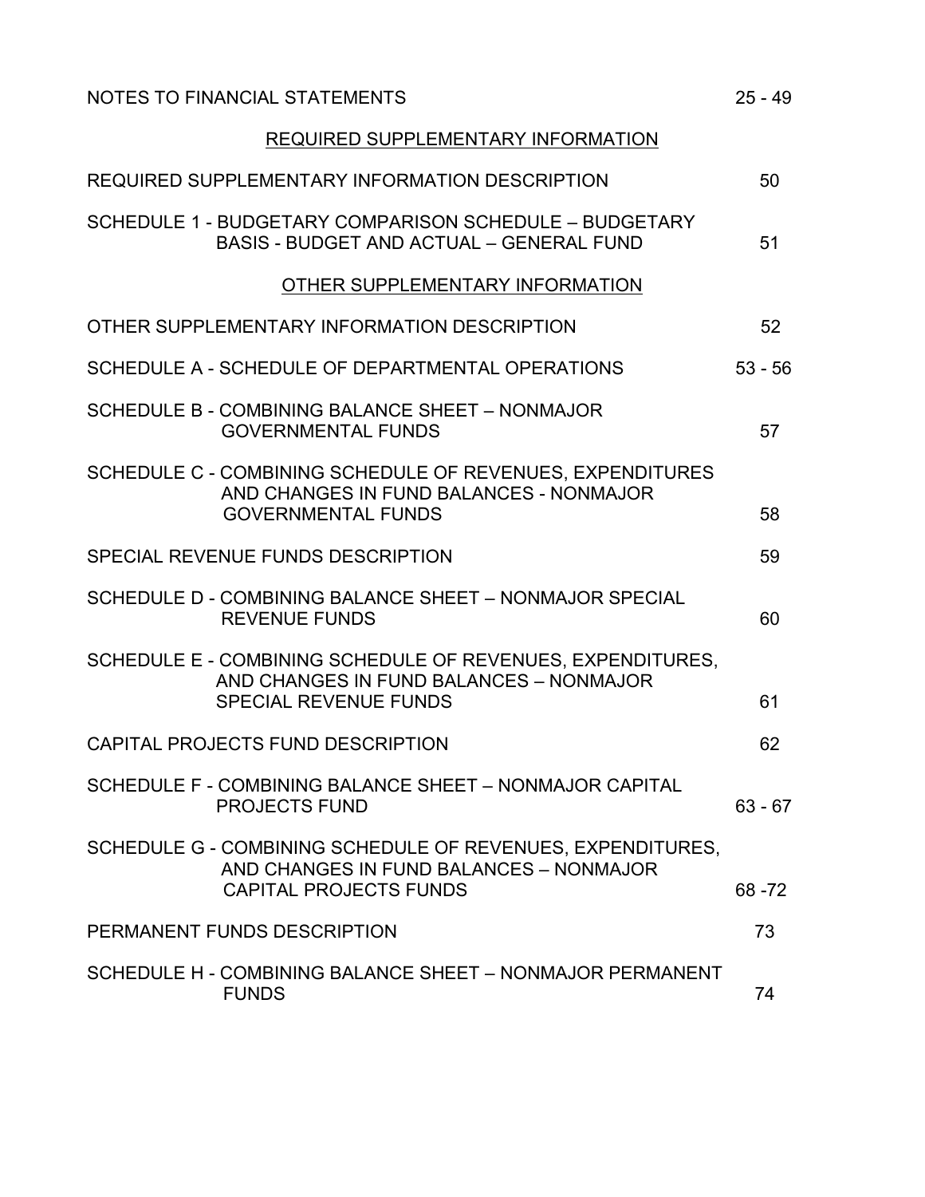| | |
|---|---|
| NOTES TO FINANCIAL STATEMENTS | 25 - 49 |
| **REQUIRED SUPPLEMENTARY INFORMATION** | |
| REQUIRED SUPPLEMENTARY INFORMATION DESCRIPTION | 50 |
| SCHEDULE 1 - BUDGETARY COMPARISON SCHEDULE – BUDGETARY BASIS - BUDGET AND ACTUAL – GENERAL FUND | 51 |
| **OTHER SUPPLEMENTARY INFORMATION** | |
| OTHER SUPPLEMENTARY INFORMATION DESCRIPTION | 52 |
| SCHEDULE A - SCHEDULE OF DEPARTMENTAL OPERATIONS | 53 - 56 |
| SCHEDULE B - COMBINING BALANCE SHEET – NONMAJOR GOVERNMENTAL FUNDS | 57 |
| SCHEDULE C - COMBINING SCHEDULE OF REVENUES, EXPENDITURES AND CHANGES IN FUND BALANCES - NONMAJOR GOVERNMENTAL FUNDS | 58 |
| SPECIAL REVENUE FUNDS DESCRIPTION | 59 |
| SCHEDULE D - COMBINING BALANCE SHEET – NONMAJOR SPECIAL REVENUE FUNDS | 60 |
| SCHEDULE E - COMBINING SCHEDULE OF REVENUES, EXPENDITURES, AND CHANGES IN FUND BALANCES – NONMAJOR SPECIAL REVENUE FUNDS | 61 |
| CAPITAL PROJECTS FUND DESCRIPTION | 62 |
| SCHEDULE F - COMBINING BALANCE SHEET – NONMAJOR CAPITAL PROJECTS FUND | 63 - 67 |
| SCHEDULE G - COMBINING SCHEDULE OF REVENUES, EXPENDITURES, AND CHANGES IN FUND BALANCES – NONMAJOR CAPITAL PROJECTS FUNDS | 68 -72 |
| PERMANENT FUNDS DESCRIPTION | 73 |
| SCHEDULE H - COMBINING BALANCE SHEET – NONMAJOR PERMANENT FUNDS | 74 |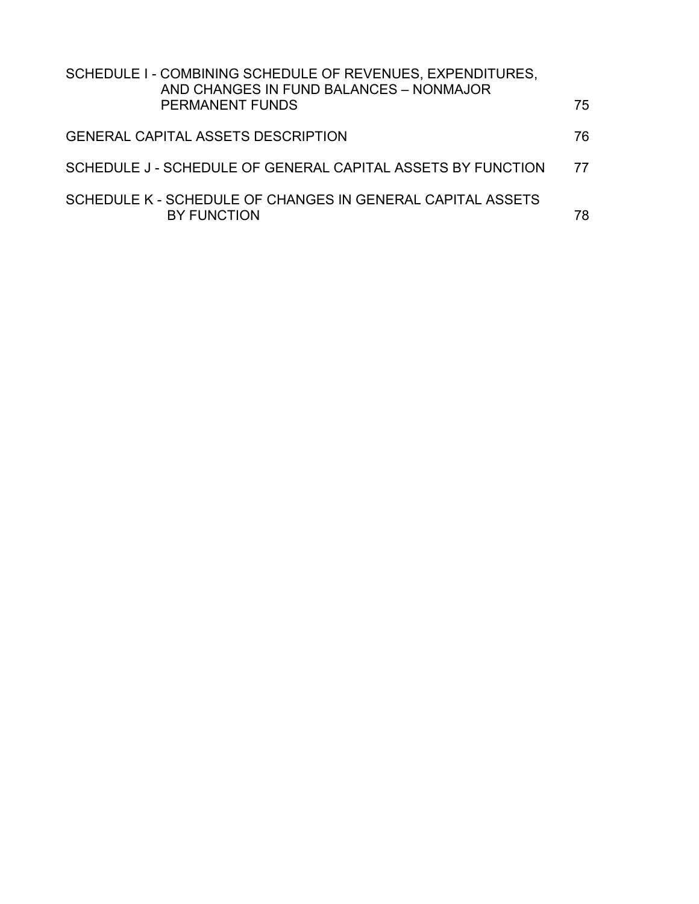| | |
|---|---|
| SCHEDULE I - COMBINING SCHEDULE OF REVENUES, EXPENDITURES, AND CHANGES IN FUND BALANCES – NONMAJOR PERMANENT FUNDS | 75 |
| GENERAL CAPITAL ASSETS DESCRIPTION | 76 |
| SCHEDULE J - SCHEDULE OF GENERAL CAPITAL ASSETS BY FUNCTION | 77 |
| SCHEDULE K - SCHEDULE OF CHANGES IN GENERAL CAPITAL ASSETS BY FUNCTION | 78 |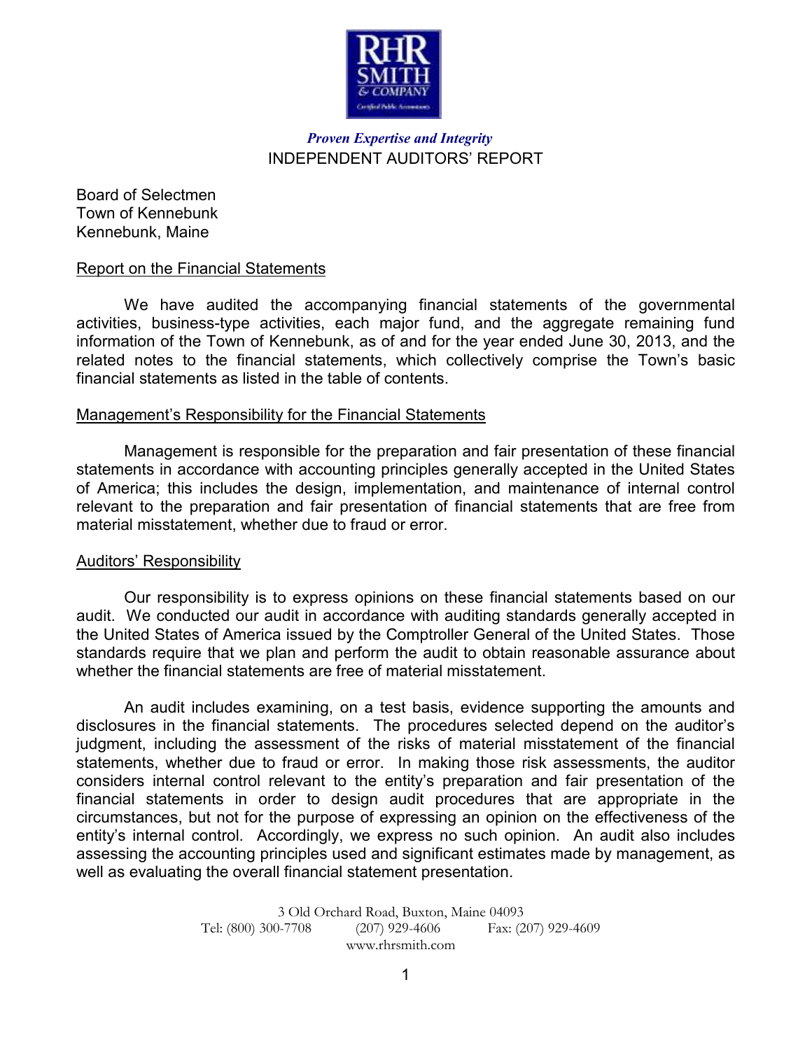*Proven Expertise and Integrity*

# INDEPENDENT AUDITORS' REPORT

Board of Selectmen
Town of Kennebunk
Kennebunk, Maine

## Report on the Financial Statements

We have audited the accompanying financial statements of the governmental activities, business-type activities, each major fund, and the aggregate remaining fund information of the Town of Kennebunk, as of and for the year ended June 30, 2013, and the related notes to the financial statements, which collectively comprise the Town's basic financial statements as listed in the table of contents.

## Management's Responsibility for the Financial Statements

Management is responsible for the preparation and fair presentation of these financial statements in accordance with accounting principles generally accepted in the United States of America; this includes the design, implementation, and maintenance of internal control relevant to the preparation and fair presentation of financial statements that are free from material misstatement, whether due to fraud or error.

## Auditors' Responsibility

Our responsibility is to express opinions on these financial statements based on our audit. We conducted our audit in accordance with auditing standards generally accepted in the United States of America issued by the Comptroller General of the United States. Those standards require that we plan and perform the audit to obtain reasonable assurance about whether the financial statements are free of material misstatement.

An audit includes examining, on a test basis, evidence supporting the amounts and disclosures in the financial statements. The procedures selected depend on the auditor's judgment, including the assessment of the risks of material misstatement of the financial statements, whether due to fraud or error. In making those risk assessments, the auditor considers internal control relevant to the entity's preparation and fair presentation of the financial statements in order to design audit procedures that are appropriate in the circumstances, but not for the purpose of expressing an opinion on the effectiveness of the entity's internal control. Accordingly, we express no such opinion. An audit also includes assessing the accounting principles used and significant estimates made by management, as well as evaluating the overall financial statement presentation.

3 Old Orchard Road, Buxton, Maine 04093
Tel: (800) 300-7708 (207) 929-4606 Fax: (207) 929-4609
www.rhrsmith.com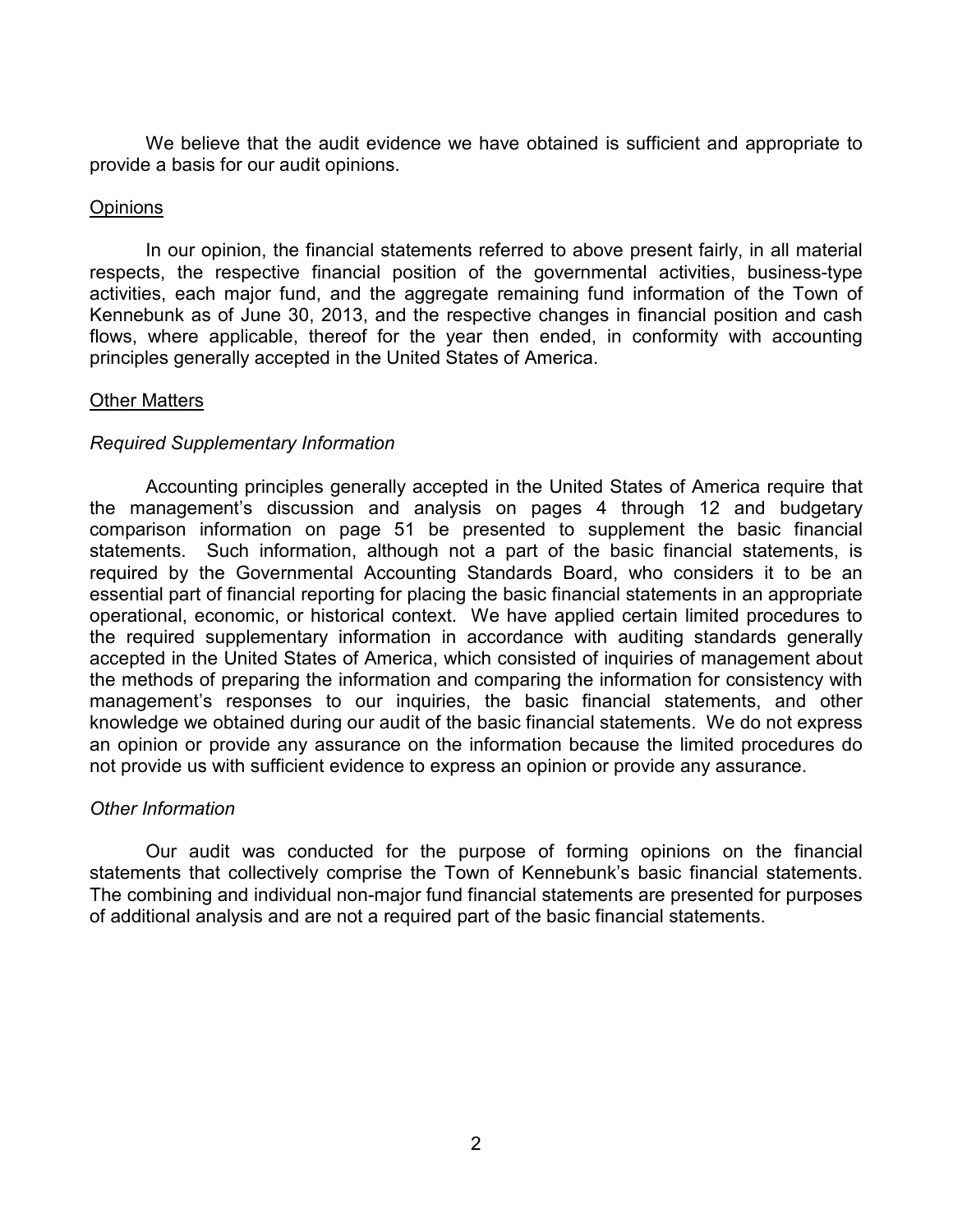We believe that the audit evidence we have obtained is sufficient and appropriate to provide a basis for our audit opinions.

## Opinions

In our opinion, the financial statements referred to above present fairly, in all material respects, the respective financial position of the governmental activities, business-type activities, each major fund, and the aggregate remaining fund information of the Town of Kennebunk as of June 30, 2013, and the respective changes in financial position and cash flows, where applicable, thereof for the year then ended, in conformity with accounting principles generally accepted in the United States of America.

## Other Matters

### *Required Supplementary Information*

Accounting principles generally accepted in the United States of America require that the management's discussion and analysis on pages 4 through 12 and budgetary comparison information on page 51 be presented to supplement the basic financial statements. Such information, although not a part of the basic financial statements, is required by the Governmental Accounting Standards Board, who considers it to be an essential part of financial reporting for placing the basic financial statements in an appropriate operational, economic, or historical context. We have applied certain limited procedures to the required supplementary information in accordance with auditing standards generally accepted in the United States of America, which consisted of inquiries of management about the methods of preparing the information and comparing the information for consistency with management's responses to our inquiries, the basic financial statements, and other knowledge we obtained during our audit of the basic financial statements. We do not express an opinion or provide any assurance on the information because the limited procedures do not provide us with sufficient evidence to express an opinion or provide any assurance.

### *Other Information*

Our audit was conducted for the purpose of forming opinions on the financial statements that collectively comprise the Town of Kennebunk's basic financial statements. The combining and individual non-major fund financial statements are presented for purposes of additional analysis and are not a required part of the basic financial statements.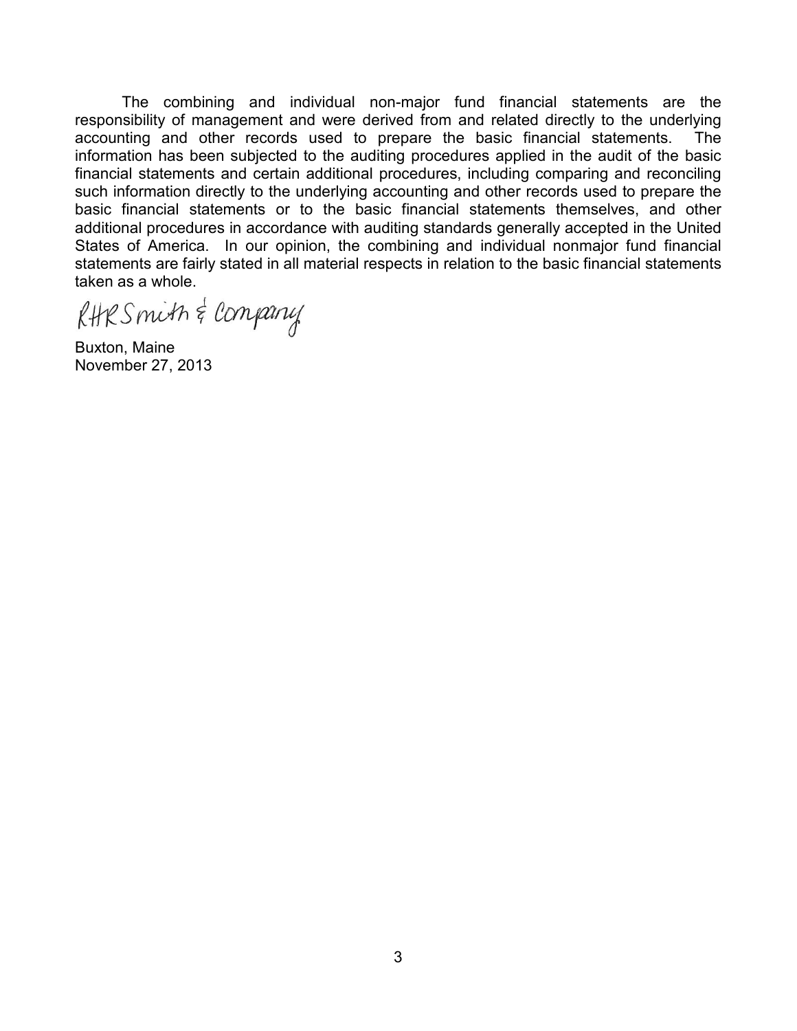The combining and individual non-major fund financial statements are the responsibility of management and were derived from and related directly to the underlying accounting and other records used to prepare the basic financial statements. The information has been subjected to the auditing procedures applied in the audit of the basic financial statements and certain additional procedures, including comparing and reconciling such information directly to the underlying accounting and other records used to prepare the basic financial statements or to the basic financial statements themselves, and other additional procedures in accordance with auditing standards generally accepted in the United States of America. In our opinion, the combining and individual nonmajor fund financial statements are fairly stated in all material respects in relation to the basic financial statements taken as a whole.

RHR Smith & Company

Buxton, Maine
November 27, 2013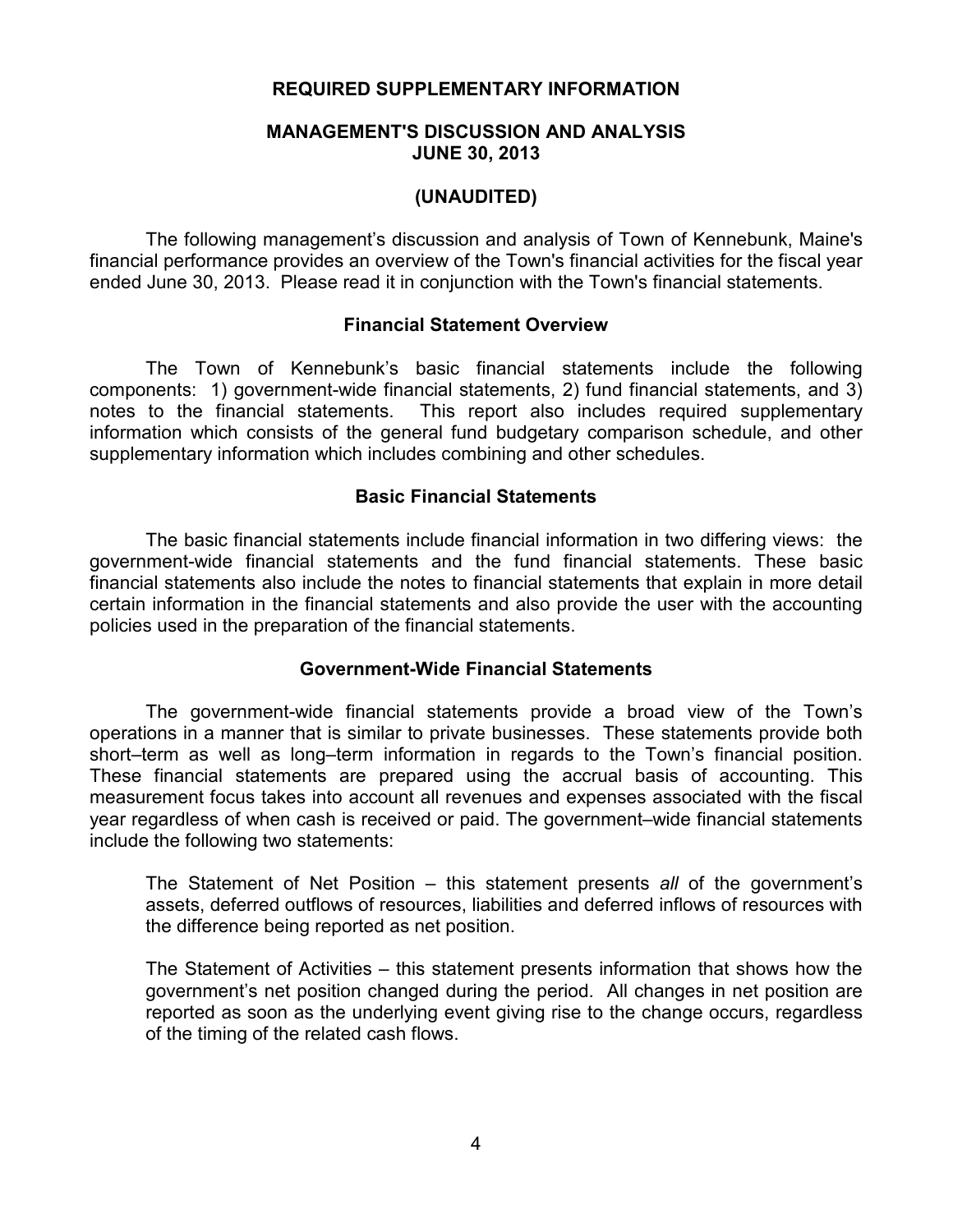# REQUIRED SUPPLEMENTARY INFORMATION

## MANAGEMENT'S DISCUSSION AND ANALYSIS
## JUNE 30, 2013

## (UNAUDITED)

The following management's discussion and analysis of Town of Kennebunk, Maine's financial performance provides an overview of the Town's financial activities for the fiscal year ended June 30, 2013. Please read it in conjunction with the Town's financial statements.

### Financial Statement Overview

The Town of Kennebunk's basic financial statements include the following components: 1) government-wide financial statements, 2) fund financial statements, and 3) notes to the financial statements. This report also includes required supplementary information which consists of the general fund budgetary comparison schedule, and other supplementary information which includes combining and other schedules.

### Basic Financial Statements

The basic financial statements include financial information in two differing views: the government-wide financial statements and the fund financial statements. These basic financial statements also include the notes to financial statements that explain in more detail certain information in the financial statements and also provide the user with the accounting policies used in the preparation of the financial statements.

### Government-Wide Financial Statements

The government-wide financial statements provide a broad view of the Town's operations in a manner that is similar to private businesses. These statements provide both short–term as well as long–term information in regards to the Town's financial position. These financial statements are prepared using the accrual basis of accounting. This measurement focus takes into account all revenues and expenses associated with the fiscal year regardless of when cash is received or paid. The government–wide financial statements include the following two statements:

The Statement of Net Position – this statement presents *all* of the government's assets, deferred outflows of resources, liabilities and deferred inflows of resources with the difference being reported as net position.

The Statement of Activities – this statement presents information that shows how the government's net position changed during the period. All changes in net position are reported as soon as the underlying event giving rise to the change occurs, regardless of the timing of the related cash flows.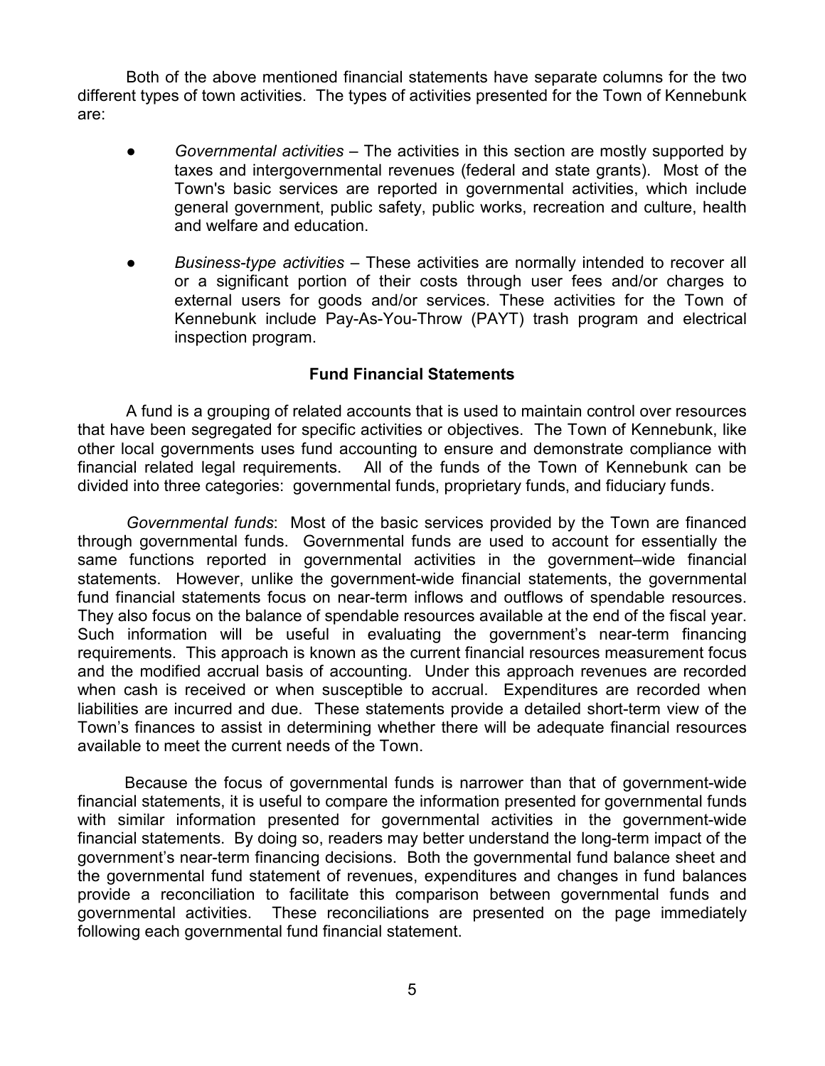Both of the above mentioned financial statements have separate columns for the two different types of town activities. The types of activities presented for the Town of Kennebunk are:

- *Governmental activities* – The activities in this section are mostly supported by taxes and intergovernmental revenues (federal and state grants). Most of the Town's basic services are reported in governmental activities, which include general government, public safety, public works, recreation and culture, health and welfare and education.
- *Business-type activities* – These activities are normally intended to recover all or a significant portion of their costs through user fees and/or charges to external users for goods and/or services. These activities for the Town of Kennebunk include Pay-As-You-Throw (PAYT) trash program and electrical inspection program.

## Fund Financial Statements

A fund is a grouping of related accounts that is used to maintain control over resources that have been segregated for specific activities or objectives. The Town of Kennebunk, like other local governments uses fund accounting to ensure and demonstrate compliance with financial related legal requirements. All of the funds of the Town of Kennebunk can be divided into three categories: governmental funds, proprietary funds, and fiduciary funds.

*Governmental funds*: Most of the basic services provided by the Town are financed through governmental funds. Governmental funds are used to account for essentially the same functions reported in governmental activities in the government–wide financial statements. However, unlike the government-wide financial statements, the governmental fund financial statements focus on near-term inflows and outflows of spendable resources. They also focus on the balance of spendable resources available at the end of the fiscal year. Such information will be useful in evaluating the government's near-term financing requirements. This approach is known as the current financial resources measurement focus and the modified accrual basis of accounting. Under this approach revenues are recorded when cash is received or when susceptible to accrual. Expenditures are recorded when liabilities are incurred and due. These statements provide a detailed short-term view of the Town's finances to assist in determining whether there will be adequate financial resources available to meet the current needs of the Town.

Because the focus of governmental funds is narrower than that of government-wide financial statements, it is useful to compare the information presented for governmental funds with similar information presented for governmental activities in the government-wide financial statements. By doing so, readers may better understand the long-term impact of the government's near-term financing decisions. Both the governmental fund balance sheet and the governmental fund statement of revenues, expenditures and changes in fund balances provide a reconciliation to facilitate this comparison between governmental funds and governmental activities. These reconciliations are presented on the page immediately following each governmental fund financial statement.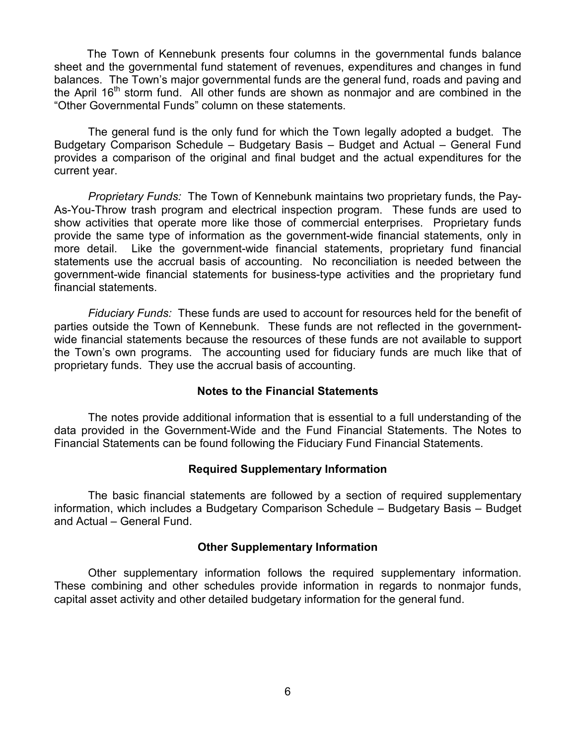The Town of Kennebunk presents four columns in the governmental funds balance sheet and the governmental fund statement of revenues, expenditures and changes in fund balances. The Town's major governmental funds are the general fund, roads and paving and the April $16^{th}$ storm fund. All other funds are shown as nonmajor and are combined in the "Other Governmental Funds" column on these statements.

The general fund is the only fund for which the Town legally adopted a budget. The Budgetary Comparison Schedule – Budgetary Basis – Budget and Actual – General Fund provides a comparison of the original and final budget and the actual expenditures for the current year.

*Proprietary Funds:* The Town of Kennebunk maintains two proprietary funds, the Pay-As-You-Throw trash program and electrical inspection program. These funds are used to show activities that operate more like those of commercial enterprises. Proprietary funds provide the same type of information as the government-wide financial statements, only in more detail. Like the government-wide financial statements, proprietary fund financial statements use the accrual basis of accounting. No reconciliation is needed between the government-wide financial statements for business-type activities and the proprietary fund financial statements.

*Fiduciary Funds:* These funds are used to account for resources held for the benefit of parties outside the Town of Kennebunk. These funds are not reflected in the government-wide financial statements because the resources of these funds are not available to support the Town's own programs. The accounting used for fiduciary funds are much like that of proprietary funds. They use the accrual basis of accounting.

## Notes to the Financial Statements

The notes provide additional information that is essential to a full understanding of the data provided in the Government-Wide and the Fund Financial Statements. The Notes to Financial Statements can be found following the Fiduciary Fund Financial Statements.

## Required Supplementary Information

The basic financial statements are followed by a section of required supplementary information, which includes a Budgetary Comparison Schedule – Budgetary Basis – Budget and Actual – General Fund.

## Other Supplementary Information

Other supplementary information follows the required supplementary information. These combining and other schedules provide information in regards to nonmajor funds, capital asset activity and other detailed budgetary information for the general fund.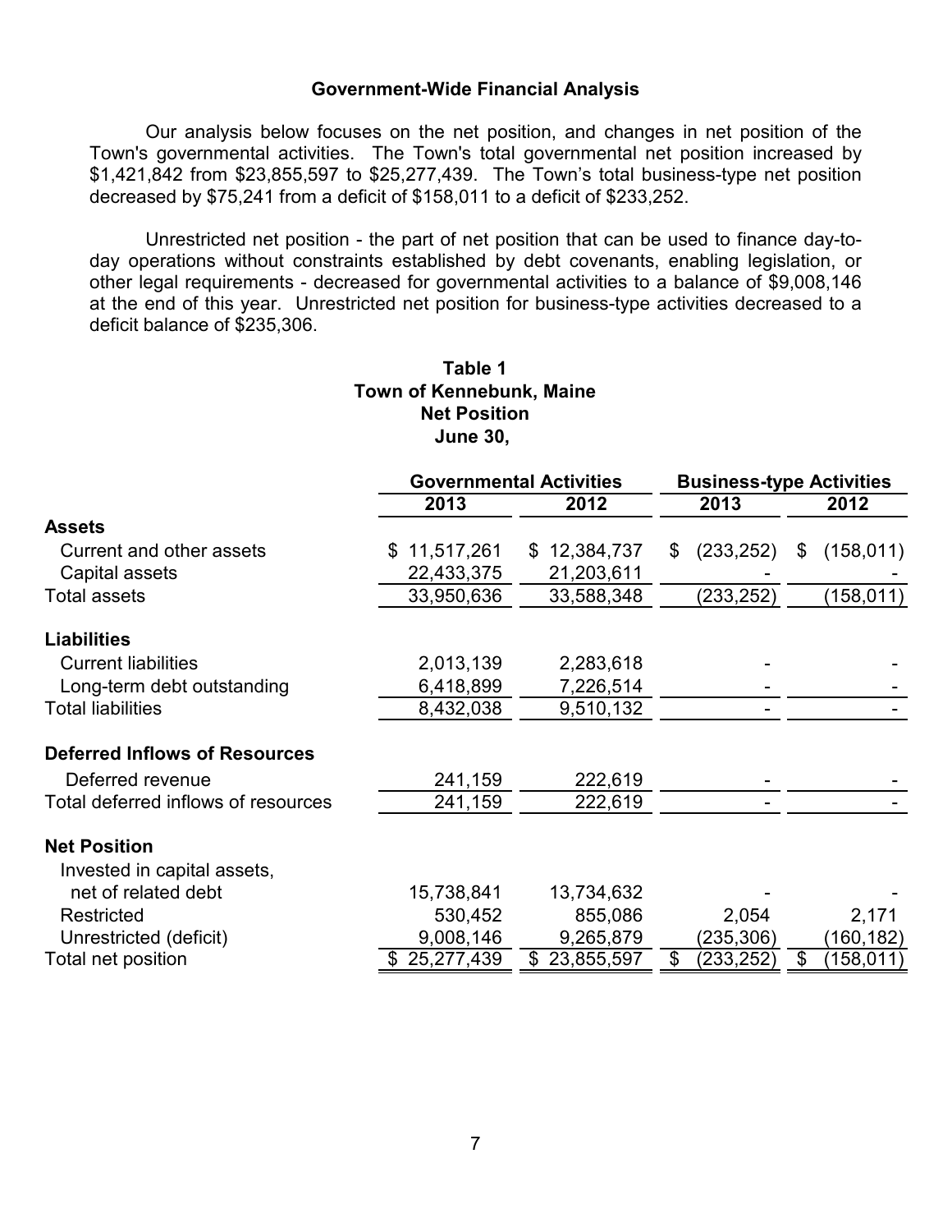## Government-Wide Financial Analysis

Our analysis below focuses on the net position, and changes in net position of the Town's governmental activities. The Town's total governmental net position increased by $1,421,842 from $23,855,597 to $25,277,439. The Town's total business-type net position decreased by $75,241 from a deficit of $158,011 to a deficit of $233,252.

Unrestricted net position - the part of net position that can be used to finance day-to-day operations without constraints established by debt covenants, enabling legislation, or other legal requirements - decreased for governmental activities to a balance of $9,008,146 at the end of this year. Unrestricted net position for business-type activities decreased to a deficit balance of $235,306.

**Table 1**
**Town of Kennebunk, Maine**
**Net Position**
**June 30,**

| | Governmental Activities | | Business-type Activities | |
|---|---|---|---|---|
| | 2013 | 2012 | 2013 | 2012 |
| **Assets** | | | | |
| Current and other assets | $ 11,517,261 | $ 12,384,737 | $ (233,252) | $ (158,011) |
| Capital assets | 22,433,375 | 21,203,611 | - | - |
| Total assets | 33,950,636 | 33,588,348 | (233,252) | (158,011) |
| **Liabilities** | | | | |
| Current liabilities | 2,013,139 | 2,283,618 | - | - |
| Long-term debt outstanding | 6,418,899 | 7,226,514 | - | - |
| Total liabilities | 8,432,038 | 9,510,132 | - | - |
| **Deferred Inflows of Resources** | | | | |
| Deferred revenue | 241,159 | 222,619 | - | - |
| Total deferred inflows of resources | 241,159 | 222,619 | - | - |
| **Net Position** | | | | |
| Invested in capital assets, net of related debt | 15,738,841 | 13,734,632 | - | - |
| Restricted | 530,452 | 855,086 | 2,054 | 2,171 |
| Unrestricted (deficit) | 9,008,146 | 9,265,879 | (235,306) | (160,182) |
| Total net position | $ 25,277,439 | $ 23,855,597 | $ (233,252) | $ (158,011) |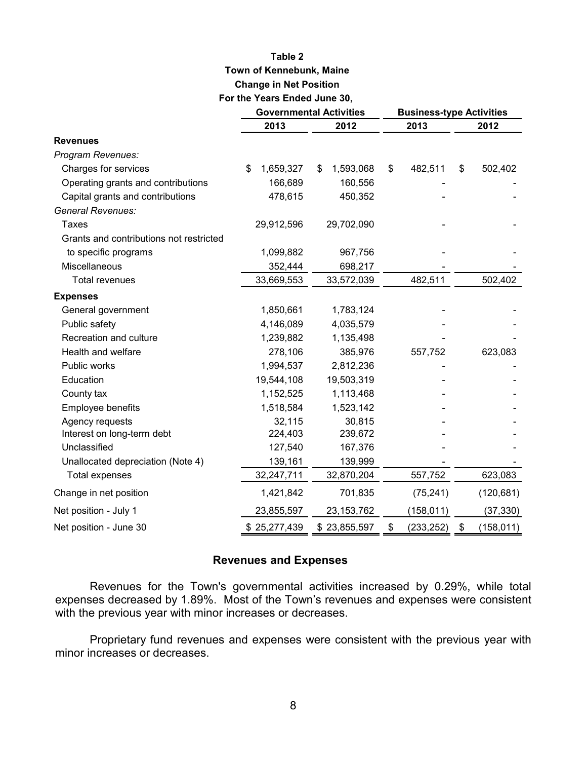**Table 2**
**Town of Kennebunk, Maine**
**Change in Net Position**
**For the Years Ended June 30,**

| | Governmental Activities | | Business-type Activities | |
|---|---|---|---|---|
| | 2013 | 2012 | 2013 | 2012 |
| **Revenues** | | | | |
| *Program Revenues:* | | | | |
| Charges for services | $ 1,659,327 | $ 1,593,068 | $ 482,511 | $ 502,402 |
| Operating grants and contributions | 166,689 | 160,556 | - | - |
| Capital grants and contributions | 478,615 | 450,352 | - | - |
| *General Revenues:* | | | | |
| Taxes | 29,912,596 | 29,702,090 | - | - |
| Grants and contributions not restricted to specific programs | 1,099,882 | 967,756 | - | - |
| Miscellaneous | 352,444 | 698,217 | - | - |
| Total revenues | 33,669,553 | 33,572,039 | 482,511 | 502,402 |
| **Expenses** | | | | |
| General government | 1,850,661 | 1,783,124 | - | - |
| Public safety | 4,146,089 | 4,035,579 | - | - |
| Recreation and culture | 1,239,882 | 1,135,498 | - | - |
| Health and welfare | 278,106 | 385,976 | 557,752 | 623,083 |
| Public works | 1,994,537 | 2,812,236 | - | - |
| Education | 19,544,108 | 19,503,319 | - | - |
| County tax | 1,152,525 | 1,113,468 | - | - |
| Employee benefits | 1,518,584 | 1,523,142 | - | - |
| Agency requests | 32,115 | 30,815 | - | - |
| Interest on long-term debt | 224,403 | 239,672 | - | - |
| Unclassified | 127,540 | 167,376 | - | - |
| Unallocated depreciation (Note 4) | 139,161 | 139,999 | - | - |
| Total expenses | 32,247,711 | 32,870,204 | 557,752 | 623,083 |
| Change in net position | 1,421,842 | 701,835 | (75,241) | (120,681) |
| Net position - July 1 | 23,855,597 | 23,153,762 | (158,011) | (37,330) |
| Net position - June 30 | $ 25,277,439 | $ 23,855,597 | $ (233,252) | $ (158,011) |

## Revenues and Expenses

Revenues for the Town's governmental activities increased by 0.29%, while total expenses decreased by 1.89%. Most of the Town's revenues and expenses were consistent with the previous year with minor increases or decreases.

Proprietary fund revenues and expenses were consistent with the previous year with minor increases or decreases.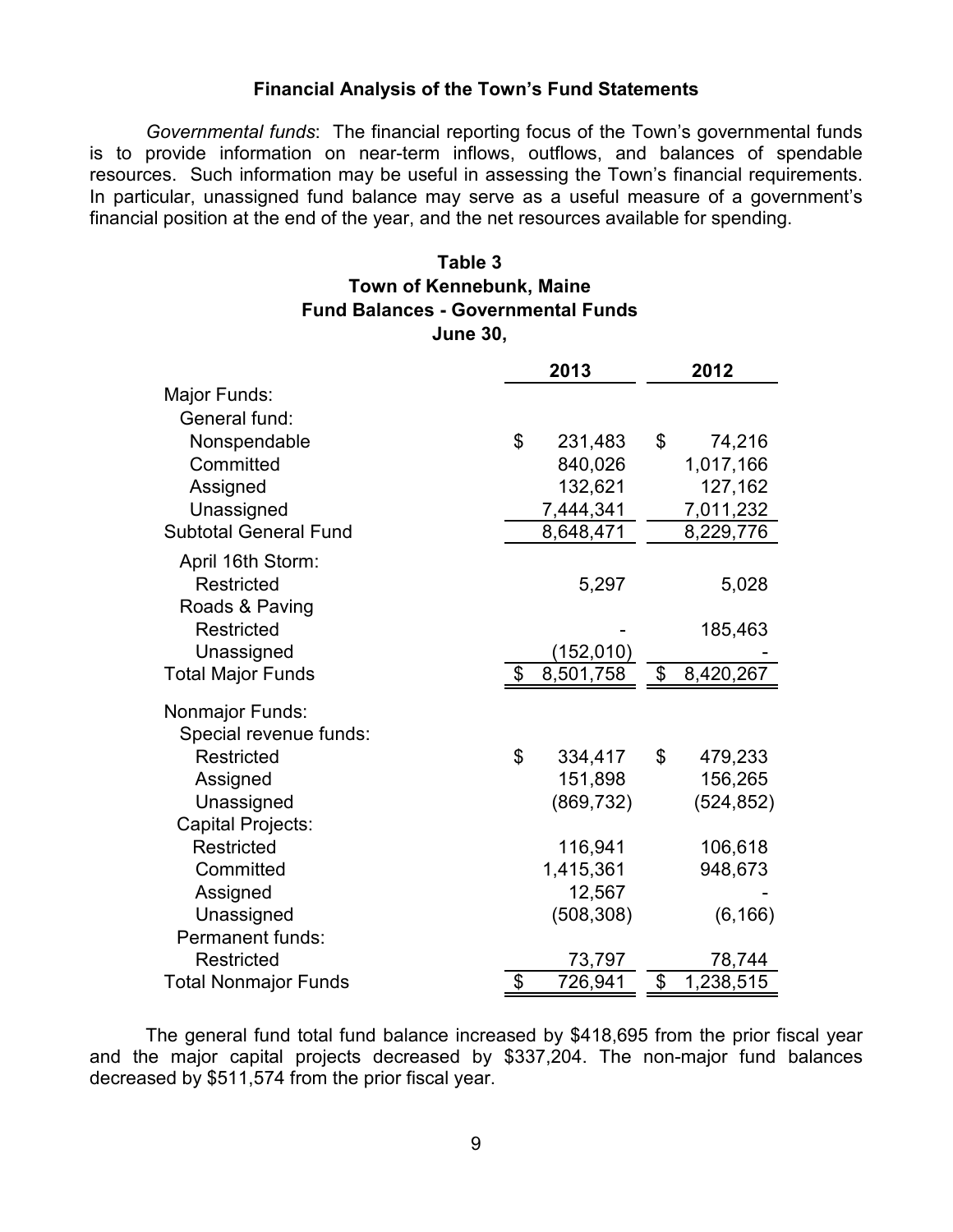### Financial Analysis of the Town's Fund Statements

*Governmental funds*: The financial reporting focus of the Town's governmental funds is to provide information on near-term inflows, outflows, and balances of spendable resources. Such information may be useful in assessing the Town's financial requirements. In particular, unassigned fund balance may serve as a useful measure of a government's financial position at the end of the year, and the net resources available for spending.

**Table 3**
**Town of Kennebunk, Maine**
**Fund Balances - Governmental Funds**
**June 30,**

| | 2013 | 2012 |
|---|---|---|
| Major Funds: | | |
| General fund: | | |
| Nonspendable | $ 231,483 | $ 74,216 |
| Committed | 840,026 | 1,017,166 |
| Assigned | 132,621 | 127,162 |
| Unassigned | 7,444,341 | 7,011,232 |
| Subtotal General Fund | 8,648,471 | 8,229,776 |
| April 16th Storm: | | |
| Restricted | 5,297 | 5,028 |
| Roads & Paving | | |
| Restricted | - | 185,463 |
| Unassigned | (152,010) | - |
| Total Major Funds | $ 8,501,758 | $ 8,420,267 |
| Nonmajor Funds: | | |
| Special revenue funds: | | |
| Restricted | $ 334,417 | $ 479,233 |
| Assigned | 151,898 | 156,265 |
| Unassigned | (869,732) | (524,852) |
| Capital Projects: | | |
| Restricted | 116,941 | 106,618 |
| Committed | 1,415,361 | 948,673 |
| Assigned | 12,567 | - |
| Unassigned | (508,308) | (6,166) |
| Permanent funds: | | |
| Restricted | 73,797 | 78,744 |
| Total Nonmajor Funds | $ 726,941 | $ 1,238,515 |

The general fund total fund balance increased by $418,695 from the prior fiscal year and the major capital projects decreased by $337,204. The non-major fund balances decreased by $511,574 from the prior fiscal year.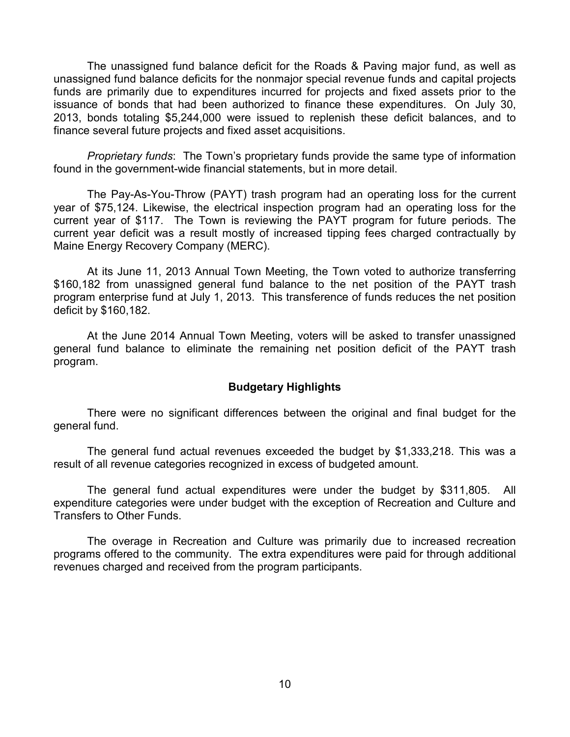The unassigned fund balance deficit for the Roads & Paving major fund, as well as unassigned fund balance deficits for the nonmajor special revenue funds and capital projects funds are primarily due to expenditures incurred for projects and fixed assets prior to the issuance of bonds that had been authorized to finance these expenditures. On July 30, 2013, bonds totaling $5,244,000 were issued to replenish these deficit balances, and to finance several future projects and fixed asset acquisitions.

*Proprietary funds*: The Town's proprietary funds provide the same type of information found in the government-wide financial statements, but in more detail.

The Pay-As-You-Throw (PAYT) trash program had an operating loss for the current year of $75,124. Likewise, the electrical inspection program had an operating loss for the current year of $117. The Town is reviewing the PAYT program for future periods. The current year deficit was a result mostly of increased tipping fees charged contractually by Maine Energy Recovery Company (MERC).

At its June 11, 2013 Annual Town Meeting, the Town voted to authorize transferring $160,182 from unassigned general fund balance to the net position of the PAYT trash program enterprise fund at July 1, 2013. This transference of funds reduces the net position deficit by $160,182.

At the June 2014 Annual Town Meeting, voters will be asked to transfer unassigned general fund balance to eliminate the remaining net position deficit of the PAYT trash program.

## Budgetary Highlights

There were no significant differences between the original and final budget for the general fund.

The general fund actual revenues exceeded the budget by $1,333,218. This was a result of all revenue categories recognized in excess of budgeted amount.

The general fund actual expenditures were under the budget by $311,805. All expenditure categories were under budget with the exception of Recreation and Culture and Transfers to Other Funds.

The overage in Recreation and Culture was primarily due to increased recreation programs offered to the community. The extra expenditures were paid for through additional revenues charged and received from the program participants.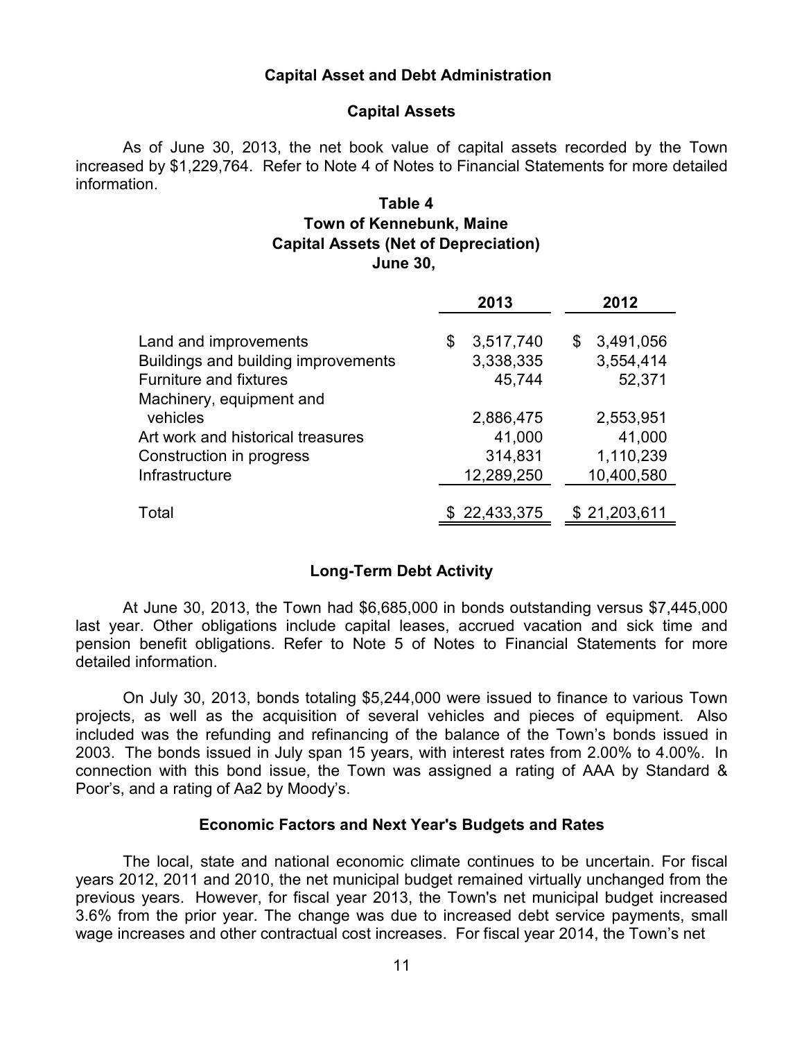## Capital Asset and Debt Administration

### Capital Assets

As of June 30, 2013, the net book value of capital assets recorded by the Town increased by $1,229,764. Refer to Note 4 of Notes to Financial Statements for more detailed information.

**Table 4**
**Town of Kennebunk, Maine**
**Capital Assets (Net of Depreciation)**
**June 30,**

| | 2013 | 2012 |
|---|---|---|
| Land and improvements | $ 3,517,740 | $ 3,491,056 |
| Buildings and building improvements | 3,338,335 | 3,554,414 |
| Furniture and fixtures | 45,744 | 52,371 |
| Machinery, equipment and vehicles | 2,886,475 | 2,553,951 |
| Art work and historical treasures | 41,000 | 41,000 |
| Construction in progress | 314,831 | 1,110,239 |
| Infrastructure | 12,289,250 | 10,400,580 |
| Total | $ 22,433,375 | $ 21,203,611 |

### Long-Term Debt Activity

At June 30, 2013, the Town had $6,685,000 in bonds outstanding versus $7,445,000 last year. Other obligations include capital leases, accrued vacation and sick time and pension benefit obligations. Refer to Note 5 of Notes to Financial Statements for more detailed information.

On July 30, 2013, bonds totaling $5,244,000 were issued to finance to various Town projects, as well as the acquisition of several vehicles and pieces of equipment. Also included was the refunding and refinancing of the balance of the Town's bonds issued in 2003. The bonds issued in July span 15 years, with interest rates from 2.00% to 4.00%. In connection with this bond issue, the Town was assigned a rating of AAA by Standard & Poor's, and a rating of Aa2 by Moody's.

### Economic Factors and Next Year's Budgets and Rates

The local, state and national economic climate continues to be uncertain. For fiscal years 2012, 2011 and 2010, the net municipal budget remained virtually unchanged from the previous years. However, for fiscal year 2013, the Town's net municipal budget increased 3.6% from the prior year. The change was due to increased debt service payments, small wage increases and other contractual cost increases. For fiscal year 2014, the Town's net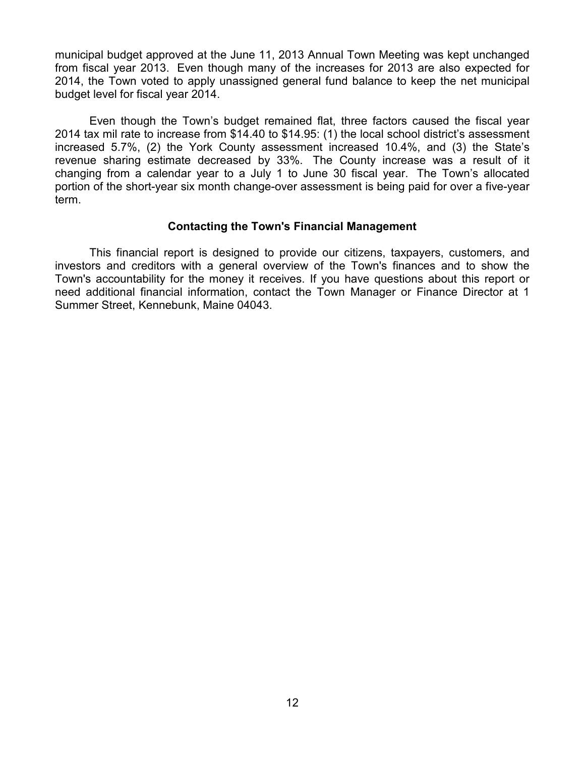municipal budget approved at the June 11, 2013 Annual Town Meeting was kept unchanged from fiscal year 2013. Even though many of the increases for 2013 are also expected for 2014, the Town voted to apply unassigned general fund balance to keep the net municipal budget level for fiscal year 2014.

Even though the Town's budget remained flat, three factors caused the fiscal year 2014 tax mil rate to increase from $14.40 to $14.95: (1) the local school district's assessment increased 5.7%, (2) the York County assessment increased 10.4%, and (3) the State's revenue sharing estimate decreased by 33%. The County increase was a result of it changing from a calendar year to a July 1 to June 30 fiscal year. The Town's allocated portion of the short-year six month change-over assessment is being paid for over a five-year term.

**Contacting the Town's Financial Management**

This financial report is designed to provide our citizens, taxpayers, customers, and investors and creditors with a general overview of the Town's finances and to show the Town's accountability for the money it receives. If you have questions about this report or need additional financial information, contact the Town Manager or Finance Director at 1 Summer Street, Kennebunk, Maine 04043.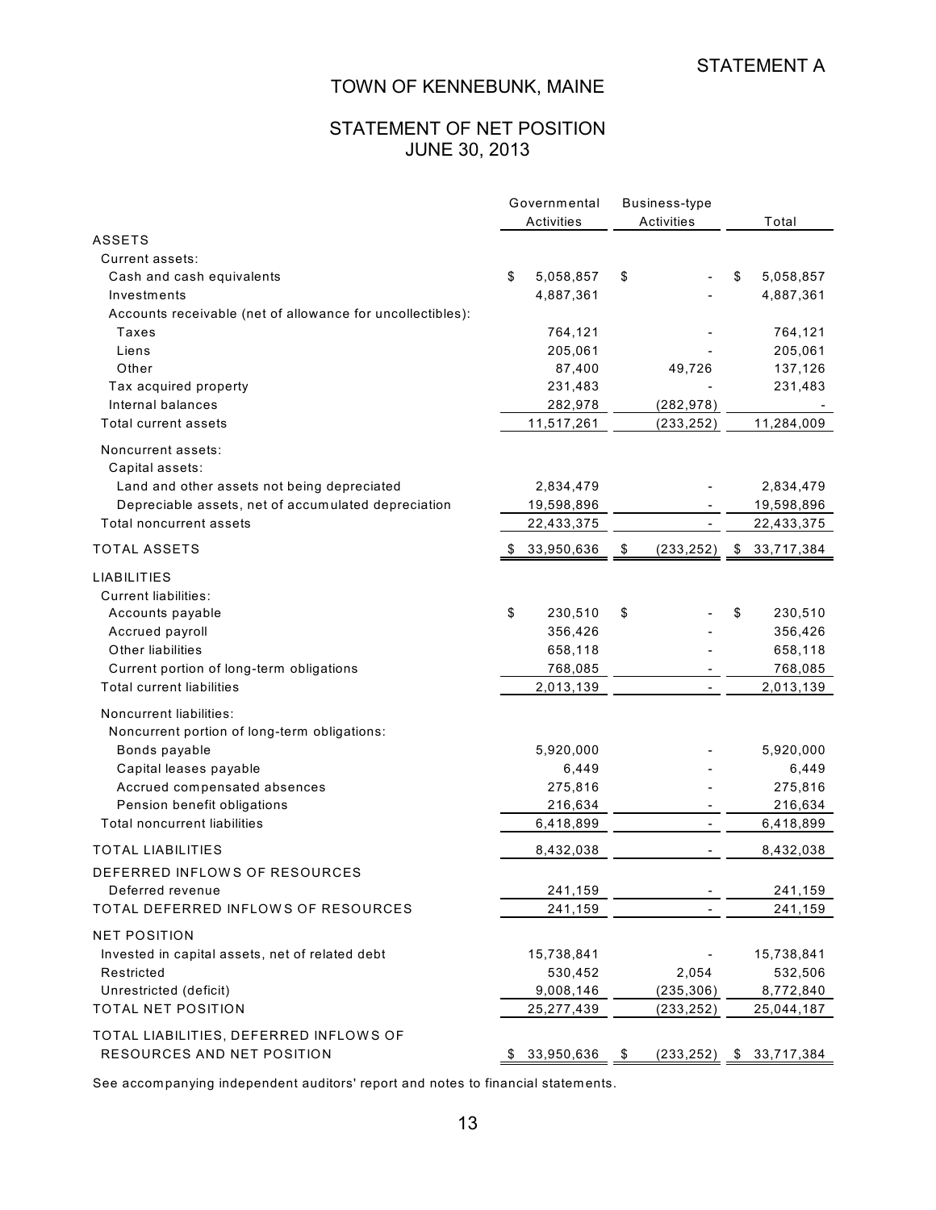STATEMENT A

# TOWN OF KENNEBUNK, MAINE

## STATEMENT OF NET POSITION
## JUNE 30, 2013

| | Governmental Activities | Business-type Activities | Total |
|---|---|---|---|
| ASSETS | | | |
| Current assets: | | | |
| Cash and cash equivalents | $ 5,058,857 | $ - | $ 5,058,857 |
| Investments | 4,887,361 | - | 4,887,361 |
| Accounts receivable (net of allowance for uncollectibles): | | | |
| Taxes | 764,121 | - | 764,121 |
| Liens | 205,061 | - | 205,061 |
| Other | 87,400 | 49,726 | 137,126 |
| Tax acquired property | 231,483 | - | 231,483 |
| Internal balances | 282,978 | (282,978) | - |
| Total current assets | 11,517,261 | (233,252) | 11,284,009 |
| Noncurrent assets: | | | |
| Capital assets: | | | |
| Land and other assets not being depreciated | 2,834,479 | - | 2,834,479 |
| Depreciable assets, net of accumulated depreciation | 19,598,896 | - | 19,598,896 |
| Total noncurrent assets | 22,433,375 | - | 22,433,375 |
| TOTAL ASSETS | $ 33,950,636 | $ (233,252) | $ 33,717,384 |
| LIABILITIES | | | |
| Current liabilities: | | | |
| Accounts payable | $ 230,510 | $ - | $ 230,510 |
| Accrued payroll | 356,426 | - | 356,426 |
| Other liabilities | 658,118 | - | 658,118 |
| Current portion of long-term obligations | 768,085 | - | 768,085 |
| Total current liabilities | 2,013,139 | - | 2,013,139 |
| Noncurrent liabilities: | | | |
| Noncurrent portion of long-term obligations: | | | |
| Bonds payable | 5,920,000 | - | 5,920,000 |
| Capital leases payable | 6,449 | - | 6,449 |
| Accrued compensated absences | 275,816 | - | 275,816 |
| Pension benefit obligations | 216,634 | - | 216,634 |
| Total noncurrent liabilities | 6,418,899 | - | 6,418,899 |
| TOTAL LIABILITIES | 8,432,038 | - | 8,432,038 |
| DEFERRED INFLOWS OF RESOURCES | | | |
| Deferred revenue | 241,159 | - | 241,159 |
| TOTAL DEFERRED INFLOWS OF RESOURCES | 241,159 | - | 241,159 |
| NET POSITION | | | |
| Invested in capital assets, net of related debt | 15,738,841 | - | 15,738,841 |
| Restricted | 530,452 | 2,054 | 532,506 |
| Unrestricted (deficit) | 9,008,146 | (235,306) | 8,772,840 |
| TOTAL NET POSITION | 25,277,439 | (233,252) | 25,044,187 |
| TOTAL LIABILITIES, DEFERRED INFLOWS OF RESOURCES AND NET POSITION | $ 33,950,636 | $ (233,252) | $ 33,717,384 |

See accompanying independent auditors' report and notes to financial statements.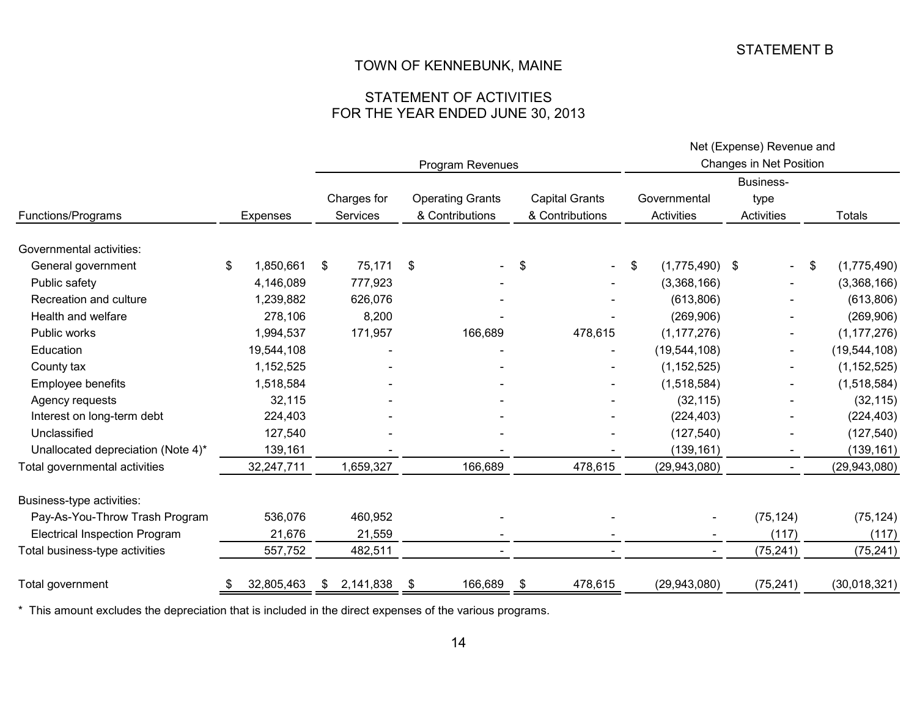STATEMENT B

# TOWN OF KENNEBUNK, MAINE

## STATEMENT OF ACTIVITIES
## FOR THE YEAR ENDED JUNE 30, 2013

| | | Program Revenues | | | Net (Expense) Revenue and Changes in Net Position | | |
|---|---|---|---|---|---|---|---|
| Functions/Programs | Expenses | Charges for Services | Operating Grants & Contributions | Capital Grants & Contributions | Governmental Activities | Business-type Activities | Totals |
| Governmental activities: | | | | | | | |
| General government | $ 1,850,661 | $ 75,171 | $ - | $ - | $ (1,775,490) | $ - | $ (1,775,490) |
| Public safety | 4,146,089 | 777,923 | - | - | (3,368,166) | - | (3,368,166) |
| Recreation and culture | 1,239,882 | 626,076 | - | - | (613,806) | - | (613,806) |
| Health and welfare | 278,106 | 8,200 | - | - | (269,906) | - | (269,906) |
| Public works | 1,994,537 | 171,957 | 166,689 | 478,615 | (1,177,276) | - | (1,177,276) |
| Education | 19,544,108 | - | - | - | (19,544,108) | - | (19,544,108) |
| County tax | 1,152,525 | - | - | - | (1,152,525) | - | (1,152,525) |
| Employee benefits | 1,518,584 | - | - | - | (1,518,584) | - | (1,518,584) |
| Agency requests | 32,115 | - | - | - | (32,115) | - | (32,115) |
| Interest on long-term debt | 224,403 | - | - | - | (224,403) | - | (224,403) |
| Unclassified | 127,540 | - | - | - | (127,540) | - | (127,540) |
| Unallocated depreciation (Note 4)* | 139,161 | - | - | - | (139,161) | - | (139,161) |
| Total governmental activities | 32,247,711 | 1,659,327 | 166,689 | 478,615 | (29,943,080) | - | (29,943,080) |
| Business-type activities: | | | | | | | |
| Pay-As-You-Throw Trash Program | 536,076 | 460,952 | - | - | - | (75,124) | (75,124) |
| Electrical Inspection Program | 21,676 | 21,559 | - | - | - | (117) | (117) |
| Total business-type activities | 557,752 | 482,511 | - | - | - | (75,241) | (75,241) |
| Total government | $ 32,805,463 | $ 2,141,838 | $ 166,689 | $ 478,615 | (29,943,080) | (75,241) | (30,018,321) |

* This amount excludes the depreciation that is included in the direct expenses of the various programs.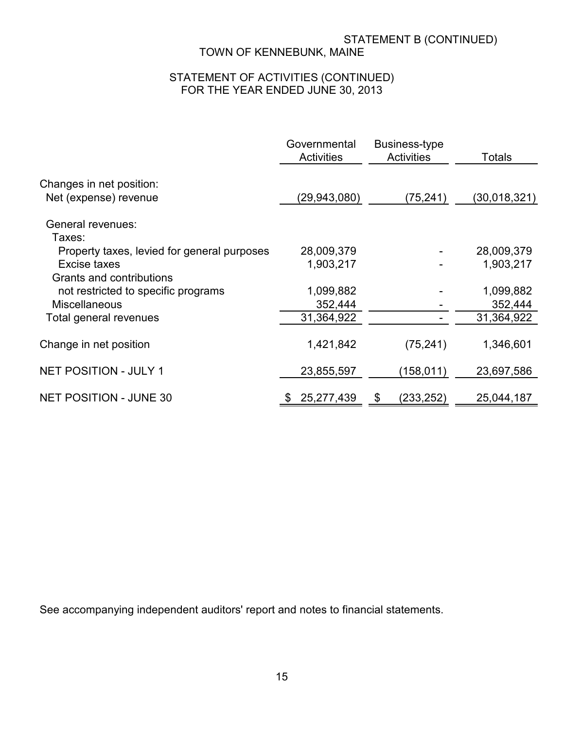STATEMENT B (CONTINUED)

# TOWN OF KENNEBUNK, MAINE

## STATEMENT OF ACTIVITIES (CONTINUED)
## FOR THE YEAR ENDED JUNE 30, 2013

| | Governmental Activities | Business-type Activities | Totals |
|---|---|---|---|
| Changes in net position: | | | |
| Net (expense) revenue | (29,943,080) | (75,241) | (30,018,321) |
| General revenues: | | | |
| Taxes: | | | |
| Property taxes, levied for general purposes | 28,009,379 | - | 28,009,379 |
| Excise taxes | 1,903,217 | - | 1,903,217 |
| Grants and contributions not restricted to specific programs | 1,099,882 | - | 1,099,882 |
| Miscellaneous | 352,444 | - | 352,444 |
| Total general revenues | 31,364,922 | - | 31,364,922 |
| Change in net position | 1,421,842 | (75,241) | 1,346,601 |
| NET POSITION - JULY 1 | 23,855,597 | (158,011) | 23,697,586 |
| NET POSITION - JUNE 30 | $ 25,277,439 | $ (233,252) | 25,044,187 |

See accompanying independent auditors' report and notes to financial statements.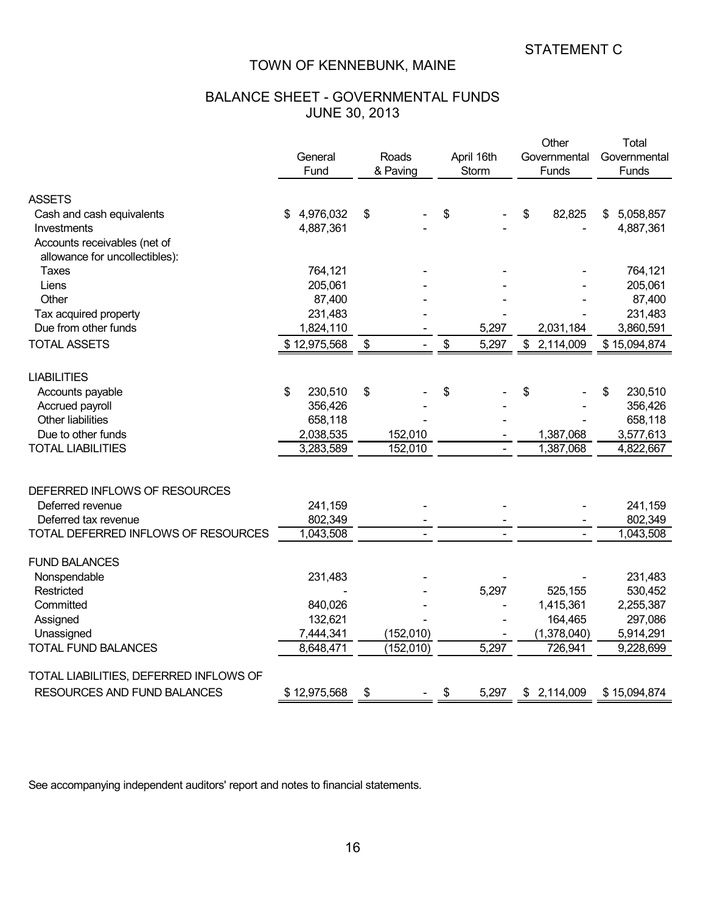STATEMENT C

# TOWN OF KENNEBUNK, MAINE

## BALANCE SHEET - GOVERNMENTAL FUNDS
## JUNE 30, 2013

| | General Fund | Roads & Paving | April 16th Storm | Other Governmental Funds | Total Governmental Funds |
|---|---|---|---|---|---|
| **ASSETS** | | | | | |
| Cash and cash equivalents | $ 4,976,032 | $ - | $ - | $ 82,825 | $ 5,058,857 |
| Investments | 4,887,361 | - | - | - | 4,887,361 |
| Accounts receivables (net of allowance for uncollectibles): | | | | | |
| Taxes | 764,121 | - | - | - | 764,121 |
| Liens | 205,061 | - | - | - | 205,061 |
| Other | 87,400 | - | - | - | 87,400 |
| Tax acquired property | 231,483 | - | - | - | 231,483 |
| Due from other funds | 1,824,110 | - | 5,297 | 2,031,184 | 3,860,591 |
| TOTAL ASSETS | $ 12,975,568 | $ - | $ 5,297 | $ 2,114,009 | $ 15,094,874 |
| **LIABILITIES** | | | | | |
| Accounts payable | $ 230,510 | $ - | $ - | $ - | $ 230,510 |
| Accrued payroll | 356,426 | - | - | - | 356,426 |
| Other liabilities | 658,118 | - | - | - | 658,118 |
| Due to other funds | 2,038,535 | 152,010 | - | 1,387,068 | 3,577,613 |
| TOTAL LIABILITIES | 3,283,589 | 152,010 | - | 1,387,068 | 4,822,667 |
| **DEFERRED INFLOWS OF RESOURCES** | | | | | |
| Deferred revenue | 241,159 | - | - | - | 241,159 |
| Deferred tax revenue | 802,349 | - | - | - | 802,349 |
| TOTAL DEFERRED INFLOWS OF RESOURCES | 1,043,508 | - | - | - | 1,043,508 |
| **FUND BALANCES** | | | | | |
| Nonspendable | 231,483 | - | - | - | 231,483 |
| Restricted | - | - | 5,297 | 525,155 | 530,452 |
| Committed | 840,026 | - | - | 1,415,361 | 2,255,387 |
| Assigned | 132,621 | - | - | 164,465 | 297,086 |
| Unassigned | 7,444,341 | (152,010) | - | (1,378,040) | 5,914,291 |
| TOTAL FUND BALANCES | 8,648,471 | (152,010) | 5,297 | 726,941 | 9,228,699 |
| TOTAL LIABILITIES, DEFERRED INFLOWS OF RESOURCES AND FUND BALANCES | $ 12,975,568 | $ - | $ 5,297 | $ 2,114,009 | $ 15,094,874 |

See accompanying independent auditors' report and notes to financial statements.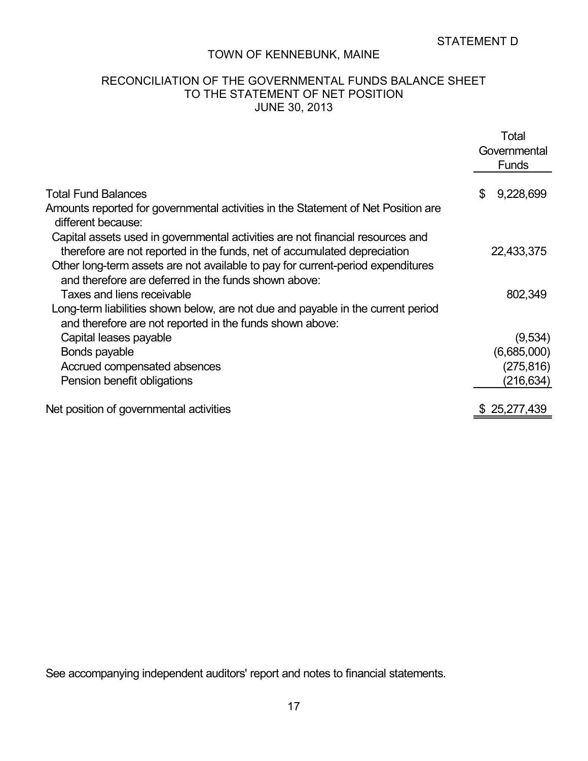STATEMENT D

# TOWN OF KENNEBUNK, MAINE

## RECONCILIATION OF THE GOVERNMENTAL FUNDS BALANCE SHEET TO THE STATEMENT OF NET POSITION JUNE 30, 2013

| | Total Governmental Funds |
|---|---|
| Total Fund Balances | $ 9,228,699 |
| Amounts reported for governmental activities in the Statement of Net Position are different because: | |
| Capital assets used in governmental activities are not financial resources and therefore are not reported in the funds, net of accumulated depreciation | 22,433,375 |
| Other long-term assets are not available to pay for current-period expenditures and therefore are deferred in the funds shown above: | |
| Taxes and liens receivable | 802,349 |
| Long-term liabilities shown below, are not due and payable in the current period and therefore are not reported in the funds shown above: | |
| Capital leases payable | (9,534) |
| Bonds payable | (6,685,000) |
| Accrued compensated absences | (275,816) |
| Pension benefit obligations | (216,634) |
| Net position of governmental activities | $ 25,277,439 |

See accompanying independent auditors' report and notes to financial statements.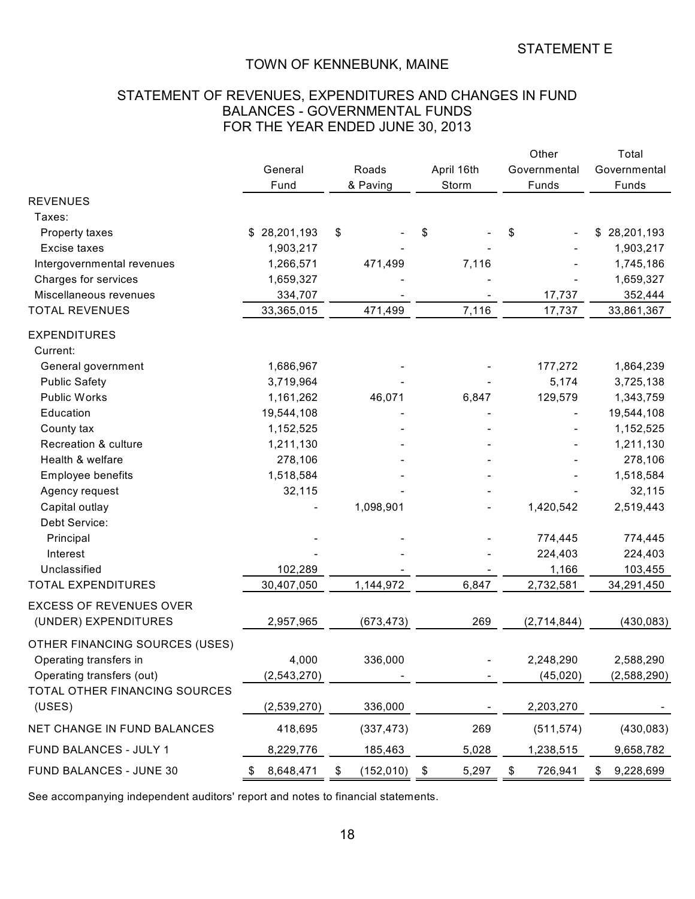STATEMENT E

# TOWN OF KENNEBUNK, MAINE

## STATEMENT OF REVENUES, EXPENDITURES AND CHANGES IN FUND BALANCES - GOVERNMENTAL FUNDS FOR THE YEAR ENDED JUNE 30, 2013

| | General Fund | Roads & Paving | April 16th Storm | Other Governmental Funds | Total Governmental Funds |
|---|---|---|---|---|---|
| REVENUES | | | | | |
| Taxes: | | | | | |
| Property taxes | $ 28,201,193 | $ - | $ - | $ - | $ 28,201,193 |
| Excise taxes | 1,903,217 | - | - | - | 1,903,217 |
| Intergovernmental revenues | 1,266,571 | 471,499 | 7,116 | - | 1,745,186 |
| Charges for services | 1,659,327 | - | - | - | 1,659,327 |
| Miscellaneous revenues | 334,707 | - | - | 17,737 | 352,444 |
| TOTAL REVENUES | 33,365,015 | 471,499 | 7,116 | 17,737 | 33,861,367 |
| EXPENDITURES | | | | | |
| Current: | | | | | |
| General government | 1,686,967 | - | - | 177,272 | 1,864,239 |
| Public Safety | 3,719,964 | - | - | 5,174 | 3,725,138 |
| Public Works | 1,161,262 | 46,071 | 6,847 | 129,579 | 1,343,759 |
| Education | 19,544,108 | - | - | - | 19,544,108 |
| County tax | 1,152,525 | - | - | - | 1,152,525 |
| Recreation & culture | 1,211,130 | - | - | - | 1,211,130 |
| Health & welfare | 278,106 | - | - | - | 278,106 |
| Employee benefits | 1,518,584 | - | - | - | 1,518,584 |
| Agency request | 32,115 | - | - | - | 32,115 |
| Capital outlay | - | 1,098,901 | - | 1,420,542 | 2,519,443 |
| Debt Service: | | | | | |
| Principal | - | - | - | 774,445 | 774,445 |
| Interest | - | - | - | 224,403 | 224,403 |
| Unclassified | 102,289 | - | - | 1,166 | 103,455 |
| TOTAL EXPENDITURES | 30,407,050 | 1,144,972 | 6,847 | 2,732,581 | 34,291,450 |
| EXCESS OF REVENUES OVER (UNDER) EXPENDITURES | 2,957,965 | (673,473) | 269 | (2,714,844) | (430,083) |
| OTHER FINANCING SOURCES (USES) | | | | | |
| Operating transfers in | 4,000 | 336,000 | - | 2,248,290 | 2,588,290 |
| Operating transfers (out) | (2,543,270) | - | - | (45,020) | (2,588,290) |
| TOTAL OTHER FINANCING SOURCES (USES) | (2,539,270) | 336,000 | - | 2,203,270 | - |
| NET CHANGE IN FUND BALANCES | 418,695 | (337,473) | 269 | (511,574) | (430,083) |
| FUND BALANCES - JULY 1 | 8,229,776 | 185,463 | 5,028 | 1,238,515 | 9,658,782 |
| FUND BALANCES - JUNE 30 | $ 8,648,471 | $ (152,010) | $ 5,297 | $ 726,941 | $ 9,228,699 |

See accompanying independent auditors' report and notes to financial statements.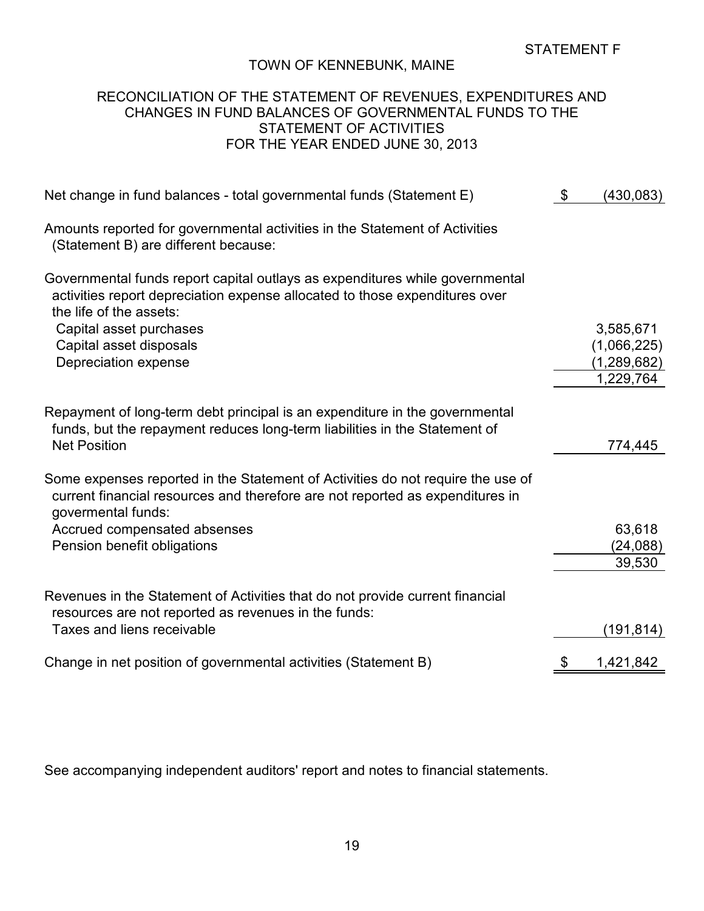STATEMENT F

# TOWN OF KENNEBUNK, MAINE

## RECONCILIATION OF THE STATEMENT OF REVENUES, EXPENDITURES AND CHANGES IN FUND BALANCES OF GOVERNMENTAL FUNDS TO THE STATEMENT OF ACTIVITIES FOR THE YEAR ENDED JUNE 30, 2013

| | | |
|---|---|---|
| Net change in fund balances - total governmental funds (Statement E) | $ | (430,083) |
| Amounts reported for governmental activities in the Statement of Activities (Statement B) are different because: | | |
| Governmental funds report capital outlays as expenditures while governmental activities report depreciation expense allocated to those expenditures over the life of the assets: | | |
| Capital asset purchases | | 3,585,671 |
| Capital asset disposals | | (1,066,225) |
| Depreciation expense | | (1,289,682) |
| | | 1,229,764 |
| Repayment of long-term debt principal is an expenditure in the governmental funds, but the repayment reduces long-term liabilities in the Statement of Net Position | | 774,445 |
| Some expenses reported in the Statement of Activities do not require the use of current financial resources and therefore are not reported as expenditures in govermental funds: | | |
| Accrued compensated absenses | | 63,618 |
| Pension benefit obligations | | (24,088) |
| | | 39,530 |
| Revenues in the Statement of Activities that do not provide current financial resources are not reported as revenues in the funds: | | |
| Taxes and liens receivable | | (191,814) |
| Change in net position of governmental activities (Statement B) | $ | 1,421,842 |

See accompanying independent auditors' report and notes to financial statements.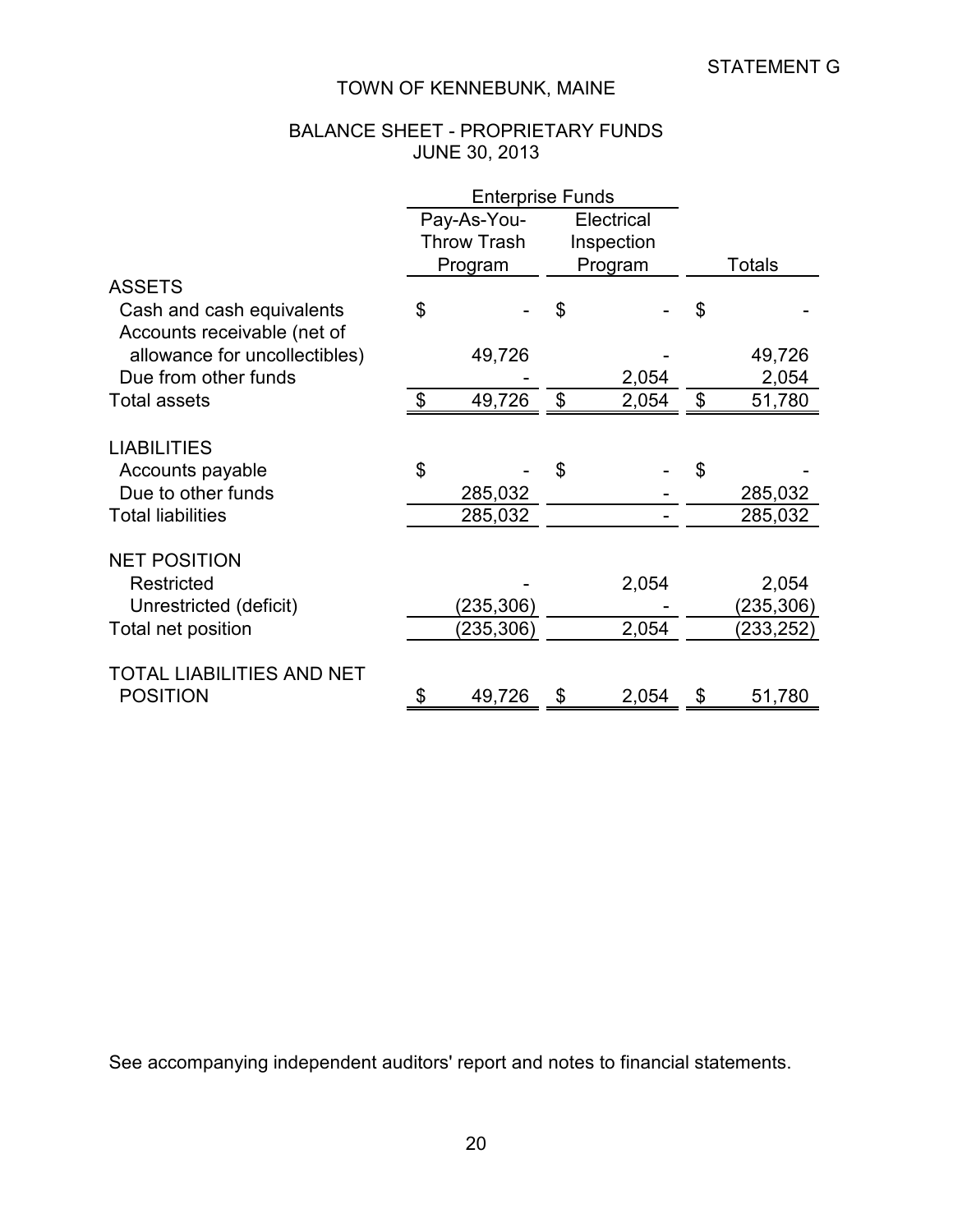STATEMENT G

# TOWN OF KENNEBUNK, MAINE

## BALANCE SHEET - PROPRIETARY FUNDS
## JUNE 30, 2013

| | Enterprise Funds | | |
|---|---|---|---|
| | Pay-As-You-Throw Trash Program | Electrical Inspection Program | Totals |
| **ASSETS** | | | |
| Cash and cash equivalents | $ - | $ - | $ - |
| Accounts receivable (net of allowance for uncollectibles) | 49,726 | - | 49,726 |
| Due from other funds | - | 2,054 | 2,054 |
| Total assets | $ 49,726 | $ 2,054 | $ 51,780 |
| **LIABILITIES** | | | |
| Accounts payable | $ - | $ - | $ - |
| Due to other funds | 285,032 | - | 285,032 |
| Total liabilities | 285,032 | - | 285,032 |
| **NET POSITION** | | | |
| Restricted | - | 2,054 | 2,054 |
| Unrestricted (deficit) | (235,306) | - | (235,306) |
| Total net position | (235,306) | 2,054 | (233,252) |
| **TOTAL LIABILITIES AND NET POSITION** | $ 49,726 | $ 2,054 | $ 51,780 |

See accompanying independent auditors' report and notes to financial statements.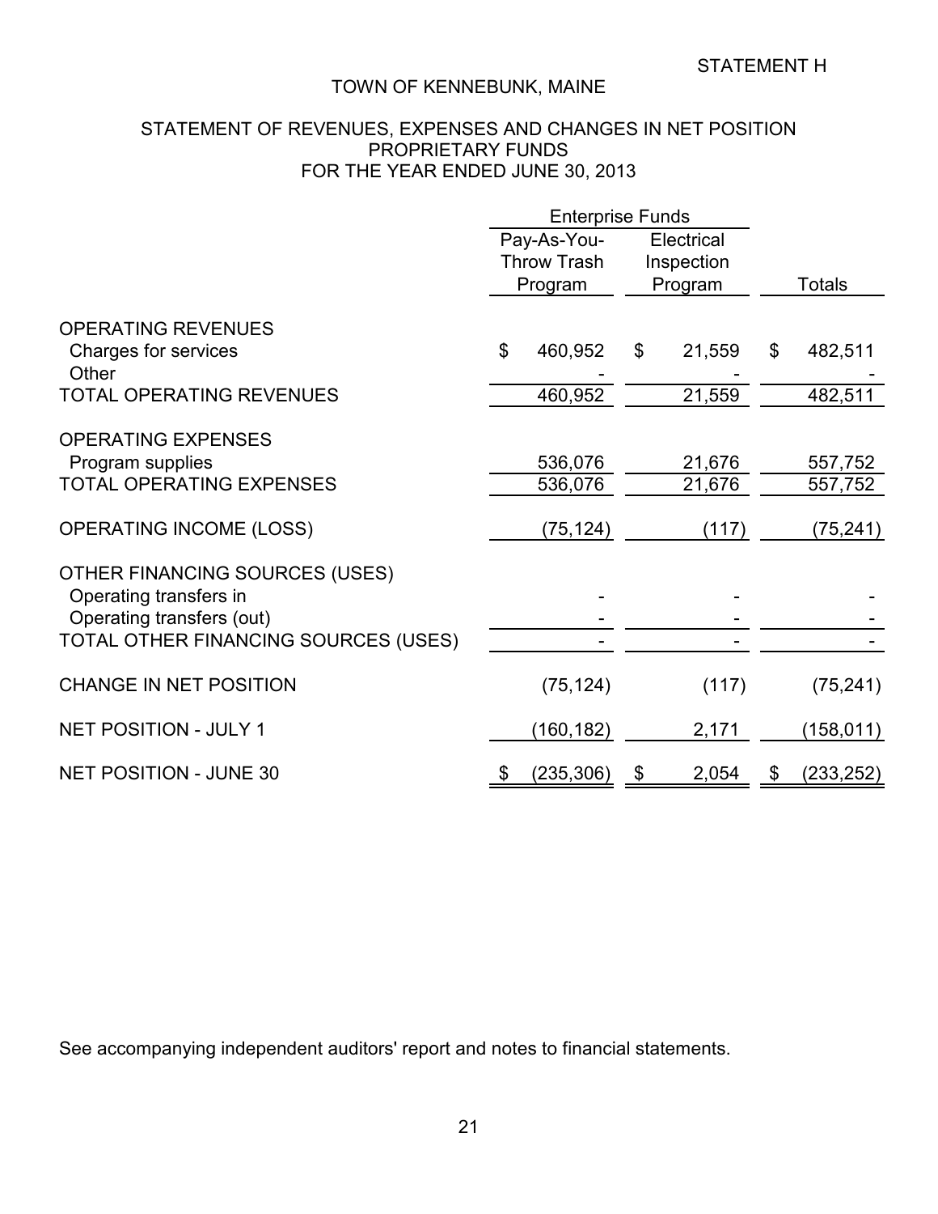STATEMENT H

# TOWN OF KENNEBUNK, MAINE

## STATEMENT OF REVENUES, EXPENSES AND CHANGES IN NET POSITION PROPRIETARY FUNDS FOR THE YEAR ENDED JUNE 30, 2013

| | Enterprise Funds | | |
|---|---|---|---|
| | Pay-As-You-Throw Trash Program | Electrical Inspection Program | Totals |
| OPERATING REVENUES | | | |
| Charges for services | $ 460,952 | $ 21,559 | $ 482,511 |
| Other | - | - | - |
| TOTAL OPERATING REVENUES | 460,952 | 21,559 | 482,511 |
| OPERATING EXPENSES | | | |
| Program supplies | 536,076 | 21,676 | 557,752 |
| TOTAL OPERATING EXPENSES | 536,076 | 21,676 | 557,752 |
| OPERATING INCOME (LOSS) | (75,124) | (117) | (75,241) |
| OTHER FINANCING SOURCES (USES) | | | |
| Operating transfers in | - | - | - |
| Operating transfers (out) | - | - | - |
| TOTAL OTHER FINANCING SOURCES (USES) | - | - | - |
| CHANGE IN NET POSITION | (75,124) | (117) | (75,241) |
| NET POSITION - JULY 1 | (160,182) | 2,171 | (158,011) |
| NET POSITION - JUNE 30 | $ (235,306) | $ 2,054 | $ (233,252) |

See accompanying independent auditors' report and notes to financial statements.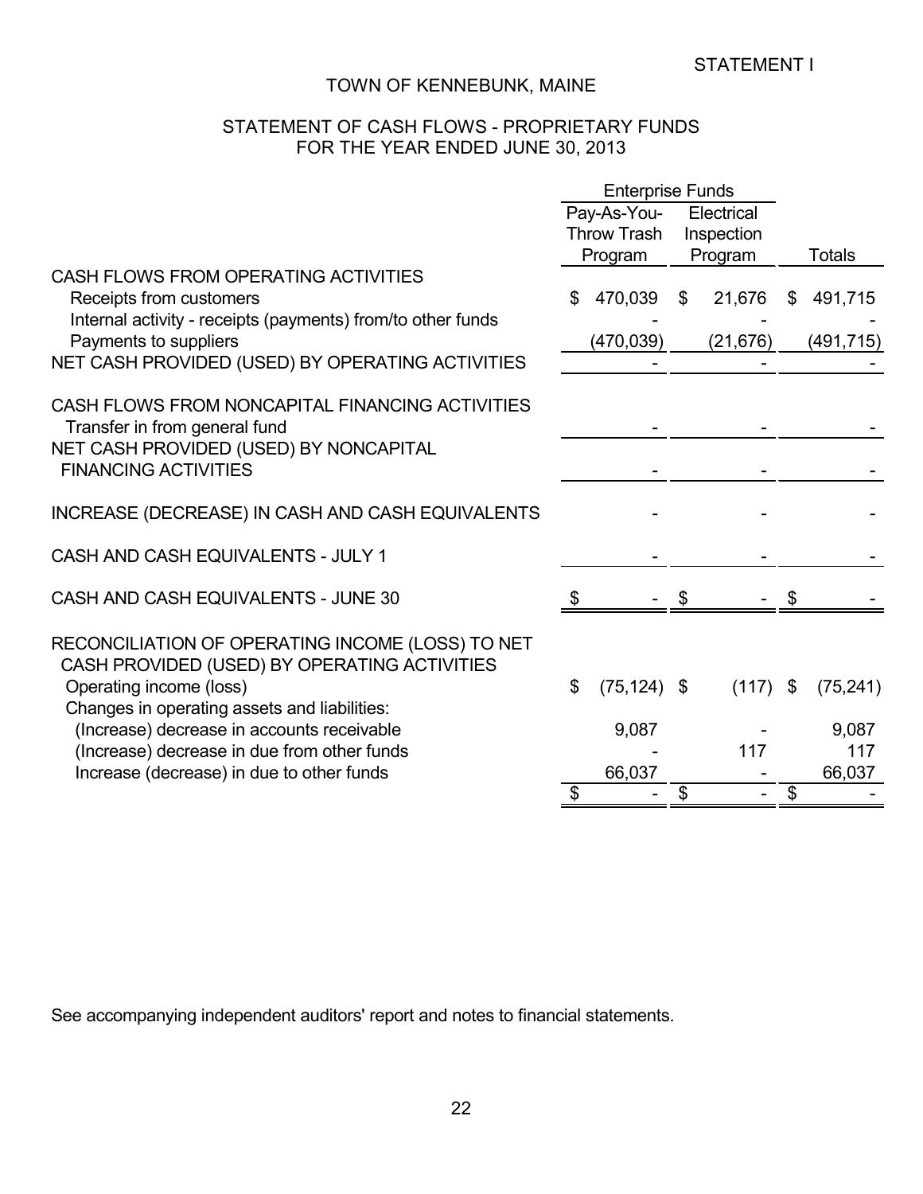STATEMENT I

# TOWN OF KENNEBUNK, MAINE

## STATEMENT OF CASH FLOWS - PROPRIETARY FUNDS
## FOR THE YEAR ENDED JUNE 30, 2013

| | Enterprise Funds | | |
|---|---|---|---|
| | Pay-As-You-Throw Trash Program | Electrical Inspection Program | Totals |
| CASH FLOWS FROM OPERATING ACTIVITIES | | | |
| Receipts from customers | $ 470,039 | $ 21,676 | $ 491,715 |
| Internal activity - receipts (payments) from/to other funds | - | - | - |
| Payments to suppliers | (470,039) | (21,676) | (491,715) |
| NET CASH PROVIDED (USED) BY OPERATING ACTIVITIES | - | - | - |
| CASH FLOWS FROM NONCAPITAL FINANCING ACTIVITIES | | | |
| Transfer in from general fund | - | - | - |
| NET CASH PROVIDED (USED) BY NONCAPITAL FINANCING ACTIVITIES | - | - | - |
| INCREASE (DECREASE) IN CASH AND CASH EQUIVALENTS | - | - | - |
| CASH AND CASH EQUIVALENTS - JULY 1 | - | - | - |
| CASH AND CASH EQUIVALENTS - JUNE 30 | $ - | $ - | $ - |
| RECONCILIATION OF OPERATING INCOME (LOSS) TO NET CASH PROVIDED (USED) BY OPERATING ACTIVITIES | | | |
| Operating income (loss) | $ (75,124) | $ (117) | $ (75,241) |
| Changes in operating assets and liabilities: | | | |
| (Increase) decrease in accounts receivable | 9,087 | - | 9,087 |
| (Increase) decrease in due from other funds | - | 117 | 117 |
| Increase (decrease) in due to other funds | 66,037 | - | 66,037 |
| | $ - | $ - | $ - |

See accompanying independent auditors' report and notes to financial statements.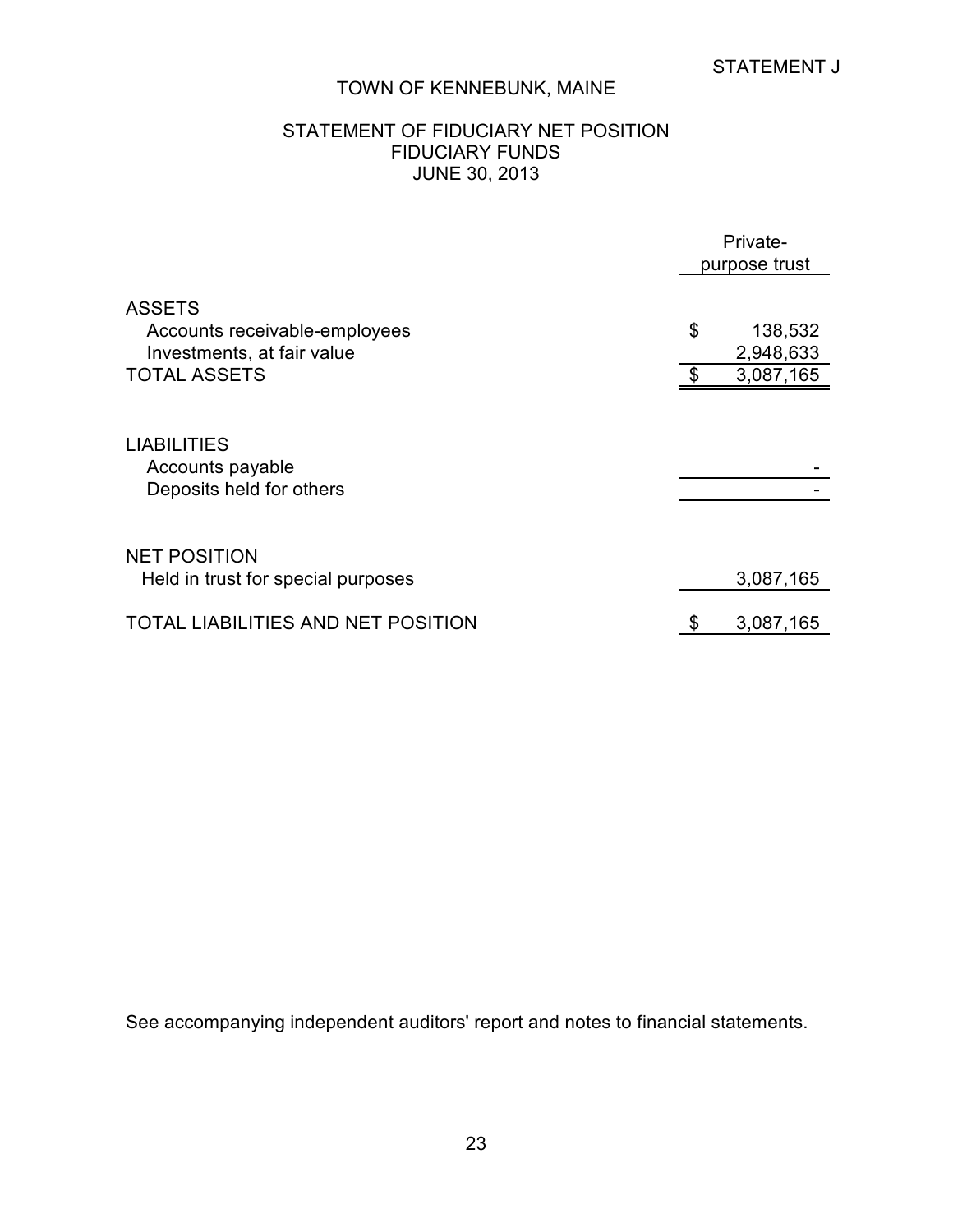STATEMENT J

# TOWN OF KENNEBUNK, MAINE

## STATEMENT OF FIDUCIARY NET POSITION
## FIDUCIARY FUNDS
## JUNE 30, 2013

| | Private-purpose trust |
|---|---|
| **ASSETS** | |
| Accounts receivable-employees | $ 138,532 |
| Investments, at fair value | 2,948,633 |
| TOTAL ASSETS | $ 3,087,165 |
| | |
| **LIABILITIES** | |
| Accounts payable | - |
| Deposits held for others | - |
| | |
| **NET POSITION** | |
| Held in trust for special purposes | 3,087,165 |
| | |
| TOTAL LIABILITIES AND NET POSITION | $ 3,087,165 |

See accompanying independent auditors' report and notes to financial statements.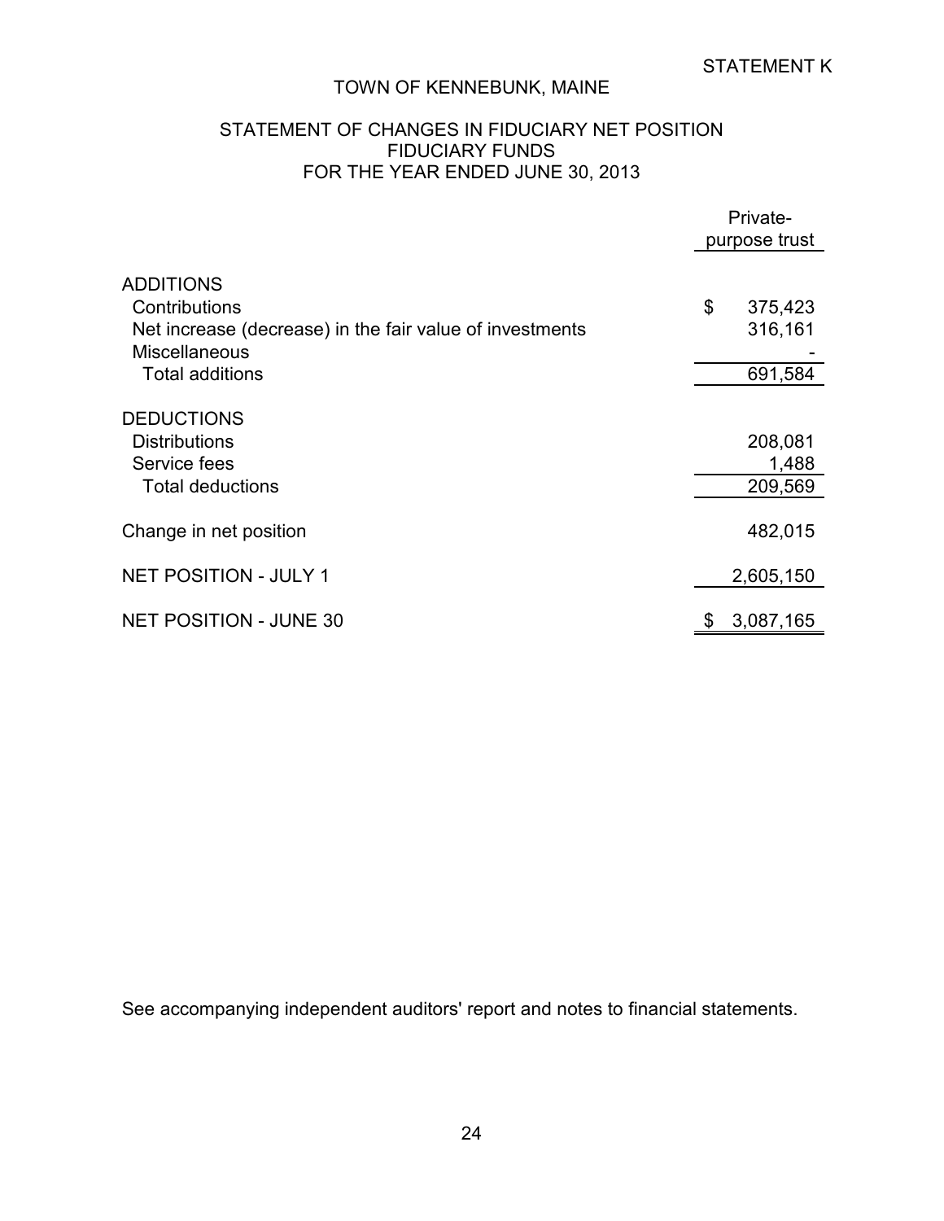STATEMENT K

# TOWN OF KENNEBUNK, MAINE

## STATEMENT OF CHANGES IN FIDUCIARY NET POSITION
## FIDUCIARY FUNDS
## FOR THE YEAR ENDED JUNE 30, 2013

| | Private-purpose trust |
|---|---|
| **ADDITIONS** | |
| Contributions | $ 375,423 |
| Net increase (decrease) in the fair value of investments | 316,161 |
| Miscellaneous | - |
| Total additions | 691,584 |
| **DEDUCTIONS** | |
| Distributions | 208,081 |
| Service fees | 1,488 |
| Total deductions | 209,569 |
| Change in net position | 482,015 |
| NET POSITION - JULY 1 | 2,605,150 |
| NET POSITION - JUNE 30 | $ 3,087,165 |

See accompanying independent auditors' report and notes to financial statements.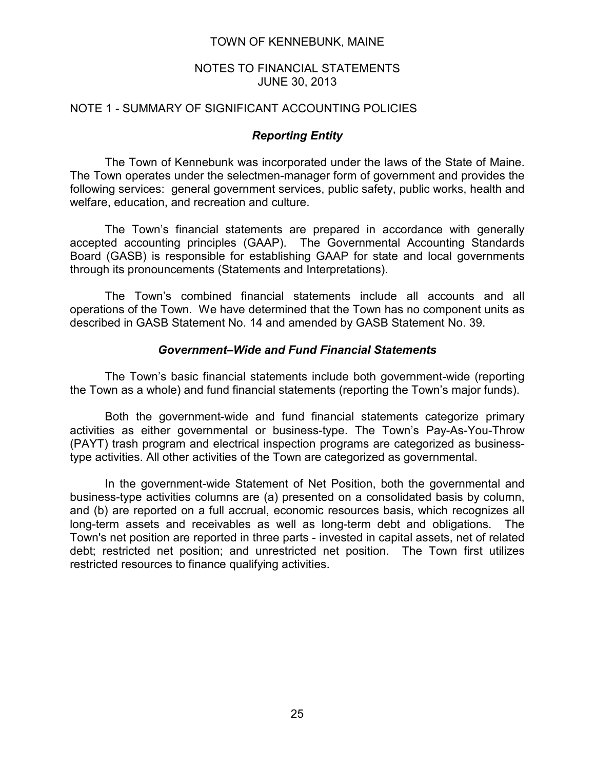# TOWN OF KENNEBUNK, MAINE

## NOTES TO FINANCIAL STATEMENTS
## JUNE 30, 2013

## NOTE 1 - SUMMARY OF SIGNIFICANT ACCOUNTING POLICIES

### *Reporting Entity*

The Town of Kennebunk was incorporated under the laws of the State of Maine. The Town operates under the selectmen-manager form of government and provides the following services: general government services, public safety, public works, health and welfare, education, and recreation and culture.

The Town's financial statements are prepared in accordance with generally accepted accounting principles (GAAP). The Governmental Accounting Standards Board (GASB) is responsible for establishing GAAP for state and local governments through its pronouncements (Statements and Interpretations).

The Town's combined financial statements include all accounts and all operations of the Town. We have determined that the Town has no component units as described in GASB Statement No. 14 and amended by GASB Statement No. 39.

### *Government–Wide and Fund Financial Statements*

The Town's basic financial statements include both government-wide (reporting the Town as a whole) and fund financial statements (reporting the Town's major funds).

Both the government-wide and fund financial statements categorize primary activities as either governmental or business-type. The Town's Pay-As-You-Throw (PAYT) trash program and electrical inspection programs are categorized as business-type activities. All other activities of the Town are categorized as governmental.

In the government-wide Statement of Net Position, both the governmental and business-type activities columns are (a) presented on a consolidated basis by column, and (b) are reported on a full accrual, economic resources basis, which recognizes all long-term assets and receivables as well as long-term debt and obligations. The Town's net position are reported in three parts - invested in capital assets, net of related debt; restricted net position; and unrestricted net position. The Town first utilizes restricted resources to finance qualifying activities.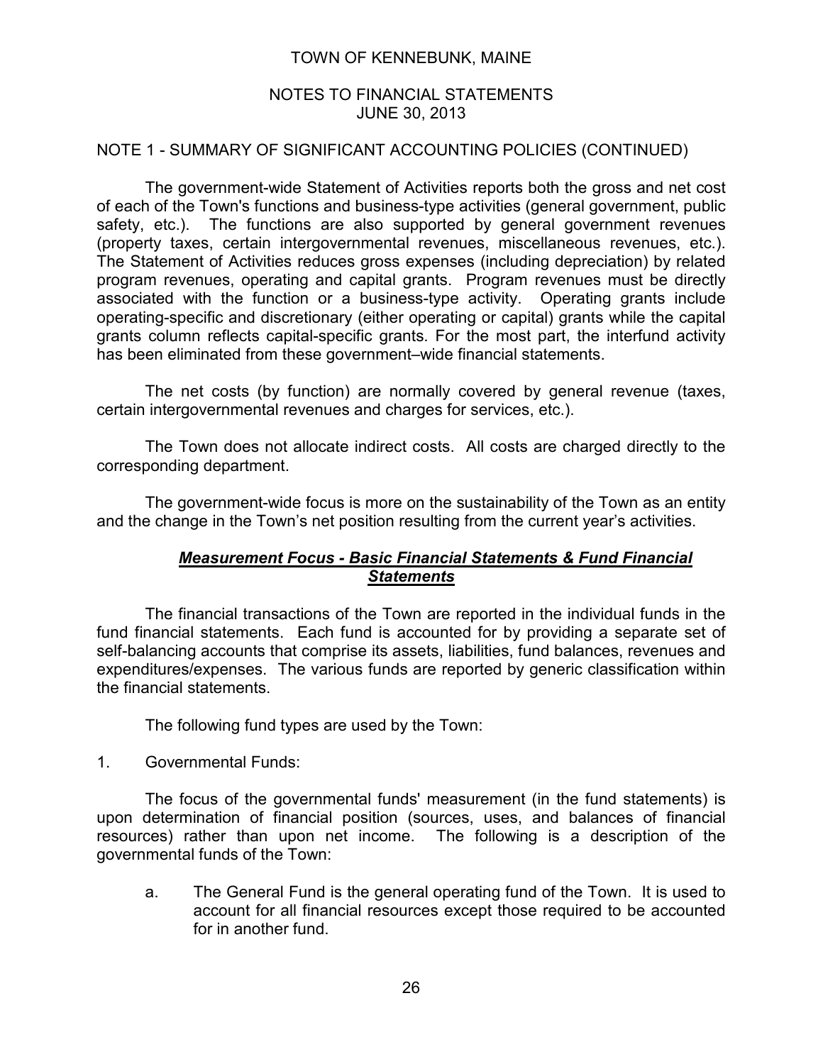TOWN OF KENNEBUNK, MAINE

NOTES TO FINANCIAL STATEMENTS
JUNE 30, 2013

NOTE 1 - SUMMARY OF SIGNIFICANT ACCOUNTING POLICIES (CONTINUED)

The government-wide Statement of Activities reports both the gross and net cost of each of the Town's functions and business-type activities (general government, public safety, etc.). The functions are also supported by general government revenues (property taxes, certain intergovernmental revenues, miscellaneous revenues, etc.). The Statement of Activities reduces gross expenses (including depreciation) by related program revenues, operating and capital grants. Program revenues must be directly associated with the function or a business-type activity. Operating grants include operating-specific and discretionary (either operating or capital) grants while the capital grants column reflects capital-specific grants. For the most part, the interfund activity has been eliminated from these government–wide financial statements.

The net costs (by function) are normally covered by general revenue (taxes, certain intergovernmental revenues and charges for services, etc.).

The Town does not allocate indirect costs. All costs are charged directly to the corresponding department.

The government-wide focus is more on the sustainability of the Town as an entity and the change in the Town's net position resulting from the current year's activities.

***Measurement Focus - Basic Financial Statements & Fund Financial Statements***

The financial transactions of the Town are reported in the individual funds in the fund financial statements. Each fund is accounted for by providing a separate set of self-balancing accounts that comprise its assets, liabilities, fund balances, revenues and expenditures/expenses. The various funds are reported by generic classification within the financial statements.

The following fund types are used by the Town:

1. Governmental Funds:

The focus of the governmental funds' measurement (in the fund statements) is upon determination of financial position (sources, uses, and balances of financial resources) rather than upon net income. The following is a description of the governmental funds of the Town:

a. The General Fund is the general operating fund of the Town. It is used to account for all financial resources except those required to be accounted for in another fund.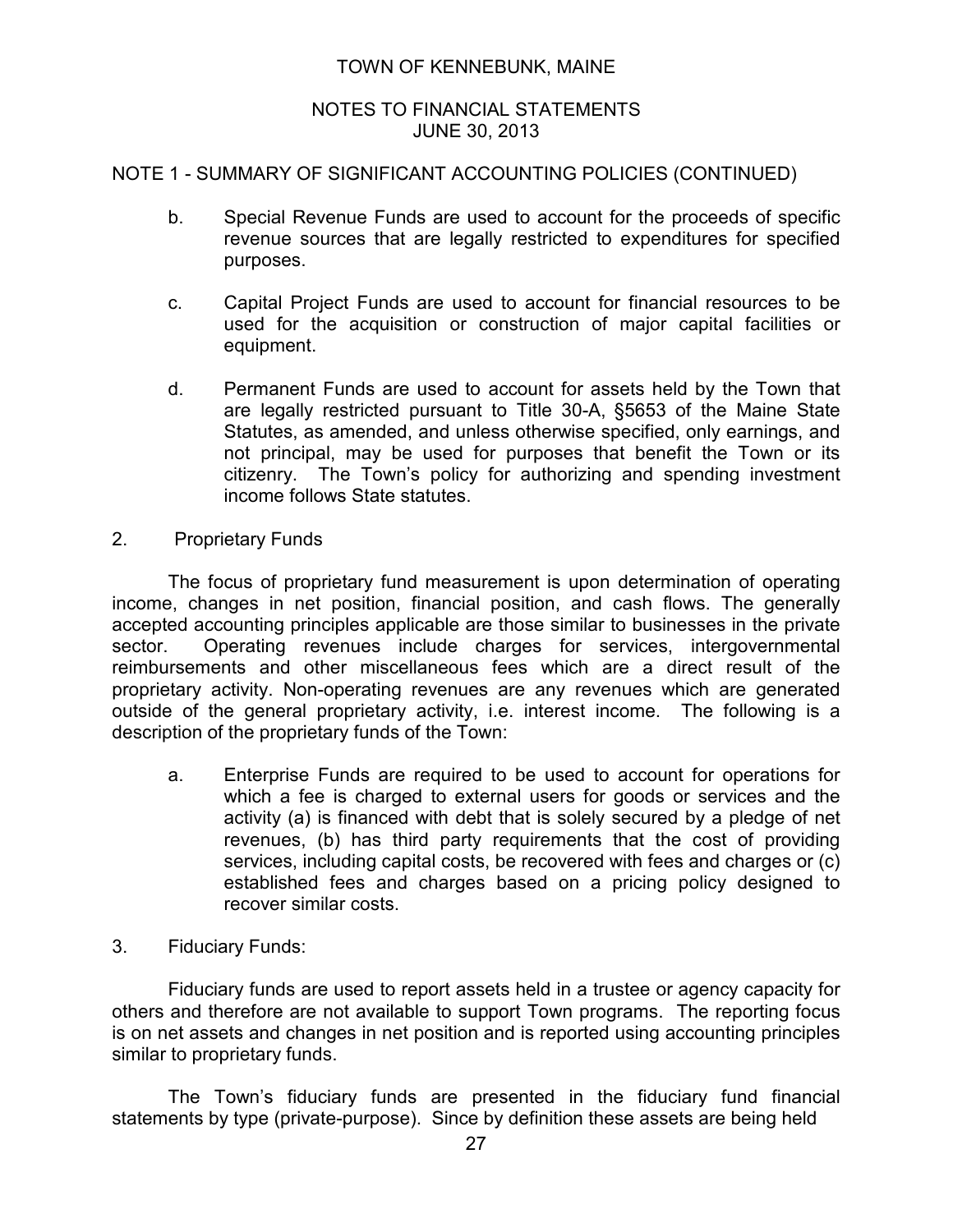NOTE 1 - SUMMARY OF SIGNIFICANT ACCOUNTING POLICIES (CONTINUED)

b. Special Revenue Funds are used to account for the proceeds of specific revenue sources that are legally restricted to expenditures for specified purposes.

c. Capital Project Funds are used to account for financial resources to be used for the acquisition or construction of major capital facilities or equipment.

d. Permanent Funds are used to account for assets held by the Town that are legally restricted pursuant to Title 30-A, §5653 of the Maine State Statutes, as amended, and unless otherwise specified, only earnings, and not principal, may be used for purposes that benefit the Town or its citizenry. The Town's policy for authorizing and spending investment income follows State statutes.

2. Proprietary Funds

The focus of proprietary fund measurement is upon determination of operating income, changes in net position, financial position, and cash flows. The generally accepted accounting principles applicable are those similar to businesses in the private sector. Operating revenues include charges for services, intergovernmental reimbursements and other miscellaneous fees which are a direct result of the proprietary activity. Non-operating revenues are any revenues which are generated outside of the general proprietary activity, i.e. interest income. The following is a description of the proprietary funds of the Town:

a. Enterprise Funds are required to be used to account for operations for which a fee is charged to external users for goods or services and the activity (a) is financed with debt that is solely secured by a pledge of net revenues, (b) has third party requirements that the cost of providing services, including capital costs, be recovered with fees and charges or (c) established fees and charges based on a pricing policy designed to recover similar costs.

3. Fiduciary Funds:

Fiduciary funds are used to report assets held in a trustee or agency capacity for others and therefore are not available to support Town programs. The reporting focus is on net assets and changes in net position and is reported using accounting principles similar to proprietary funds.

The Town's fiduciary funds are presented in the fiduciary fund financial statements by type (private-purpose). Since by definition these assets are being held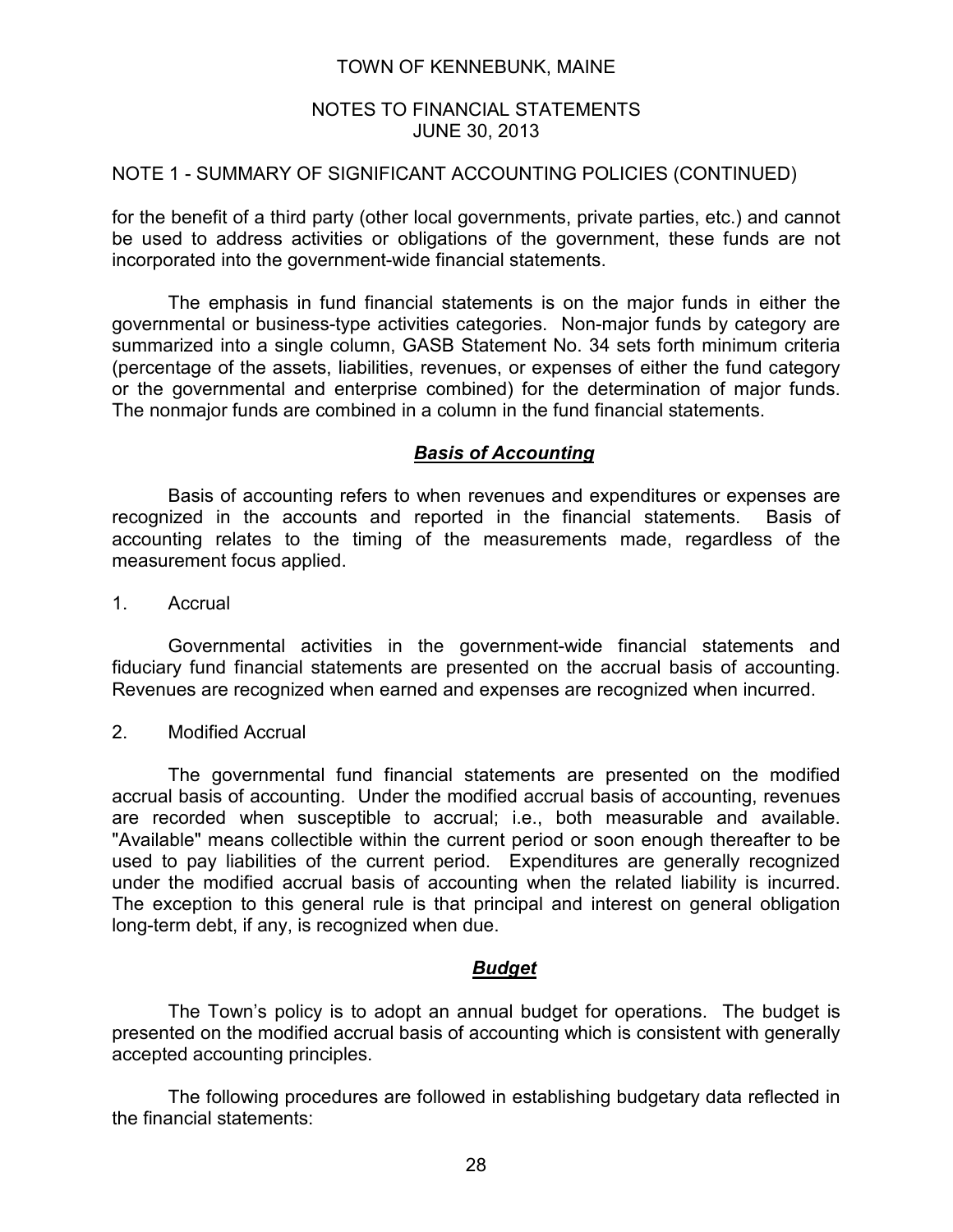## NOTE 1 - SUMMARY OF SIGNIFICANT ACCOUNTING POLICIES (CONTINUED)

for the benefit of a third party (other local governments, private parties, etc.) and cannot be used to address activities or obligations of the government, these funds are not incorporated into the government-wide financial statements.

The emphasis in fund financial statements is on the major funds in either the governmental or business-type activities categories. Non-major funds by category are summarized into a single column, GASB Statement No. 34 sets forth minimum criteria (percentage of the assets, liabilities, revenues, or expenses of either the fund category or the governmental and enterprise combined) for the determination of major funds. The nonmajor funds are combined in a column in the fund financial statements.

### ***Basis of Accounting***

Basis of accounting refers to when revenues and expenditures or expenses are recognized in the accounts and reported in the financial statements. Basis of accounting relates to the timing of the measurements made, regardless of the measurement focus applied.

1. Accrual

Governmental activities in the government-wide financial statements and fiduciary fund financial statements are presented on the accrual basis of accounting. Revenues are recognized when earned and expenses are recognized when incurred.

2. Modified Accrual

The governmental fund financial statements are presented on the modified accrual basis of accounting. Under the modified accrual basis of accounting, revenues are recorded when susceptible to accrual; i.e., both measurable and available. "Available" means collectible within the current period or soon enough thereafter to be used to pay liabilities of the current period. Expenditures are generally recognized under the modified accrual basis of accounting when the related liability is incurred. The exception to this general rule is that principal and interest on general obligation long-term debt, if any, is recognized when due.

### ***Budget***

The Town's policy is to adopt an annual budget for operations. The budget is presented on the modified accrual basis of accounting which is consistent with generally accepted accounting principles.

The following procedures are followed in establishing budgetary data reflected in the financial statements: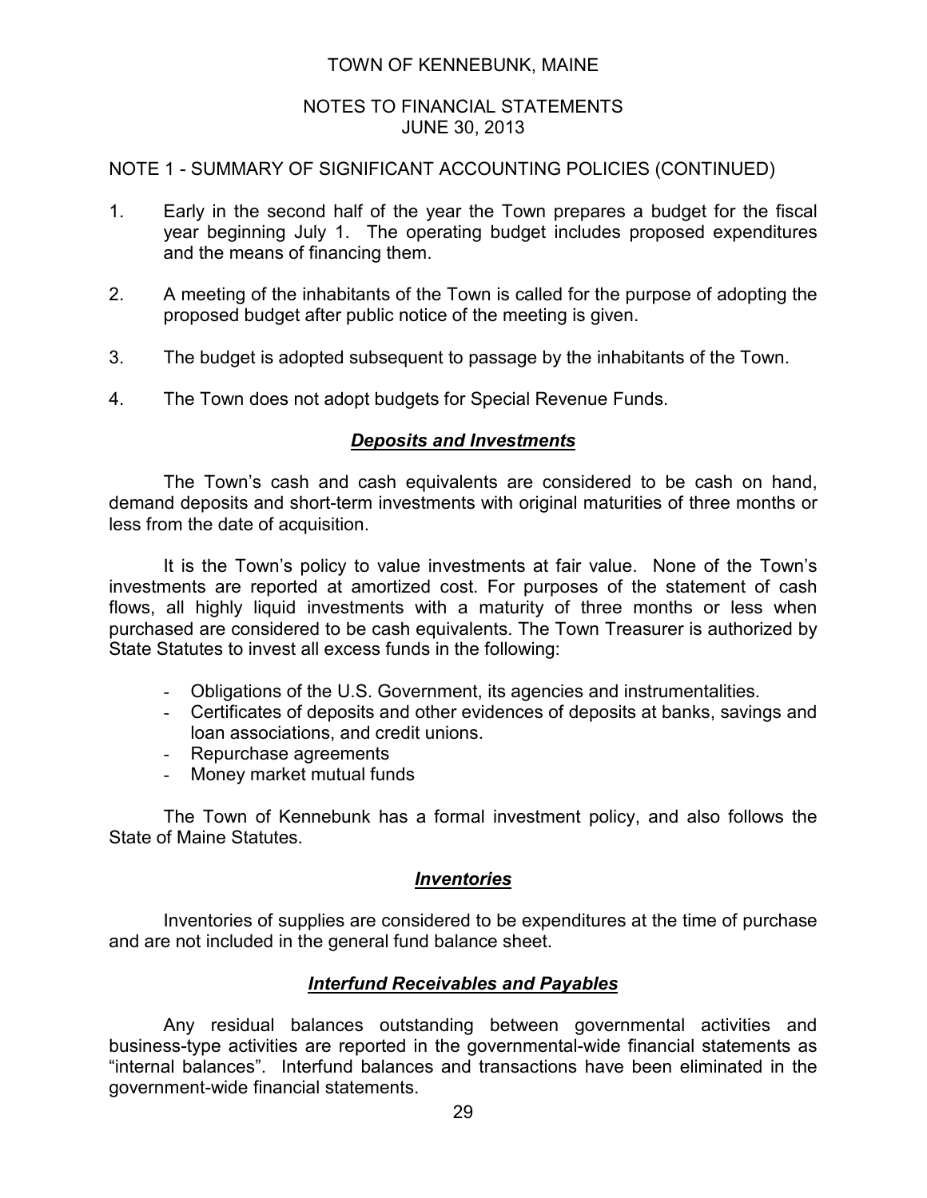NOTE 1 - SUMMARY OF SIGNIFICANT ACCOUNTING POLICIES (CONTINUED)

1. Early in the second half of the year the Town prepares a budget for the fiscal year beginning July 1. The operating budget includes proposed expenditures and the means of financing them.

2. A meeting of the inhabitants of the Town is called for the purpose of adopting the proposed budget after public notice of the meeting is given.

3. The budget is adopted subsequent to passage by the inhabitants of the Town.

4. The Town does not adopt budgets for Special Revenue Funds.

### ***Deposits and Investments***

The Town's cash and cash equivalents are considered to be cash on hand, demand deposits and short-term investments with original maturities of three months or less from the date of acquisition.

It is the Town's policy to value investments at fair value. None of the Town's investments are reported at amortized cost. For purposes of the statement of cash flows, all highly liquid investments with a maturity of three months or less when purchased are considered to be cash equivalents. The Town Treasurer is authorized by State Statutes to invest all excess funds in the following:

- Obligations of the U.S. Government, its agencies and instrumentalities.
- Certificates of deposits and other evidences of deposits at banks, savings and loan associations, and credit unions.
- Repurchase agreements
- Money market mutual funds

The Town of Kennebunk has a formal investment policy, and also follows the State of Maine Statutes.

### ***Inventories***

Inventories of supplies are considered to be expenditures at the time of purchase and are not included in the general fund balance sheet.

### ***Interfund Receivables and Payables***

Any residual balances outstanding between governmental activities and business-type activities are reported in the governmental-wide financial statements as "internal balances". Interfund balances and transactions have been eliminated in the government-wide financial statements.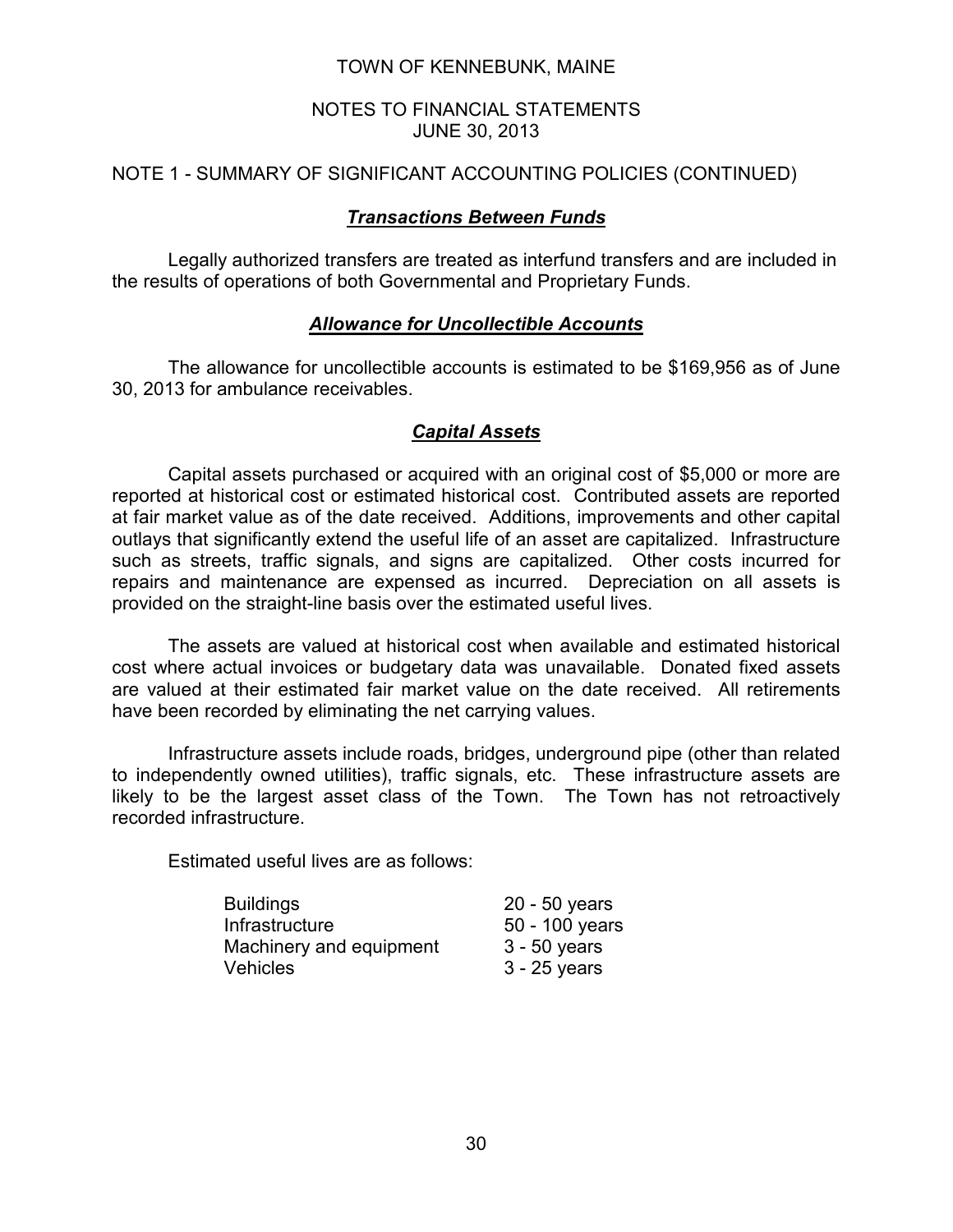TOWN OF KENNEBUNK, MAINE

NOTES TO FINANCIAL STATEMENTS
JUNE 30, 2013

NOTE 1 - SUMMARY OF SIGNIFICANT ACCOUNTING POLICIES (CONTINUED)

### ***Transactions Between Funds***

Legally authorized transfers are treated as interfund transfers and are included in the results of operations of both Governmental and Proprietary Funds.

### ***Allowance for Uncollectible Accounts***

The allowance for uncollectible accounts is estimated to be $169,956 as of June 30, 2013 for ambulance receivables.

### ***Capital Assets***

Capital assets purchased or acquired with an original cost of $5,000 or more are reported at historical cost or estimated historical cost. Contributed assets are reported at fair market value as of the date received. Additions, improvements and other capital outlays that significantly extend the useful life of an asset are capitalized. Infrastructure such as streets, traffic signals, and signs are capitalized. Other costs incurred for repairs and maintenance are expensed as incurred. Depreciation on all assets is provided on the straight-line basis over the estimated useful lives.

The assets are valued at historical cost when available and estimated historical cost where actual invoices or budgetary data was unavailable. Donated fixed assets are valued at their estimated fair market value on the date received. All retirements have been recorded by eliminating the net carrying values.

Infrastructure assets include roads, bridges, underground pipe (other than related to independently owned utilities), traffic signals, etc. These infrastructure assets are likely to be the largest asset class of the Town. The Town has not retroactively recorded infrastructure.

Estimated useful lives are as follows:

| | |
|---|---|
| Buildings | 20 - 50 years |
| Infrastructure | 50 - 100 years |
| Machinery and equipment | 3 - 50 years |
| Vehicles | 3 - 25 years |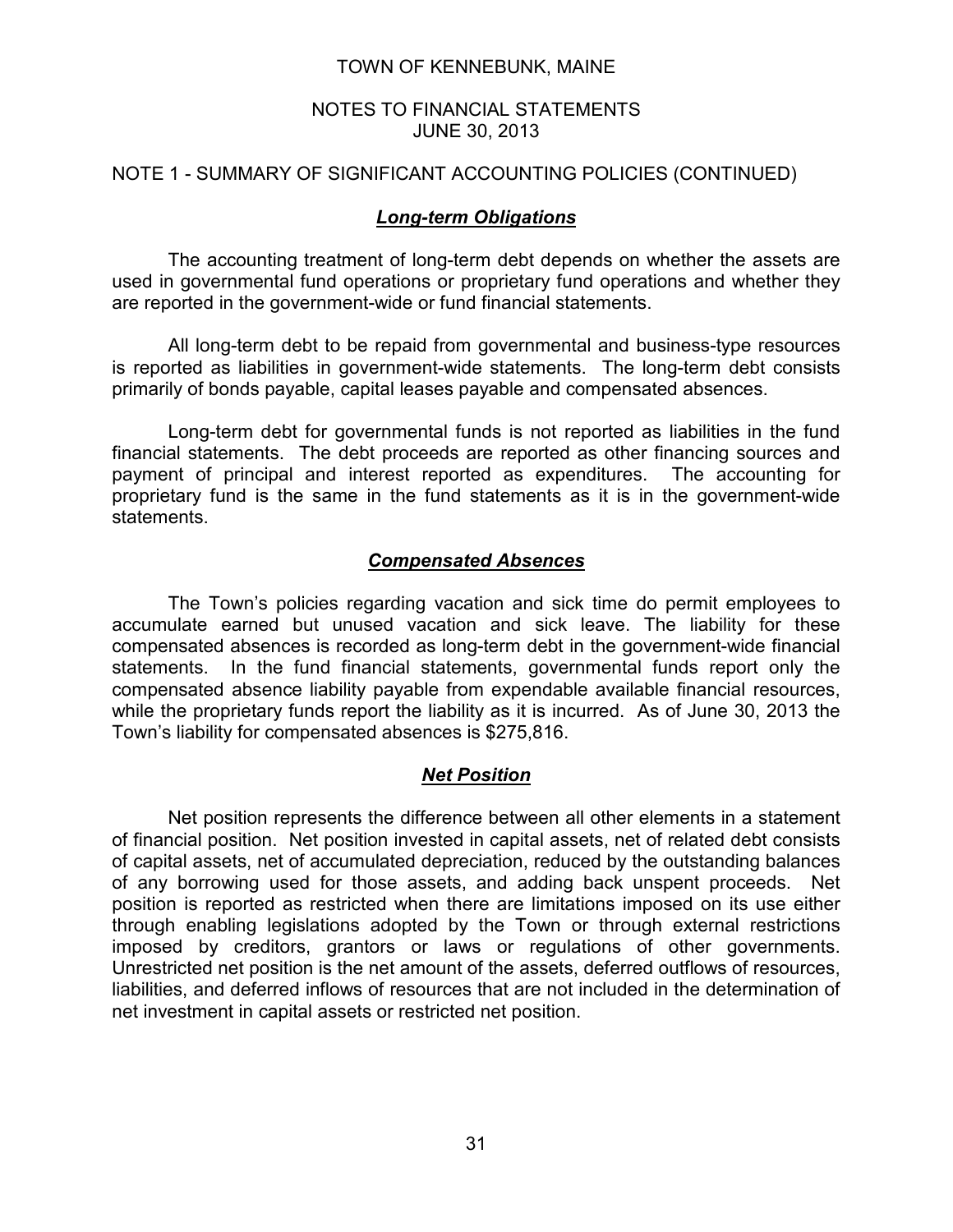TOWN OF KENNEBUNK, MAINE

NOTES TO FINANCIAL STATEMENTS
JUNE 30, 2013

NOTE 1 - SUMMARY OF SIGNIFICANT ACCOUNTING POLICIES (CONTINUED)

### ***Long-term Obligations***

The accounting treatment of long-term debt depends on whether the assets are used in governmental fund operations or proprietary fund operations and whether they are reported in the government-wide or fund financial statements.

All long-term debt to be repaid from governmental and business-type resources is reported as liabilities in government-wide statements. The long-term debt consists primarily of bonds payable, capital leases payable and compensated absences.

Long-term debt for governmental funds is not reported as liabilities in the fund financial statements. The debt proceeds are reported as other financing sources and payment of principal and interest reported as expenditures. The accounting for proprietary fund is the same in the fund statements as it is in the government-wide statements.

### ***Compensated Absences***

The Town's policies regarding vacation and sick time do permit employees to accumulate earned but unused vacation and sick leave. The liability for these compensated absences is recorded as long-term debt in the government-wide financial statements. In the fund financial statements, governmental funds report only the compensated absence liability payable from expendable available financial resources, while the proprietary funds report the liability as it is incurred. As of June 30, 2013 the Town's liability for compensated absences is $275,816.

### ***Net Position***

Net position represents the difference between all other elements in a statement of financial position. Net position invested in capital assets, net of related debt consists of capital assets, net of accumulated depreciation, reduced by the outstanding balances of any borrowing used for those assets, and adding back unspent proceeds. Net position is reported as restricted when there are limitations imposed on its use either through enabling legislations adopted by the Town or through external restrictions imposed by creditors, grantors or laws or regulations of other governments. Unrestricted net position is the net amount of the assets, deferred outflows of resources, liabilities, and deferred inflows of resources that are not included in the determination of net investment in capital assets or restricted net position.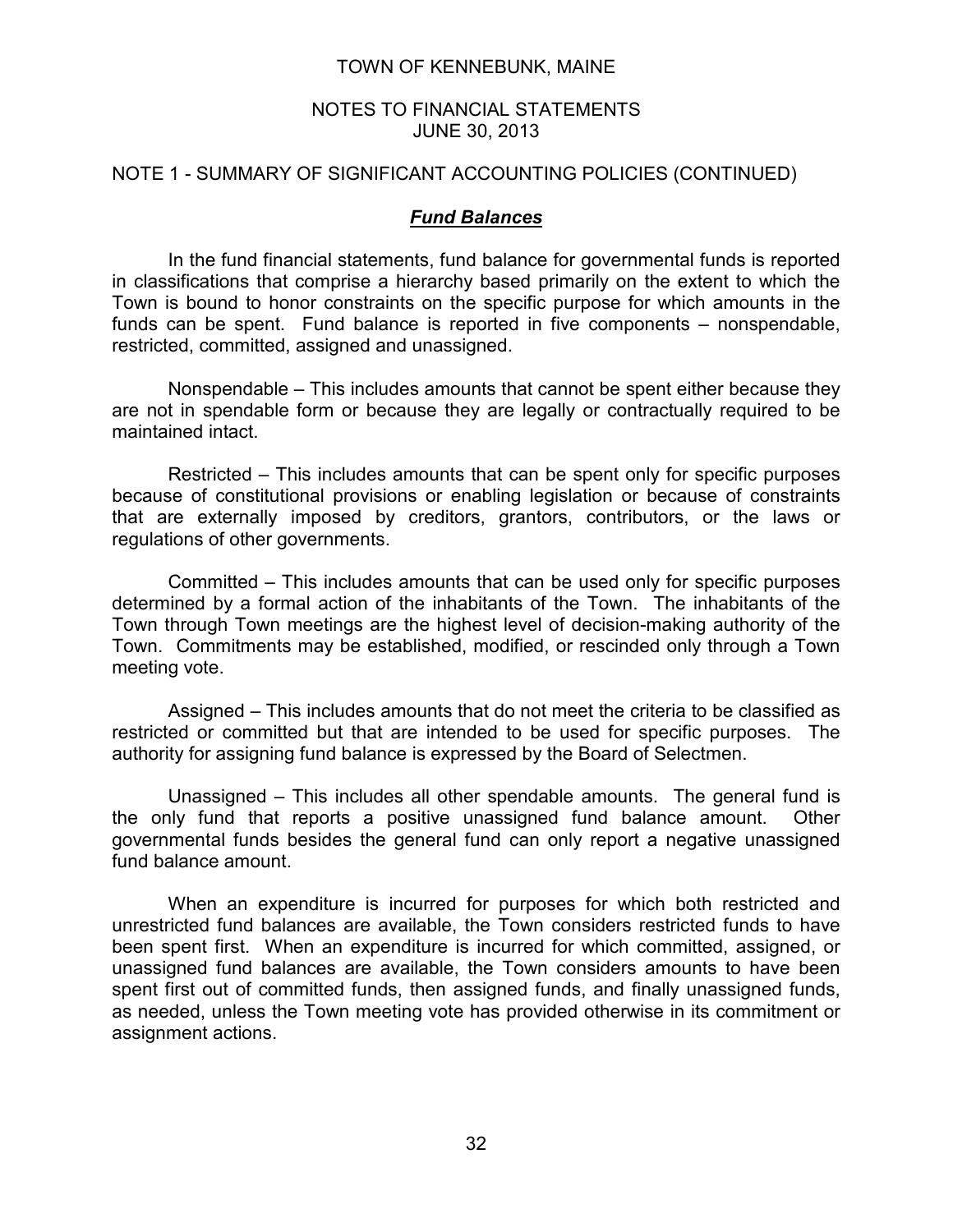NOTE 1 - SUMMARY OF SIGNIFICANT ACCOUNTING POLICIES (CONTINUED)

### ***Fund Balances***

In the fund financial statements, fund balance for governmental funds is reported in classifications that comprise a hierarchy based primarily on the extent to which the Town is bound to honor constraints on the specific purpose for which amounts in the funds can be spent. Fund balance is reported in five components – nonspendable, restricted, committed, assigned and unassigned.

Nonspendable – This includes amounts that cannot be spent either because they are not in spendable form or because they are legally or contractually required to be maintained intact.

Restricted – This includes amounts that can be spent only for specific purposes because of constitutional provisions or enabling legislation or because of constraints that are externally imposed by creditors, grantors, contributors, or the laws or regulations of other governments.

Committed – This includes amounts that can be used only for specific purposes determined by a formal action of the inhabitants of the Town. The inhabitants of the Town through Town meetings are the highest level of decision-making authority of the Town. Commitments may be established, modified, or rescinded only through a Town meeting vote.

Assigned – This includes amounts that do not meet the criteria to be classified as restricted or committed but that are intended to be used for specific purposes. The authority for assigning fund balance is expressed by the Board of Selectmen.

Unassigned – This includes all other spendable amounts. The general fund is the only fund that reports a positive unassigned fund balance amount. Other governmental funds besides the general fund can only report a negative unassigned fund balance amount.

When an expenditure is incurred for purposes for which both restricted and unrestricted fund balances are available, the Town considers restricted funds to have been spent first. When an expenditure is incurred for which committed, assigned, or unassigned fund balances are available, the Town considers amounts to have been spent first out of committed funds, then assigned funds, and finally unassigned funds, as needed, unless the Town meeting vote has provided otherwise in its commitment or assignment actions.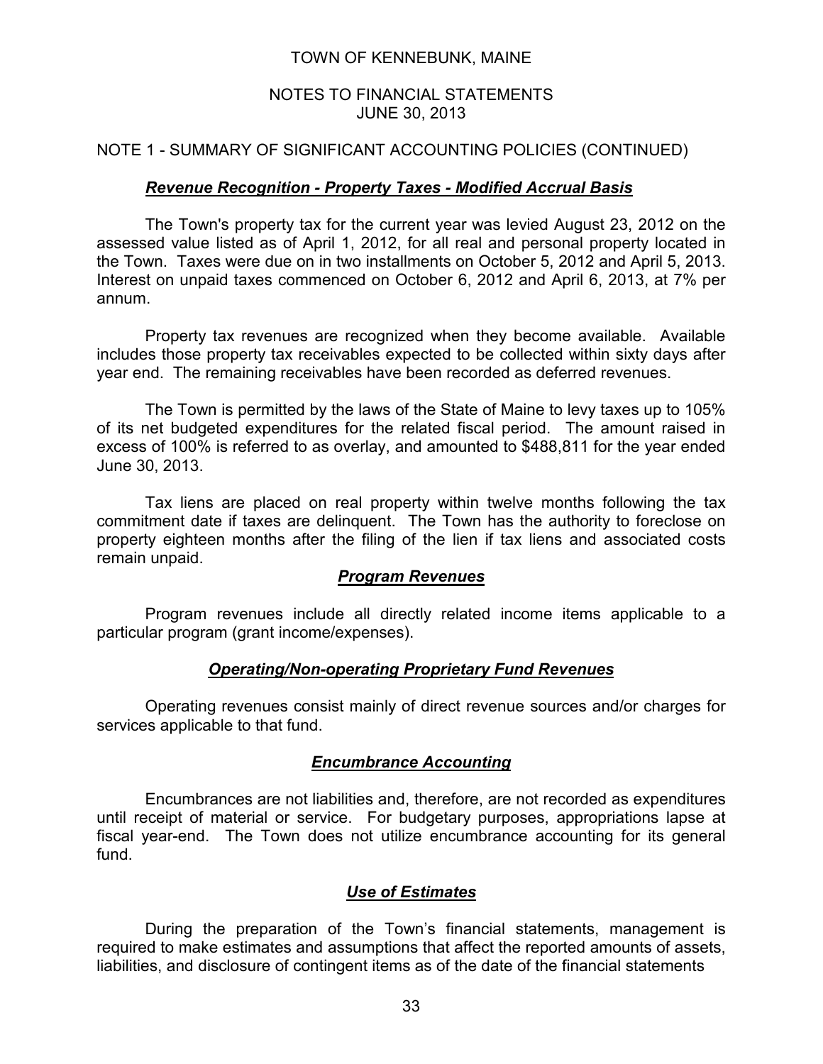TOWN OF KENNEBUNK, MAINE

NOTES TO FINANCIAL STATEMENTS
JUNE 30, 2013

## NOTE 1 - SUMMARY OF SIGNIFICANT ACCOUNTING POLICIES (CONTINUED)

### ***Revenue Recognition - Property Taxes - Modified Accrual Basis***

The Town's property tax for the current year was levied August 23, 2012 on the assessed value listed as of April 1, 2012, for all real and personal property located in the Town. Taxes were due on in two installments on October 5, 2012 and April 5, 2013. Interest on unpaid taxes commenced on October 6, 2012 and April 6, 2013, at 7% per annum.

Property tax revenues are recognized when they become available. Available includes those property tax receivables expected to be collected within sixty days after year end. The remaining receivables have been recorded as deferred revenues.

The Town is permitted by the laws of the State of Maine to levy taxes up to 105% of its net budgeted expenditures for the related fiscal period. The amount raised in excess of 100% is referred to as overlay, and amounted to $488,811 for the year ended June 30, 2013.

Tax liens are placed on real property within twelve months following the tax commitment date if taxes are delinquent. The Town has the authority to foreclose on property eighteen months after the filing of the lien if tax liens and associated costs remain unpaid.

### ***Program Revenues***

Program revenues include all directly related income items applicable to a particular program (grant income/expenses).

### ***Operating/Non-operating Proprietary Fund Revenues***

Operating revenues consist mainly of direct revenue sources and/or charges for services applicable to that fund.

### ***Encumbrance Accounting***

Encumbrances are not liabilities and, therefore, are not recorded as expenditures until receipt of material or service. For budgetary purposes, appropriations lapse at fiscal year-end. The Town does not utilize encumbrance accounting for its general fund.

### ***Use of Estimates***

During the preparation of the Town's financial statements, management is required to make estimates and assumptions that affect the reported amounts of assets, liabilities, and disclosure of contingent items as of the date of the financial statements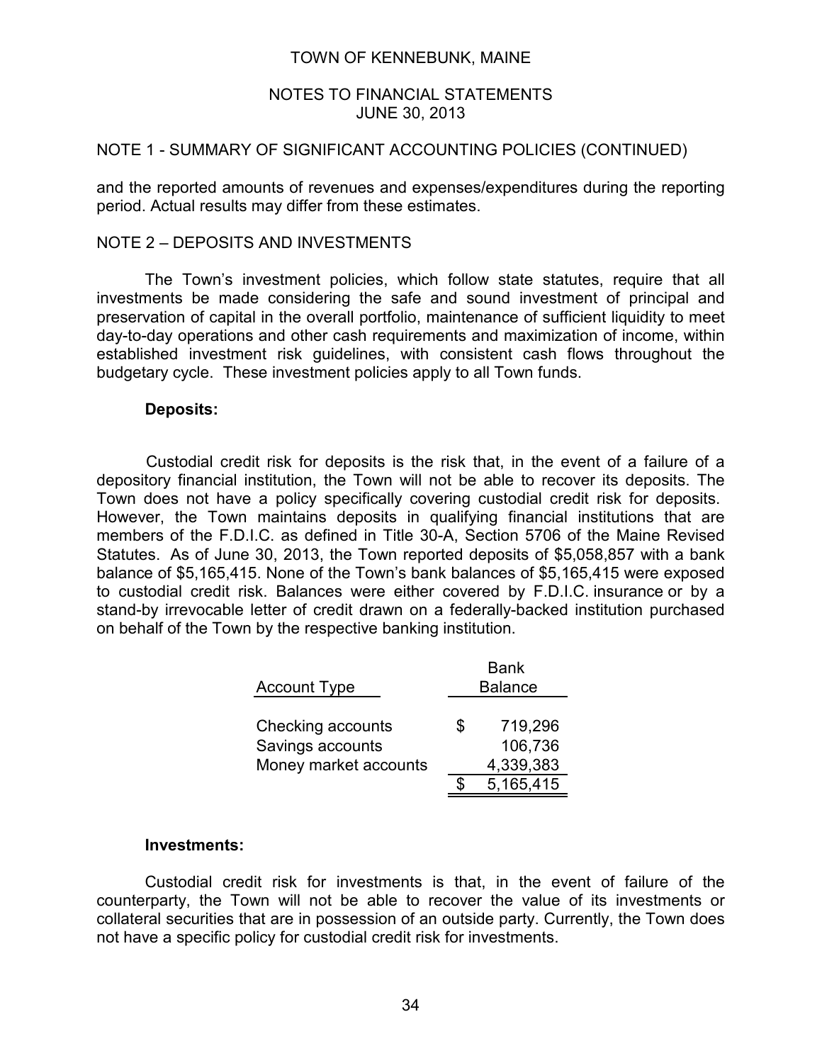NOTE 1 - SUMMARY OF SIGNIFICANT ACCOUNTING POLICIES (CONTINUED)

and the reported amounts of revenues and expenses/expenditures during the reporting period. Actual results may differ from these estimates.

## NOTE 2 – DEPOSITS AND INVESTMENTS

The Town's investment policies, which follow state statutes, require that all investments be made considering the safe and sound investment of principal and preservation of capital in the overall portfolio, maintenance of sufficient liquidity to meet day-to-day operations and other cash requirements and maximization of income, within established investment risk guidelines, with consistent cash flows throughout the budgetary cycle. These investment policies apply to all Town funds.

**Deposits:**

Custodial credit risk for deposits is the risk that, in the event of a failure of a depository financial institution, the Town will not be able to recover its deposits. The Town does not have a policy specifically covering custodial credit risk for deposits. However, the Town maintains deposits in qualifying financial institutions that are members of the F.D.I.C. as defined in Title 30-A, Section 5706 of the Maine Revised Statutes. As of June 30, 2013, the Town reported deposits of $5,058,857 with a bank balance of $5,165,415. None of the Town's bank balances of $5,165,415 were exposed to custodial credit risk. Balances were either covered by F.D.I.C. insurance or by a stand-by irrevocable letter of credit drawn on a federally-backed institution purchased on behalf of the Town by the respective banking institution.

| Account Type | Bank Balance |
|---|---|
| Checking accounts | $ 719,296 |
| Savings accounts | 106,736 |
| Money market accounts | 4,339,383 |
| | $ 5,165,415 |

**Investments:**

Custodial credit risk for investments is that, in the event of failure of the counterparty, the Town will not be able to recover the value of its investments or collateral securities that are in possession of an outside party. Currently, the Town does not have a specific policy for custodial credit risk for investments.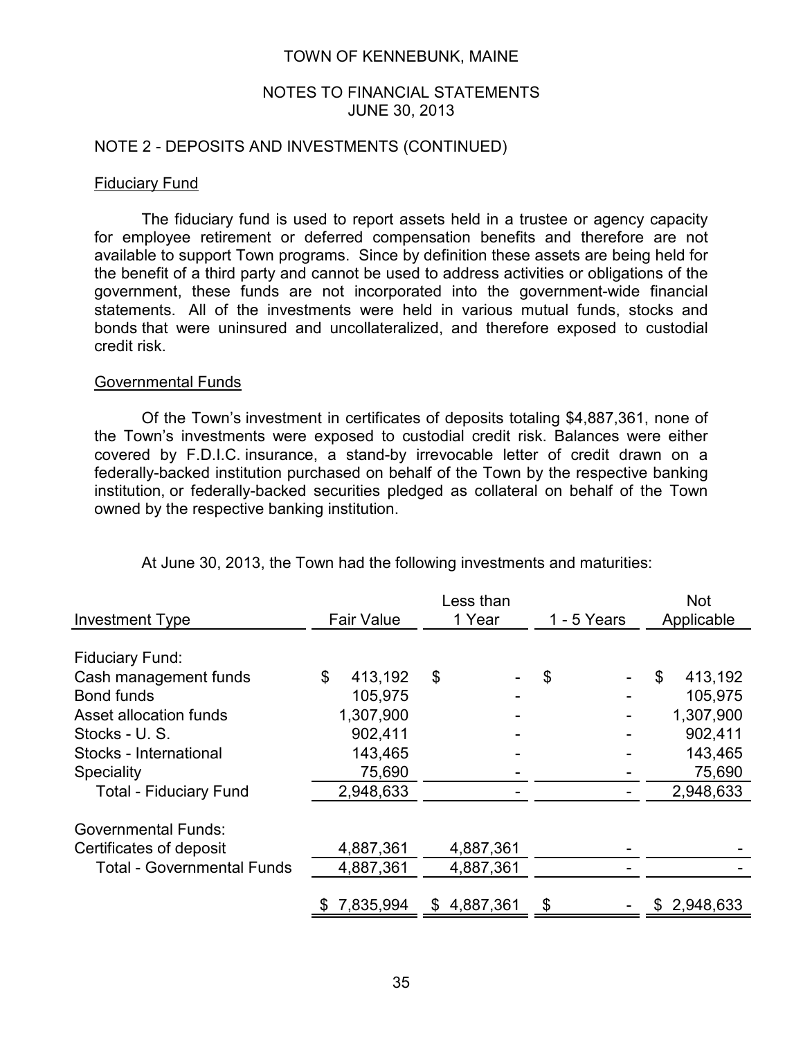TOWN OF KENNEBUNK, MAINE

NOTES TO FINANCIAL STATEMENTS
JUNE 30, 2013

## NOTE 2 - DEPOSITS AND INVESTMENTS (CONTINUED)

### Fiduciary Fund

The fiduciary fund is used to report assets held in a trustee or agency capacity for employee retirement or deferred compensation benefits and therefore are not available to support Town programs. Since by definition these assets are being held for the benefit of a third party and cannot be used to address activities or obligations of the government, these funds are not incorporated into the government-wide financial statements. All of the investments were held in various mutual funds, stocks and bonds that were uninsured and uncollateralized, and therefore exposed to custodial credit risk.

### Governmental Funds

Of the Town's investment in certificates of deposits totaling $4,887,361, none of the Town's investments were exposed to custodial credit risk. Balances were either covered by F.D.I.C. insurance, a stand-by irrevocable letter of credit drawn on a federally-backed institution purchased on behalf of the Town by the respective banking institution, or federally-backed securities pledged as collateral on behalf of the Town owned by the respective banking institution.

At June 30, 2013, the Town had the following investments and maturities:

| Investment Type | Fair Value | Less than 1 Year | 1 - 5 Years | Not Applicable |
|---|---|---|---|---|
| Fiduciary Fund: | | | | |
| Cash management funds | $ 413,192 | $ - | $ - | $ 413,192 |
| Bond funds | 105,975 | - | - | 105,975 |
| Asset allocation funds | 1,307,900 | - | - | 1,307,900 |
| Stocks - U. S. | 902,411 | - | - | 902,411 |
| Stocks - International | 143,465 | - | - | 143,465 |
| Speciality | 75,690 | - | - | 75,690 |
| Total - Fiduciary Fund | 2,948,633 | - | - | 2,948,633 |
| Governmental Funds: | | | | |
| Certificates of deposit | 4,887,361 | 4,887,361 | - | - |
| Total - Governmental Funds | 4,887,361 | 4,887,361 | - | - |
| | $ 7,835,994 | $ 4,887,361 | $ - | $ 2,948,633 |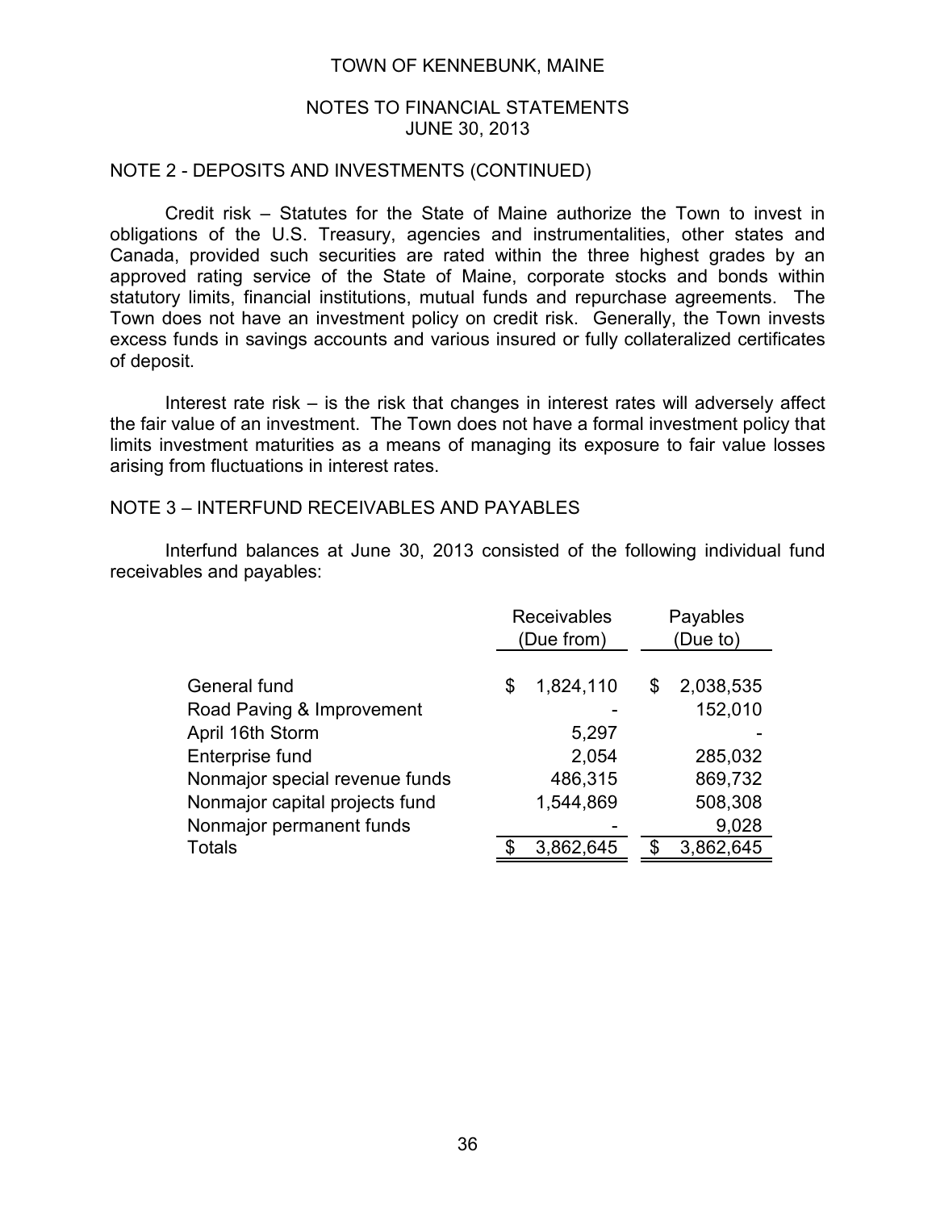NOTE 2 - DEPOSITS AND INVESTMENTS (CONTINUED)

Credit risk – Statutes for the State of Maine authorize the Town to invest in obligations of the U.S. Treasury, agencies and instrumentalities, other states and Canada, provided such securities are rated within the three highest grades by an approved rating service of the State of Maine, corporate stocks and bonds within statutory limits, financial institutions, mutual funds and repurchase agreements. The Town does not have an investment policy on credit risk. Generally, the Town invests excess funds in savings accounts and various insured or fully collateralized certificates of deposit.

Interest rate risk – is the risk that changes in interest rates will adversely affect the fair value of an investment. The Town does not have a formal investment policy that limits investment maturities as a means of managing its exposure to fair value losses arising from fluctuations in interest rates.

## NOTE 3 – INTERFUND RECEIVABLES AND PAYABLES

Interfund balances at June 30, 2013 consisted of the following individual fund receivables and payables:

| | Receivables (Due from) | Payables (Due to) |
|---|---|---|
| General fund | $ 1,824,110 | $ 2,038,535 |
| Road Paving & Improvement | - | 152,010 |
| April 16th Storm | 5,297 | - |
| Enterprise fund | 2,054 | 285,032 |
| Nonmajor special revenue funds | 486,315 | 869,732 |
| Nonmajor capital projects fund | 1,544,869 | 508,308 |
| Nonmajor permanent funds | - | 9,028 |
| Totals | $ 3,862,645 | $ 3,862,645 |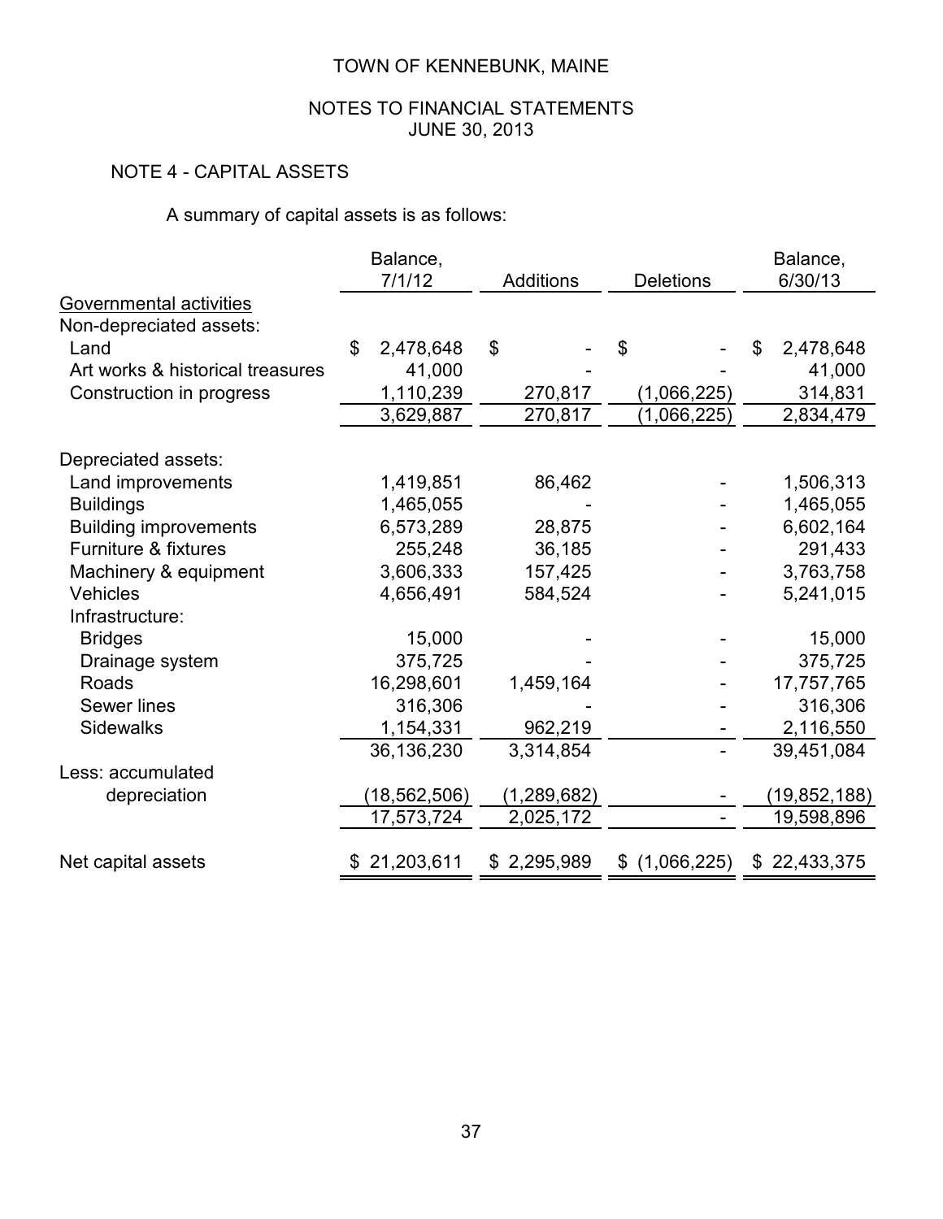TOWN OF KENNEBUNK, MAINE

NOTES TO FINANCIAL STATEMENTS
JUNE 30, 2013

## NOTE 4 - CAPITAL ASSETS

A summary of capital assets is as follows:

| | Balance, 7/1/12 | Additions | Deletions | Balance, 6/30/13 |
|---|---|---|---|---|
| Governmental activities | | | | |
| Non-depreciated assets: | | | | |
| Land | $ 2,478,648 | $ - | $ - | $ 2,478,648 |
| Art works & historical treasures | 41,000 | - | - | 41,000 |
| Construction in progress | 1,110,239 | 270,817 | (1,066,225) | 314,831 |
| | 3,629,887 | 270,817 | (1,066,225) | 2,834,479 |
| Depreciated assets: | | | | |
| Land improvements | 1,419,851 | 86,462 | - | 1,506,313 |
| Buildings | 1,465,055 | - | - | 1,465,055 |
| Building improvements | 6,573,289 | 28,875 | - | 6,602,164 |
| Furniture & fixtures | 255,248 | 36,185 | - | 291,433 |
| Machinery & equipment | 3,606,333 | 157,425 | - | 3,763,758 |
| Vehicles | 4,656,491 | 584,524 | - | 5,241,015 |
| Infrastructure: | | | | |
| Bridges | 15,000 | - | - | 15,000 |
| Drainage system | 375,725 | - | - | 375,725 |
| Roads | 16,298,601 | 1,459,164 | - | 17,757,765 |
| Sewer lines | 316,306 | - | - | 316,306 |
| Sidewalks | 1,154,331 | 962,219 | - | 2,116,550 |
| | 36,136,230 | 3,314,854 | - | 39,451,084 |
| Less: accumulated depreciation | (18,562,506) | (1,289,682) | - | (19,852,188) |
| | 17,573,724 | 2,025,172 | - | 19,598,896 |
| Net capital assets | $ 21,203,611 | $ 2,295,989 | $ (1,066,225) | $ 22,433,375 |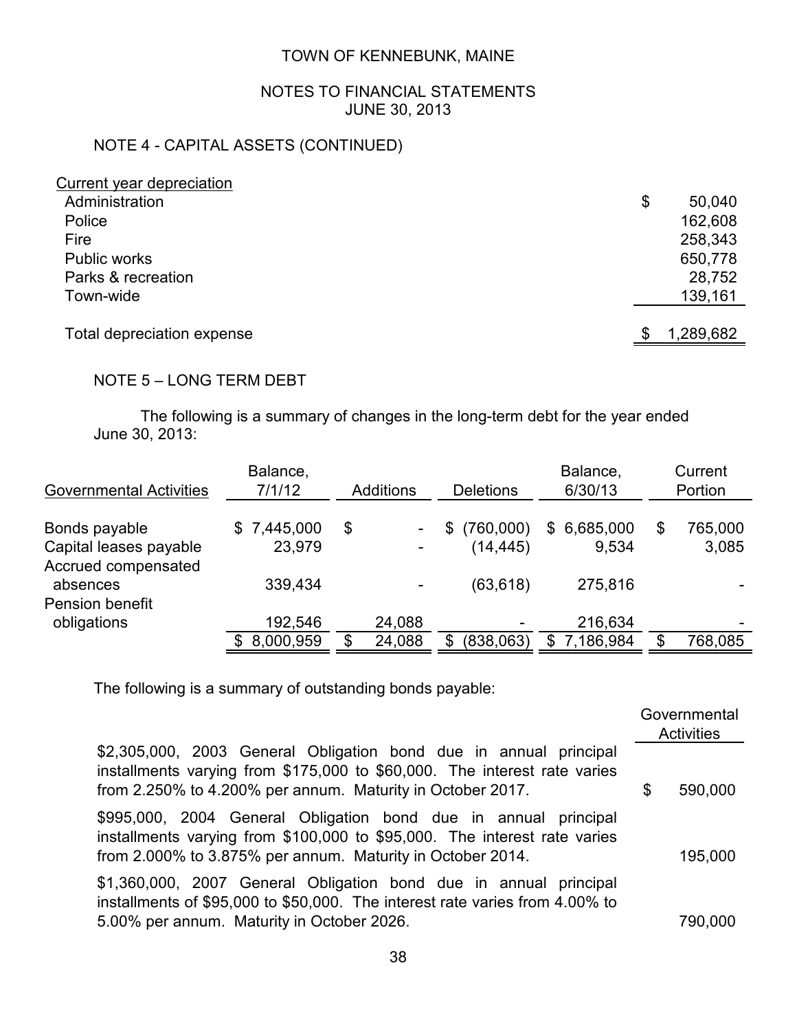TOWN OF KENNEBUNK, MAINE

NOTES TO FINANCIAL STATEMENTS
JUNE 30, 2013

## NOTE 4 - CAPITAL ASSETS (CONTINUED)

| Current year depreciation | |
|---|---|
| Administration | $ 50,040 |
| Police | 162,608 |
| Fire | 258,343 |
| Public works | 650,778 |
| Parks & recreation | 28,752 |
| Town-wide | 139,161 |
| Total depreciation expense | $ 1,289,682 |

## NOTE 5 – LONG TERM DEBT

The following is a summary of changes in the long-term debt for the year ended June 30, 2013:

| Governmental Activities | Balance, 7/1/12 | Additions | Deletions | Balance, 6/30/13 | Current Portion |
|---|---|---|---|---|---|
| Bonds payable | $ 7,445,000 | $ - | $ (760,000) | $ 6,685,000 | $ 765,000 |
| Capital leases payable | 23,979 | - | (14,445) | 9,534 | 3,085 |
| Accrued compensated absences | 339,434 | - | (63,618) | 275,816 | - |
| Pension benefit obligations | 192,546 | 24,088 | - | 216,634 | - |
| | $ 8,000,959 | $ 24,088 | $ (838,063) | $ 7,186,984 | $ 768,085 |

The following is a summary of outstanding bonds payable:

| | Governmental Activities |
|---|---|
| $2,305,000, 2003 General Obligation bond due in annual principal installments varying from $175,000 to $60,000. The interest rate varies from 2.250% to 4.200% per annum. Maturity in October 2017. | $ 590,000 |
| $995,000, 2004 General Obligation bond due in annual principal installments varying from $100,000 to $95,000. The interest rate varies from 2.000% to 3.875% per annum. Maturity in October 2014. | 195,000 |
| $1,360,000, 2007 General Obligation bond due in annual principal installments of $95,000 to $50,000. The interest rate varies from 4.00% to 5.00% per annum. Maturity in October 2026. | 790,000 |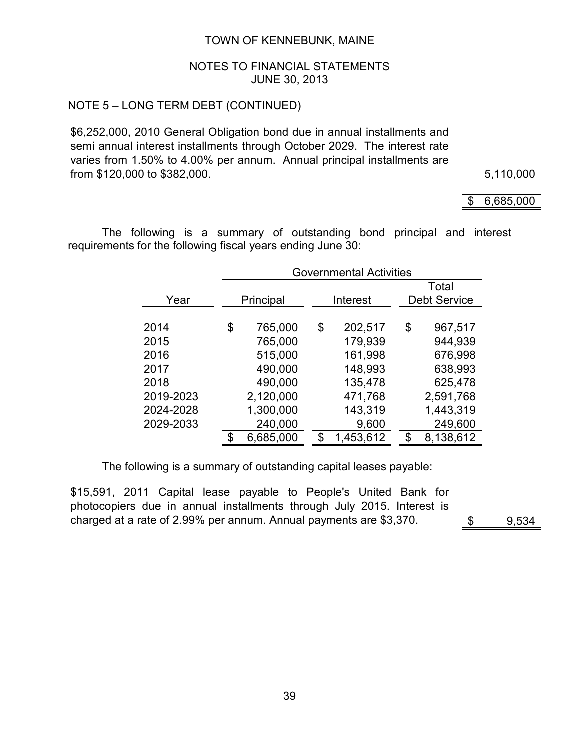TOWN OF KENNEBUNK, MAINE

NOTES TO FINANCIAL STATEMENTS
JUNE 30, 2013

NOTE 5 – LONG TERM DEBT (CONTINUED)

| | |
|---|---|
| \$6,252,000, 2010 General Obligation bond due in annual installments and semi annual interest installments through October 2029. The interest rate varies from 1.50% to 4.00% per annum. Annual principal installments are from \$120,000 to \$382,000. | 5,110,000 |
| | \$ 6,685,000 |

The following is a summary of outstanding bond principal and interest requirements for the following fiscal years ending June 30:

| | Governmental Activities | | |
|---|---|---|---|
| Year | Principal | Interest | Total Debt Service |
| 2014 | \$ 765,000 | \$ 202,517 | \$ 967,517 |
| 2015 | 765,000 | 179,939 | 944,939 |
| 2016 | 515,000 | 161,998 | 676,998 |
| 2017 | 490,000 | 148,993 | 638,993 |
| 2018 | 490,000 | 135,478 | 625,478 |
| 2019-2023 | 2,120,000 | 471,768 | 2,591,768 |
| 2024-2028 | 1,300,000 | 143,319 | 1,443,319 |
| 2029-2033 | 240,000 | 9,600 | 249,600 |
| | \$ 6,685,000 | \$ 1,453,612 | \$ 8,138,612 |

The following is a summary of outstanding capital leases payable:

| | |
|---|---|
| \$15,591, 2011 Capital lease payable to People's United Bank for photocopiers due in annual installments through July 2015. Interest is charged at a rate of 2.99% per annum. Annual payments are \$3,370. | \$ 9,534 |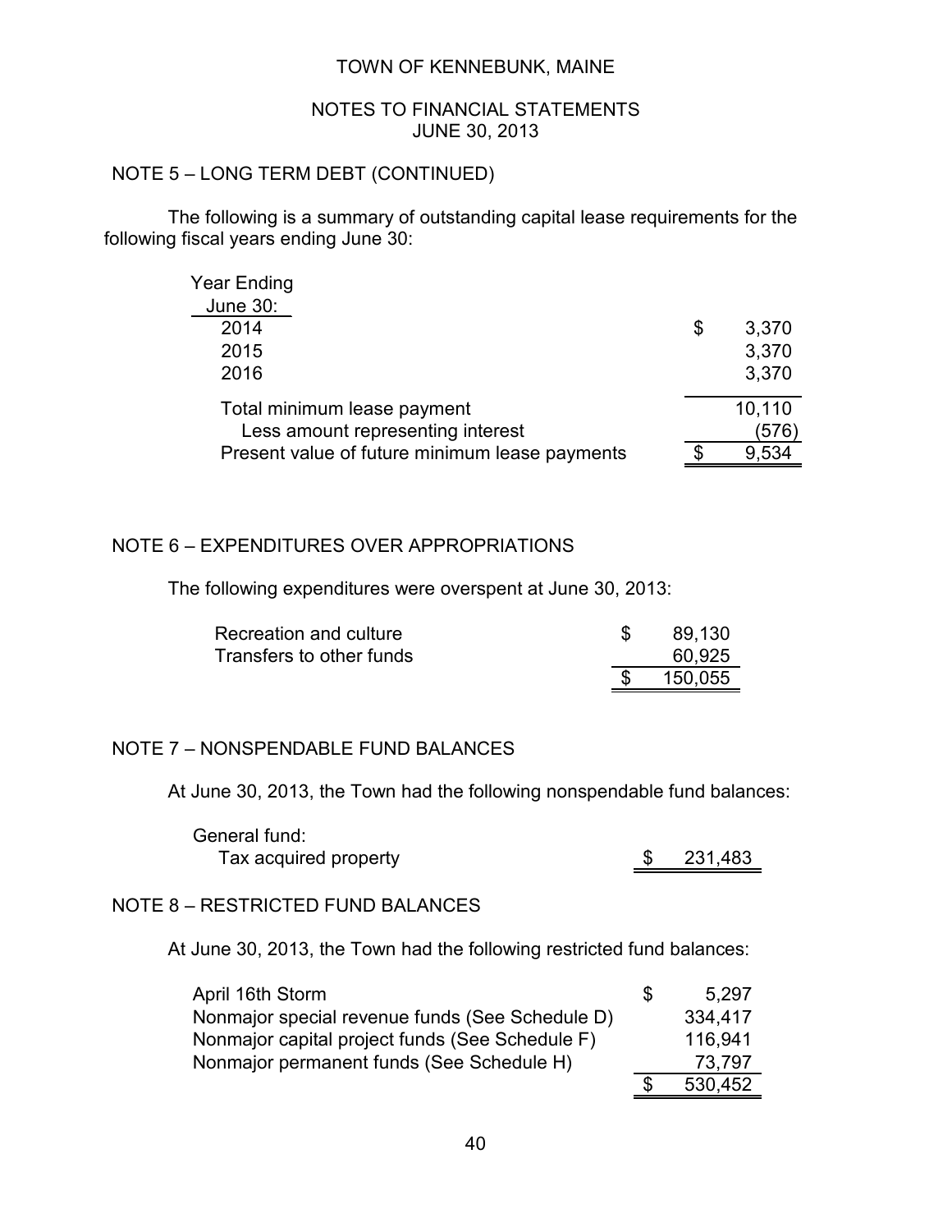## NOTE 5 – LONG TERM DEBT (CONTINUED)

The following is a summary of outstanding capital lease requirements for the following fiscal years ending June 30:

| Year Ending June 30: | |
|---|---|
| 2014 | $ 3,370 |
| 2015 | 3,370 |
| 2016 | 3,370 |
| Total minimum lease payment | 10,110 |
| Less amount representing interest | (576) |
| Present value of future minimum lease payments | $ 9,534 |

## NOTE 6 – EXPENDITURES OVER APPROPRIATIONS

The following expenditures were overspent at June 30, 2013:

| | |
|---|---|
| Recreation and culture | $ 89,130 |
| Transfers to other funds | 60,925 |
| | $ 150,055 |

## NOTE 7 – NONSPENDABLE FUND BALANCES

At June 30, 2013, the Town had the following nonspendable fund balances:

| | |
|---|---|
| General fund: | |
| Tax acquired property | $ 231,483 |

## NOTE 8 – RESTRICTED FUND BALANCES

At June 30, 2013, the Town had the following restricted fund balances:

| | |
|---|---|
| April 16th Storm | $ 5,297 |
| Nonmajor special revenue funds (See Schedule D) | 334,417 |
| Nonmajor capital project funds (See Schedule F) | 116,941 |
| Nonmajor permanent funds (See Schedule H) | 73,797 |
| | $ 530,452 |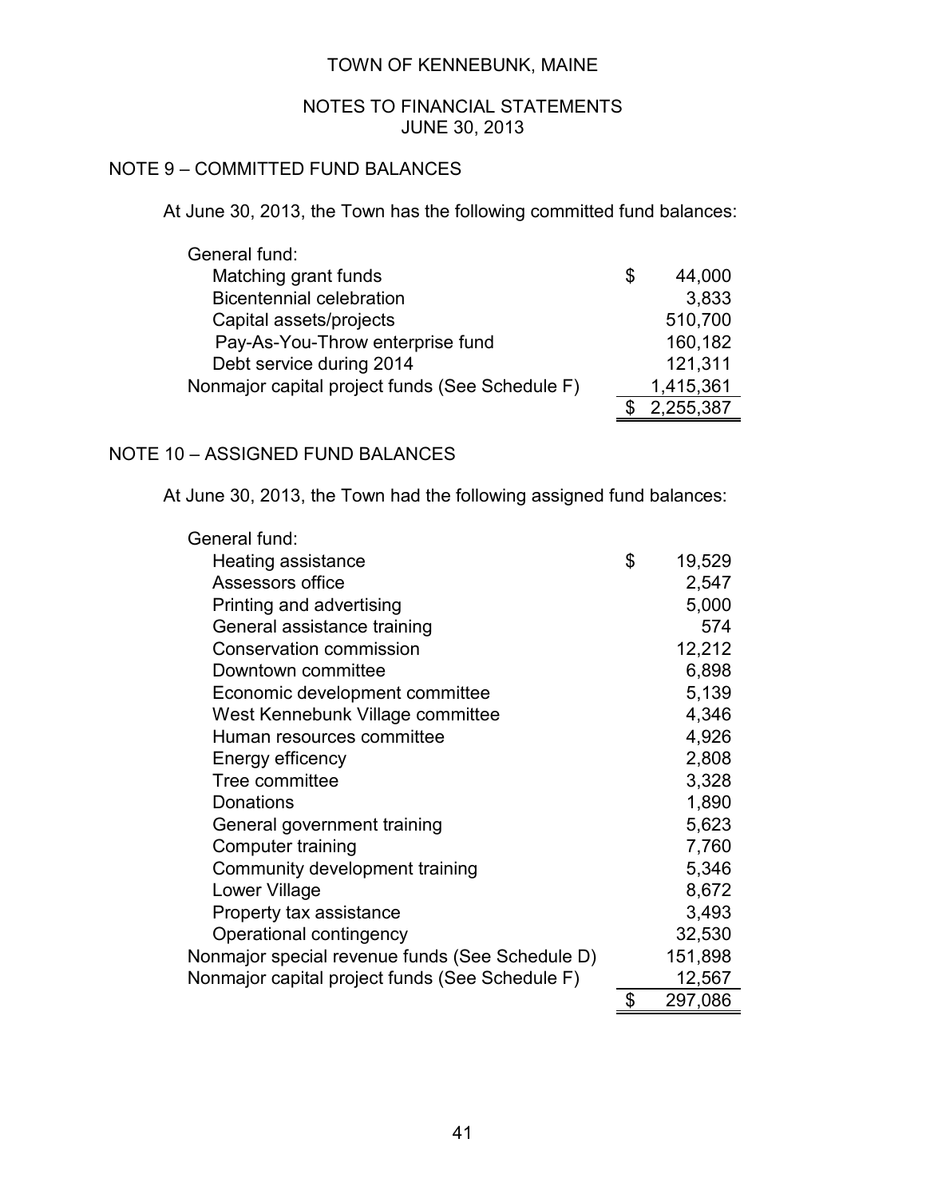TOWN OF KENNEBUNK, MAINE

NOTES TO FINANCIAL STATEMENTS
JUNE 30, 2013

## NOTE 9 – COMMITTED FUND BALANCES

At June 30, 2013, the Town has the following committed fund balances:

| | |
|---|---|
| General fund: | |
| Matching grant funds | $ 44,000 |
| Bicentennial celebration | 3,833 |
| Capital assets/projects | 510,700 |
| Pay-As-You-Throw enterprise fund | 160,182 |
| Debt service during 2014 | 121,311 |
| Nonmajor capital project funds (See Schedule F) | 1,415,361 |
| | $ 2,255,387 |

## NOTE 10 – ASSIGNED FUND BALANCES

At June 30, 2013, the Town had the following assigned fund balances:

| | |
|---|---|
| General fund: | |
| Heating assistance | $ 19,529 |
| Assessors office | 2,547 |
| Printing and advertising | 5,000 |
| General assistance training | 574 |
| Conservation commission | 12,212 |
| Downtown committee | 6,898 |
| Economic development committee | 5,139 |
| West Kennebunk Village committee | 4,346 |
| Human resources committee | 4,926 |
| Energy efficency | 2,808 |
| Tree committee | 3,328 |
| Donations | 1,890 |
| General government training | 5,623 |
| Computer training | 7,760 |
| Community development training | 5,346 |
| Lower Village | 8,672 |
| Property tax assistance | 3,493 |
| Operational contingency | 32,530 |
| Nonmajor special revenue funds (See Schedule D) | 151,898 |
| Nonmajor capital project funds (See Schedule F) | 12,567 |
| | $ 297,086 |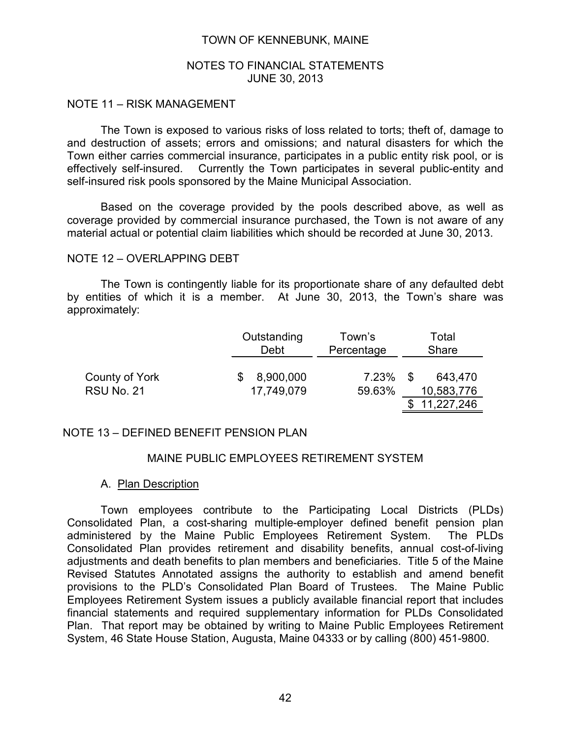# NOTE 11 – RISK MANAGEMENT

The Town is exposed to various risks of loss related to torts; theft of, damage to and destruction of assets; errors and omissions; and natural disasters for which the Town either carries commercial insurance, participates in a public entity risk pool, or is effectively self-insured. Currently the Town participates in several public-entity and self-insured risk pools sponsored by the Maine Municipal Association.

Based on the coverage provided by the pools described above, as well as coverage provided by commercial insurance purchased, the Town is not aware of any material actual or potential claim liabilities which should be recorded at June 30, 2013.

# NOTE 12 – OVERLAPPING DEBT

The Town is contingently liable for its proportionate share of any defaulted debt by entities of which it is a member. At June 30, 2013, the Town's share was approximately:

| | Outstanding Debt | Town's Percentage | Total Share |
|---|---|---|---|
| County of York | $ 8,900,000 | 7.23% | $ 643,470 |
| RSU No. 21 | 17,749,079 | 59.63% | 10,583,776 |
| | | | $ 11,227,246 |

# NOTE 13 – DEFINED BENEFIT PENSION PLAN

## MAINE PUBLIC EMPLOYEES RETIREMENT SYSTEM

### A. Plan Description

Town employees contribute to the Participating Local Districts (PLDs) Consolidated Plan, a cost-sharing multiple-employer defined benefit pension plan administered by the Maine Public Employees Retirement System. The PLDs Consolidated Plan provides retirement and disability benefits, annual cost-of-living adjustments and death benefits to plan members and beneficiaries. Title 5 of the Maine Revised Statutes Annotated assigns the authority to establish and amend benefit provisions to the PLD's Consolidated Plan Board of Trustees. The Maine Public Employees Retirement System issues a publicly available financial report that includes financial statements and required supplementary information for PLDs Consolidated Plan. That report may be obtained by writing to Maine Public Employees Retirement System, 46 State House Station, Augusta, Maine 04333 or by calling (800) 451-9800.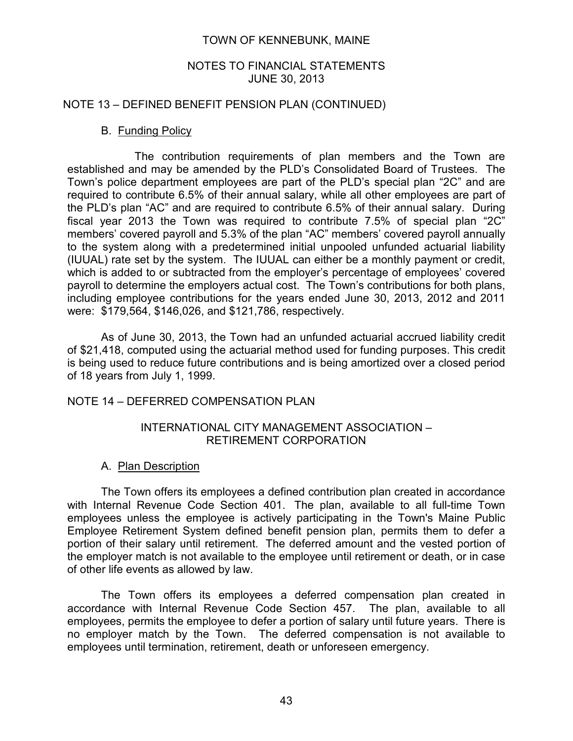TOWN OF KENNEBUNK, MAINE

NOTES TO FINANCIAL STATEMENTS
JUNE 30, 2013

## NOTE 13 – DEFINED BENEFIT PENSION PLAN (CONTINUED)

### B. Funding Policy

The contribution requirements of plan members and the Town are established and may be amended by the PLD's Consolidated Board of Trustees. The Town's police department employees are part of the PLD's special plan "2C" and are required to contribute 6.5% of their annual salary, while all other employees are part of the PLD's plan "AC" and are required to contribute 6.5% of their annual salary. During fiscal year 2013 the Town was required to contribute 7.5% of special plan "2C" members' covered payroll and 5.3% of the plan "AC" members' covered payroll annually to the system along with a predetermined initial unpooled unfunded actuarial liability (IUUAL) rate set by the system. The IUUAL can either be a monthly payment or credit, which is added to or subtracted from the employer's percentage of employees' covered payroll to determine the employers actual cost. The Town's contributions for both plans, including employee contributions for the years ended June 30, 2013, 2012 and 2011 were: $179,564, $146,026, and $121,786, respectively.

As of June 30, 2013, the Town had an unfunded actuarial accrued liability credit of $21,418, computed using the actuarial method used for funding purposes. This credit is being used to reduce future contributions and is being amortized over a closed period of 18 years from July 1, 1999.

## NOTE 14 – DEFERRED COMPENSATION PLAN

INTERNATIONAL CITY MANAGEMENT ASSOCIATION – RETIREMENT CORPORATION

### A. Plan Description

The Town offers its employees a defined contribution plan created in accordance with Internal Revenue Code Section 401. The plan, available to all full-time Town employees unless the employee is actively participating in the Town's Maine Public Employee Retirement System defined benefit pension plan, permits them to defer a portion of their salary until retirement. The deferred amount and the vested portion of the employer match is not available to the employee until retirement or death, or in case of other life events as allowed by law.

The Town offers its employees a deferred compensation plan created in accordance with Internal Revenue Code Section 457. The plan, available to all employees, permits the employee to defer a portion of salary until future years. There is no employer match by the Town. The deferred compensation is not available to employees until termination, retirement, death or unforeseen emergency.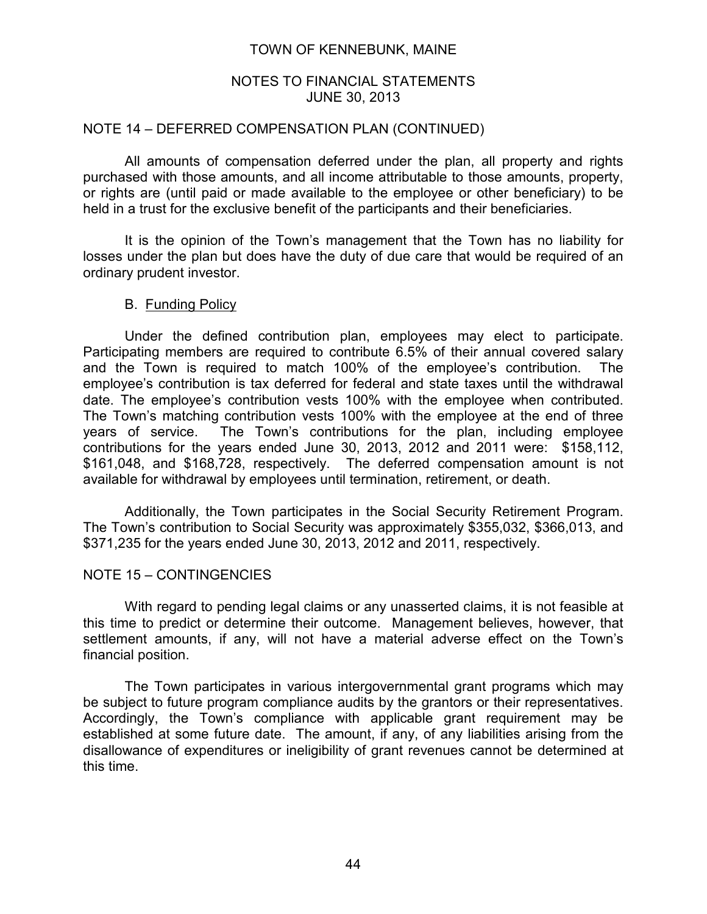## NOTE 14 – DEFERRED COMPENSATION PLAN (CONTINUED)

All amounts of compensation deferred under the plan, all property and rights purchased with those amounts, and all income attributable to those amounts, property, or rights are (until paid or made available to the employee or other beneficiary) to be held in a trust for the exclusive benefit of the participants and their beneficiaries.

It is the opinion of the Town's management that the Town has no liability for losses under the plan but does have the duty of due care that would be required of an ordinary prudent investor.

### B. Funding Policy

Under the defined contribution plan, employees may elect to participate. Participating members are required to contribute 6.5% of their annual covered salary and the Town is required to match 100% of the employee's contribution. The employee's contribution is tax deferred for federal and state taxes until the withdrawal date. The employee's contribution vests 100% with the employee when contributed. The Town's matching contribution vests 100% with the employee at the end of three years of service. The Town's contributions for the plan, including employee contributions for the years ended June 30, 2013, 2012 and 2011 were: $158,112, $161,048, and $168,728, respectively. The deferred compensation amount is not available for withdrawal by employees until termination, retirement, or death.

Additionally, the Town participates in the Social Security Retirement Program. The Town's contribution to Social Security was approximately $355,032, $366,013, and $371,235 for the years ended June 30, 2013, 2012 and 2011, respectively.

## NOTE 15 – CONTINGENCIES

With regard to pending legal claims or any unasserted claims, it is not feasible at this time to predict or determine their outcome. Management believes, however, that settlement amounts, if any, will not have a material adverse effect on the Town's financial position.

The Town participates in various intergovernmental grant programs which may be subject to future program compliance audits by the grantors or their representatives. Accordingly, the Town's compliance with applicable grant requirement may be established at some future date. The amount, if any, of any liabilities arising from the disallowance of expenditures or ineligibility of grant revenues cannot be determined at this time.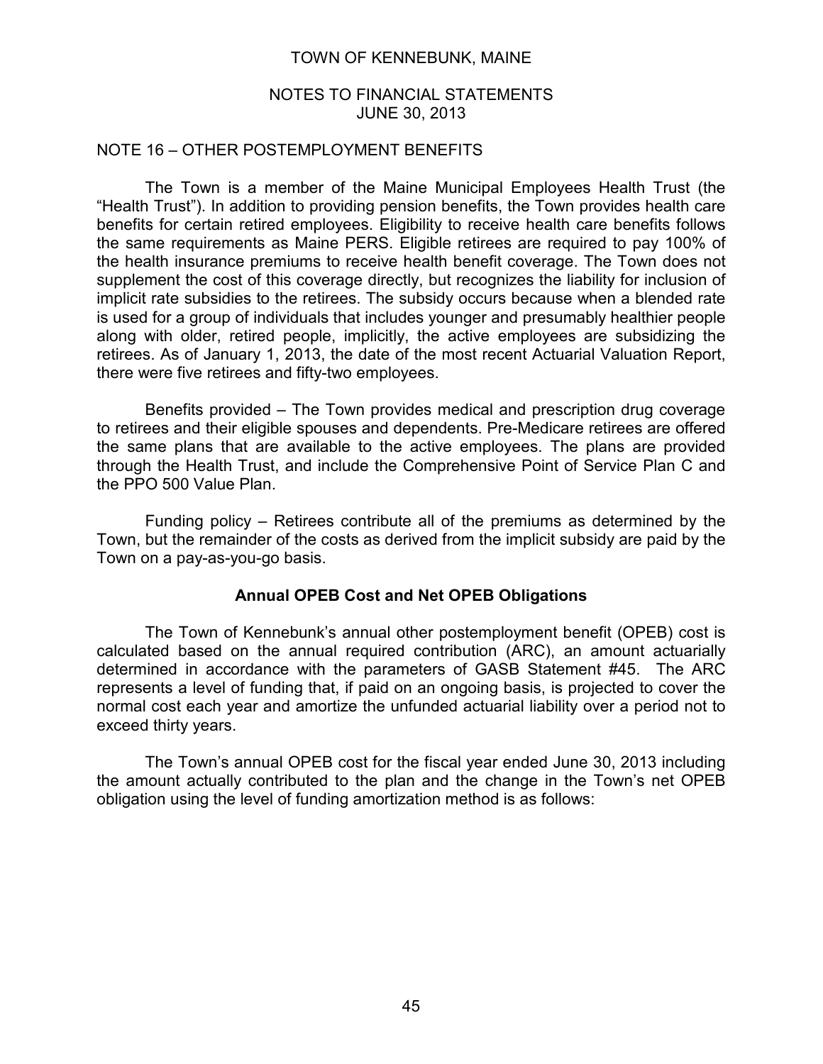## NOTE 16 – OTHER POSTEMPLOYMENT BENEFITS

The Town is a member of the Maine Municipal Employees Health Trust (the "Health Trust"). In addition to providing pension benefits, the Town provides health care benefits for certain retired employees. Eligibility to receive health care benefits follows the same requirements as Maine PERS. Eligible retirees are required to pay 100% of the health insurance premiums to receive health benefit coverage. The Town does not supplement the cost of this coverage directly, but recognizes the liability for inclusion of implicit rate subsidies to the retirees. The subsidy occurs because when a blended rate is used for a group of individuals that includes younger and presumably healthier people along with older, retired people, implicitly, the active employees are subsidizing the retirees. As of January 1, 2013, the date of the most recent Actuarial Valuation Report, there were five retirees and fifty-two employees.

Benefits provided – The Town provides medical and prescription drug coverage to retirees and their eligible spouses and dependents. Pre-Medicare retirees are offered the same plans that are available to the active employees. The plans are provided through the Health Trust, and include the Comprehensive Point of Service Plan C and the PPO 500 Value Plan.

Funding policy – Retirees contribute all of the premiums as determined by the Town, but the remainder of the costs as derived from the implicit subsidy are paid by the Town on a pay-as-you-go basis.

### Annual OPEB Cost and Net OPEB Obligations

The Town of Kennebunk's annual other postemployment benefit (OPEB) cost is calculated based on the annual required contribution (ARC), an amount actuarially determined in accordance with the parameters of GASB Statement #45. The ARC represents a level of funding that, if paid on an ongoing basis, is projected to cover the normal cost each year and amortize the unfunded actuarial liability over a period not to exceed thirty years.

The Town's annual OPEB cost for the fiscal year ended June 30, 2013 including the amount actually contributed to the plan and the change in the Town's net OPEB obligation using the level of funding amortization method is as follows: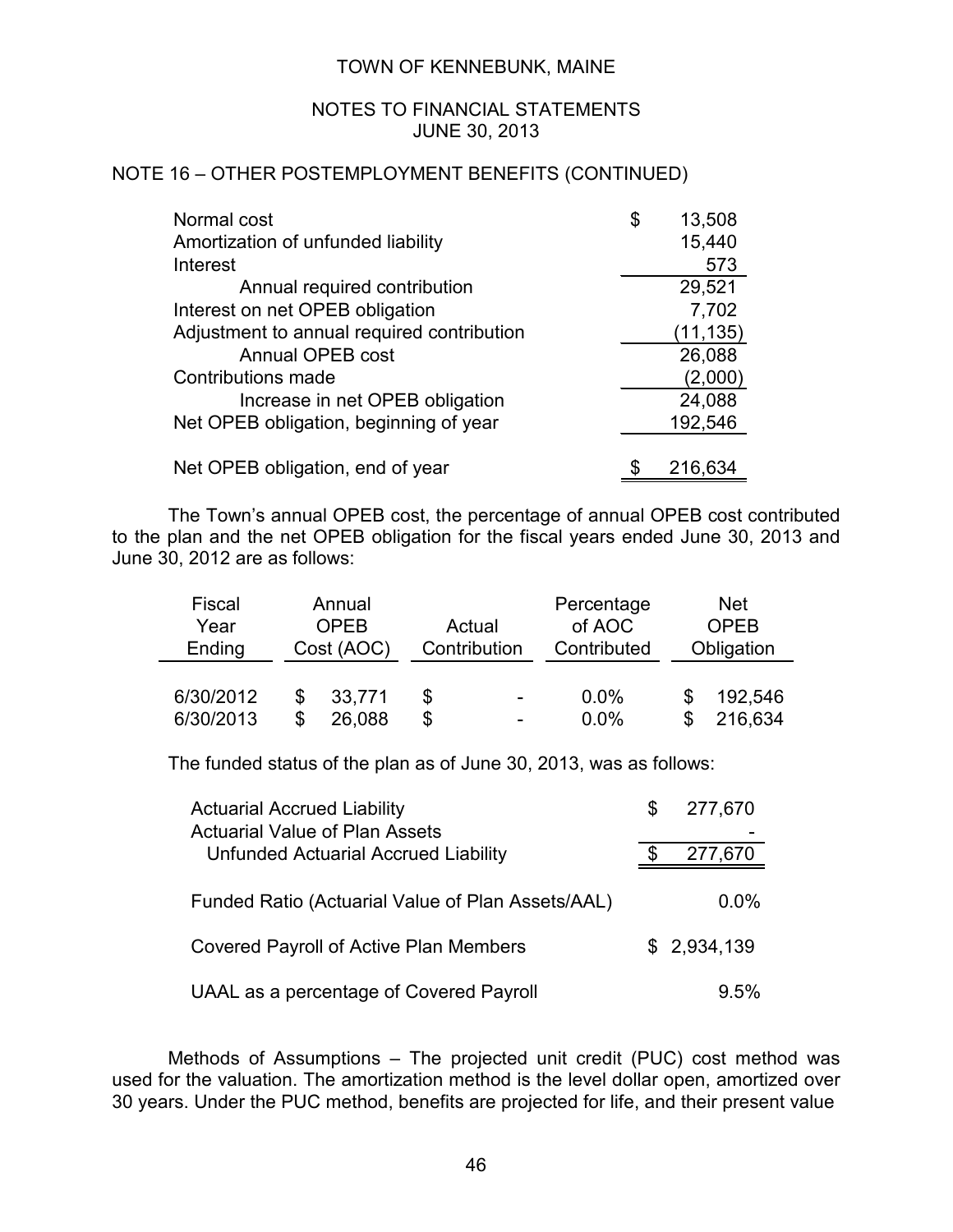## NOTE 16 – OTHER POSTEMPLOYMENT BENEFITS (CONTINUED)

| | |
|---|---|
| Normal cost | $ 13,508 |
| Amortization of unfunded liability | 15,440 |
| Interest | 573 |
| Annual required contribution | 29,521 |
| Interest on net OPEB obligation | 7,702 |
| Adjustment to annual required contribution | (11,135) |
| Annual OPEB cost | 26,088 |
| Contributions made | (2,000) |
| Increase in net OPEB obligation | 24,088 |
| Net OPEB obligation, beginning of year | 192,546 |
| Net OPEB obligation, end of year | $ 216,634 |

The Town's annual OPEB cost, the percentage of annual OPEB cost contributed to the plan and the net OPEB obligation for the fiscal years ended June 30, 2013 and June 30, 2012 are as follows:

| Fiscal Year Ending | Annual OPEB Cost (AOC) | Actual Contribution | Percentage of AOC Contributed | Net OPEB Obligation |
|---|---|---|---|---|
| 6/30/2012 | $ 33,771 | $ - | 0.0% | $ 192,546 |
| 6/30/2013 | $ 26,088 | $ - | 0.0% | $ 216,634 |

The funded status of the plan as of June 30, 2013, was as follows:

| | |
|---|---|
| Actuarial Accrued Liability | $ 277,670 |
| Actuarial Value of Plan Assets | - |
| Unfunded Actuarial Accrued Liability | $ 277,670 |
| Funded Ratio (Actuarial Value of Plan Assets/AAL) | 0.0% |
| Covered Payroll of Active Plan Members | $ 2,934,139 |
| UAAL as a percentage of Covered Payroll | 9.5% |

Methods of Assumptions – The projected unit credit (PUC) cost method was used for the valuation. The amortization method is the level dollar open, amortized over 30 years. Under the PUC method, benefits are projected for life, and their present value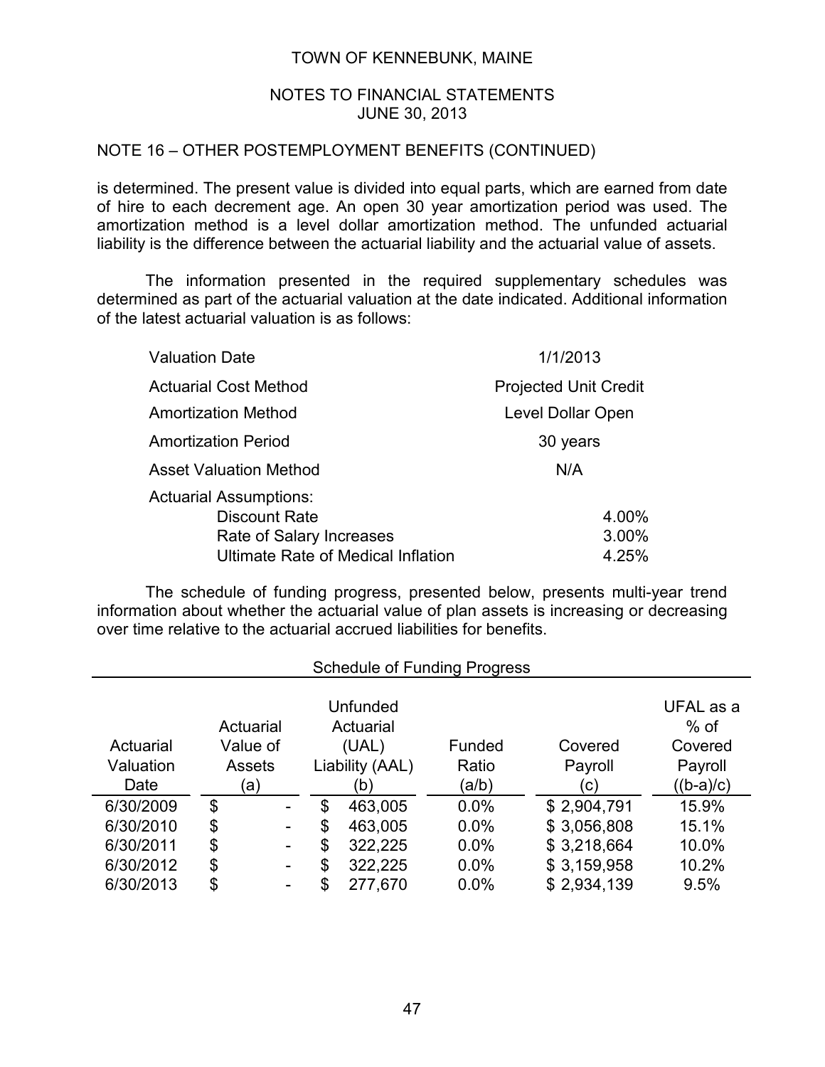TOWN OF KENNEBUNK, MAINE

NOTES TO FINANCIAL STATEMENTS
JUNE 30, 2013

## NOTE 16 – OTHER POSTEMPLOYMENT BENEFITS (CONTINUED)

is determined. The present value is divided into equal parts, which are earned from date of hire to each decrement age. An open 30 year amortization period was used. The amortization method is a level dollar amortization method. The unfunded actuarial liability is the difference between the actuarial liability and the actuarial value of assets.

The information presented in the required supplementary schedules was determined as part of the actuarial valuation at the date indicated. Additional information of the latest actuarial valuation is as follows:

| | |
|---|---|
| Valuation Date | 1/1/2013 |
| Actuarial Cost Method | Projected Unit Credit |
| Amortization Method | Level Dollar Open |
| Amortization Period | 30 years |
| Asset Valuation Method | N/A |
| Actuarial Assumptions: | |
| Discount Rate | 4.00% |
| Rate of Salary Increases | 3.00% |
| Ultimate Rate of Medical Inflation | 4.25% |

The schedule of funding progress, presented below, presents multi-year trend information about whether the actuarial value of plan assets is increasing or decreasing over time relative to the actuarial accrued liabilities for benefits.

Schedule of Funding Progress

| Actuarial Valuation Date | Actuarial Value of Assets (a) | Unfunded Actuarial (UAL) Liability (AAL) (b) | Funded Ratio (a/b) | Covered Payroll (c) | UFAL as a % of Covered Payroll ((b-a)/c) |
|---|---|---|---|---|---|
| 6/30/2009 | $ - | $ 463,005 | 0.0% | $ 2,904,791 | 15.9% |
| 6/30/2010 | $ - | $ 463,005 | 0.0% | $ 3,056,808 | 15.1% |
| 6/30/2011 | $ - | $ 322,225 | 0.0% | $ 3,218,664 | 10.0% |
| 6/30/2012 | $ - | $ 322,225 | 0.0% | $ 3,159,958 | 10.2% |
| 6/30/2013 | $ - | $ 277,670 | 0.0% | $ 2,934,139 | 9.5% |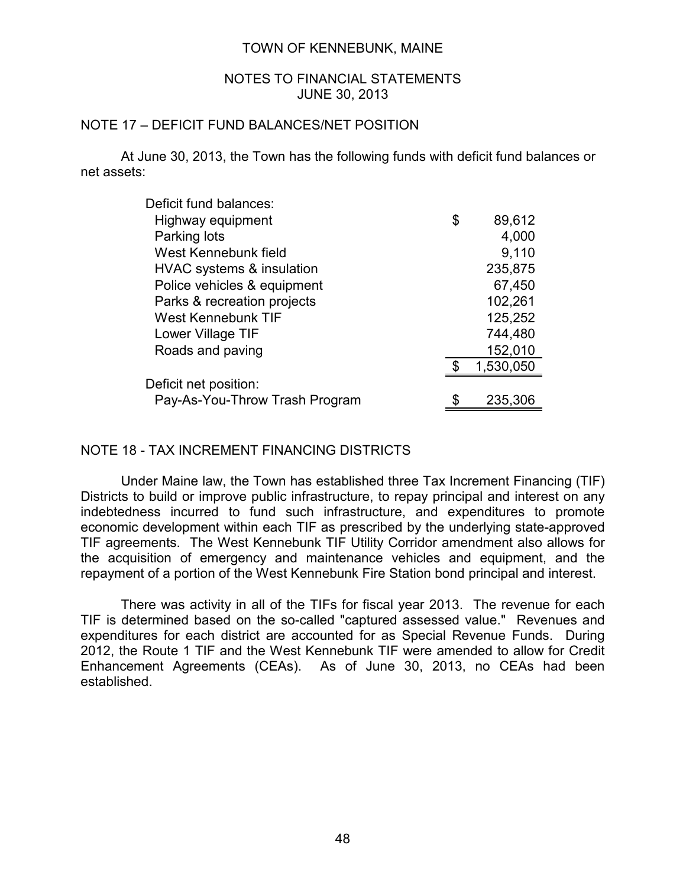## NOTE 17 – DEFICIT FUND BALANCES/NET POSITION

At June 30, 2013, the Town has the following funds with deficit fund balances or net assets:

| | |
|---|---|
| Deficit fund balances: | |
| Highway equipment | $ 89,612 |
| Parking lots | 4,000 |
| West Kennebunk field | 9,110 |
| HVAC systems & insulation | 235,875 |
| Police vehicles & equipment | 67,450 |
| Parks & recreation projects | 102,261 |
| West Kennebunk TIF | 125,252 |
| Lower Village TIF | 744,480 |
| Roads and paving | 152,010 |
| | $ 1,530,050 |
| Deficit net position: | |
| Pay-As-You-Throw Trash Program | $ 235,306 |

## NOTE 18 - TAX INCREMENT FINANCING DISTRICTS

Under Maine law, the Town has established three Tax Increment Financing (TIF) Districts to build or improve public infrastructure, to repay principal and interest on any indebtedness incurred to fund such infrastructure, and expenditures to promote economic development within each TIF as prescribed by the underlying state-approved TIF agreements. The West Kennebunk TIF Utility Corridor amendment also allows for the acquisition of emergency and maintenance vehicles and equipment, and the repayment of a portion of the West Kennebunk Fire Station bond principal and interest.

There was activity in all of the TIFs for fiscal year 2013. The revenue for each TIF is determined based on the so-called "captured assessed value." Revenues and expenditures for each district are accounted for as Special Revenue Funds. During 2012, the Route 1 TIF and the West Kennebunk TIF were amended to allow for Credit Enhancement Agreements (CEAs). As of June 30, 2013, no CEAs had been established.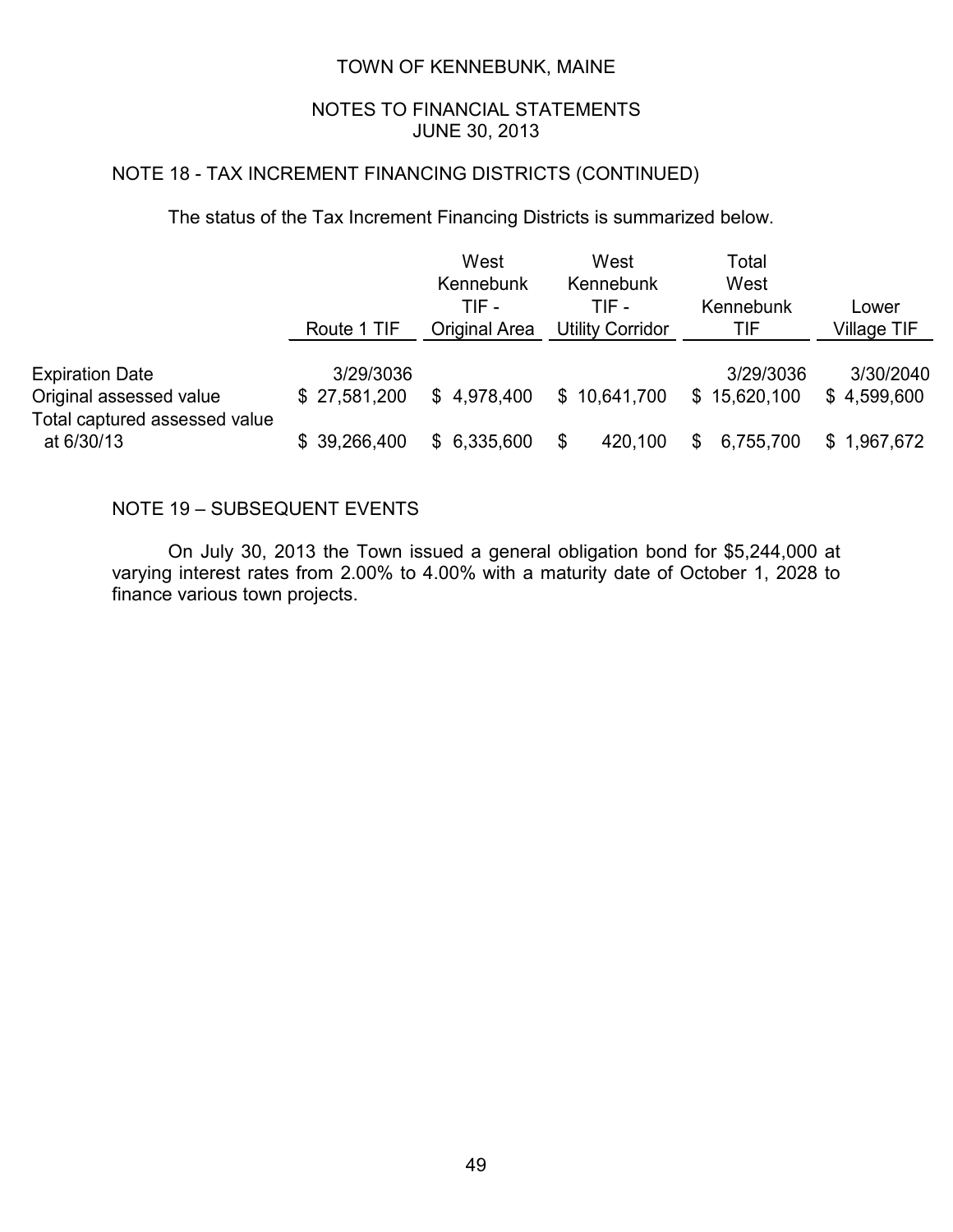TOWN OF KENNEBUNK, MAINE

NOTES TO FINANCIAL STATEMENTS
JUNE 30, 2013

## NOTE 18 - TAX INCREMENT FINANCING DISTRICTS (CONTINUED)

The status of the Tax Increment Financing Districts is summarized below.

| | Route 1 TIF | West Kennebunk TIF - Original Area | West Kennebunk TIF - Utility Corridor | Total West Kennebunk TIF | Lower Village TIF |
|---|---|---|---|---|---|
| Expiration Date | 3/29/3036 | | | 3/29/3036 | 3/30/2040 |
| Original assessed value | $ 27,581,200 | $ 4,978,400 | $ 10,641,700 | $ 15,620,100 | $ 4,599,600 |
| Total captured assessed value at 6/30/13 | $ 39,266,400 | $ 6,335,600 | $ 420,100 | $ 6,755,700 | $ 1,967,672 |

## NOTE 19 – SUBSEQUENT EVENTS

On July 30, 2013 the Town issued a general obligation bond for $5,244,000 at varying interest rates from 2.00% to 4.00% with a maturity date of October 1, 2028 to finance various town projects.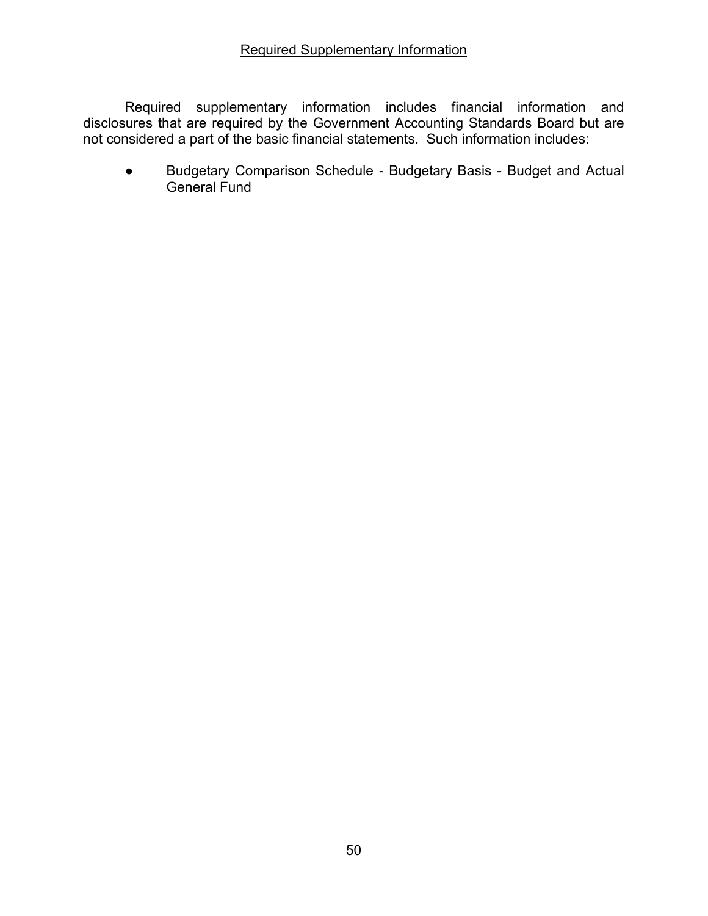## Required Supplementary Information

Required supplementary information includes financial information and disclosures that are required by the Government Accounting Standards Board but are not considered a part of the basic financial statements. Such information includes:

- Budgetary Comparison Schedule - Budgetary Basis - Budget and Actual General Fund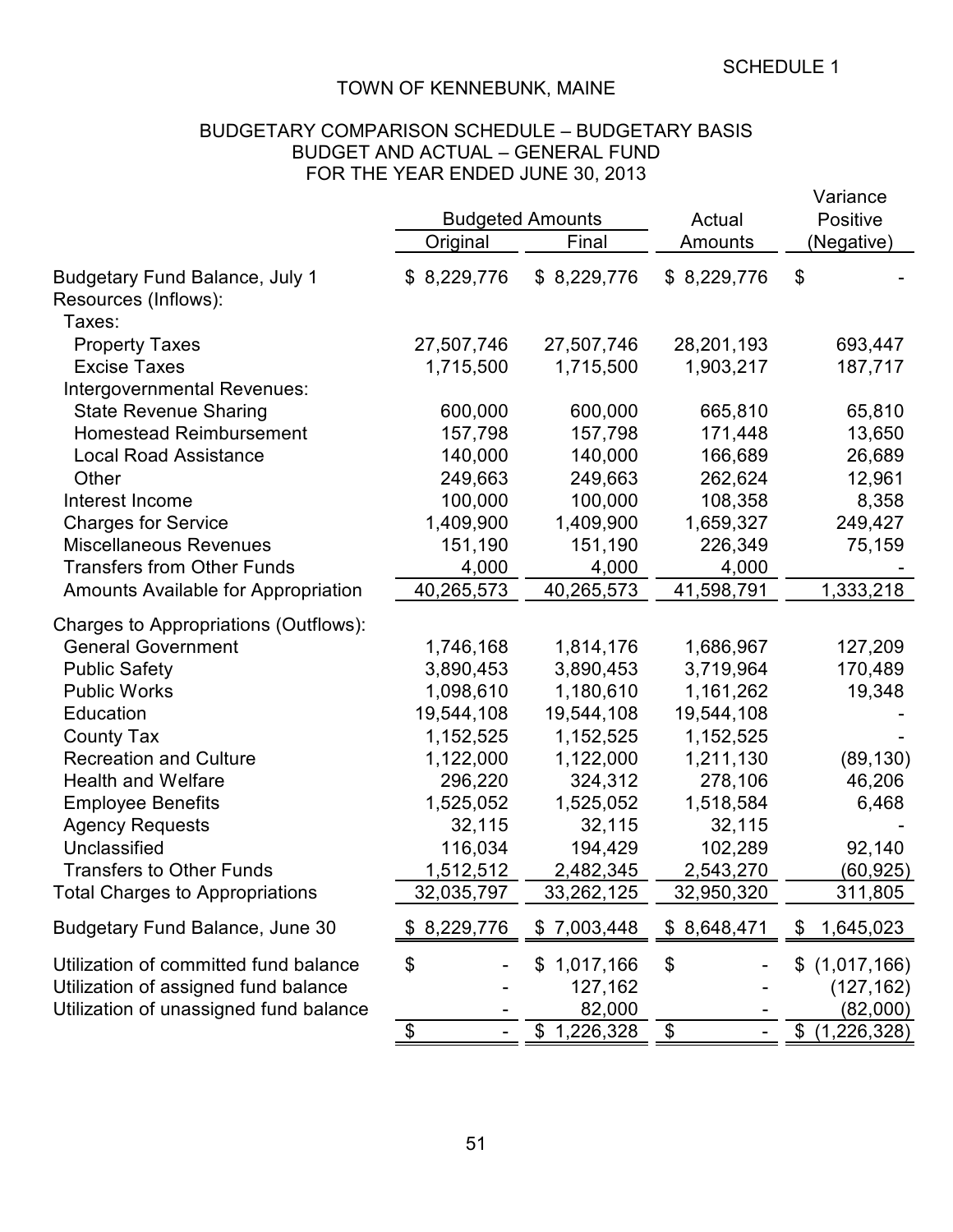SCHEDULE 1

# TOWN OF KENNEBUNK, MAINE

## BUDGETARY COMPARISON SCHEDULE – BUDGETARY BASIS
## BUDGET AND ACTUAL – GENERAL FUND
## FOR THE YEAR ENDED JUNE 30, 2013

| | Budgeted Amounts | | Actual | Variance Positive |
|---|---|---|---|---|
| | Original | Final | Amounts | (Negative) |
| Budgetary Fund Balance, July 1 | $ 8,229,776 | $ 8,229,776 | $ 8,229,776 | $ - |
| Resources (Inflows): | | | | |
| Taxes: | | | | |
| Property Taxes | 27,507,746 | 27,507,746 | 28,201,193 | 693,447 |
| Excise Taxes | 1,715,500 | 1,715,500 | 1,903,217 | 187,717 |
| Intergovernmental Revenues: | | | | |
| State Revenue Sharing | 600,000 | 600,000 | 665,810 | 65,810 |
| Homestead Reimbursement | 157,798 | 157,798 | 171,448 | 13,650 |
| Local Road Assistance | 140,000 | 140,000 | 166,689 | 26,689 |
| Other | 249,663 | 249,663 | 262,624 | 12,961 |
| Interest Income | 100,000 | 100,000 | 108,358 | 8,358 |
| Charges for Service | 1,409,900 | 1,409,900 | 1,659,327 | 249,427 |
| Miscellaneous Revenues | 151,190 | 151,190 | 226,349 | 75,159 |
| Transfers from Other Funds | 4,000 | 4,000 | 4,000 | - |
| Amounts Available for Appropriation | 40,265,573 | 40,265,573 | 41,598,791 | 1,333,218 |
| Charges to Appropriations (Outflows): | | | | |
| General Government | 1,746,168 | 1,814,176 | 1,686,967 | 127,209 |
| Public Safety | 3,890,453 | 3,890,453 | 3,719,964 | 170,489 |
| Public Works | 1,098,610 | 1,180,610 | 1,161,262 | 19,348 |
| Education | 19,544,108 | 19,544,108 | 19,544,108 | - |
| County Tax | 1,152,525 | 1,152,525 | 1,152,525 | - |
| Recreation and Culture | 1,122,000 | 1,122,000 | 1,211,130 | (89,130) |
| Health and Welfare | 296,220 | 324,312 | 278,106 | 46,206 |
| Employee Benefits | 1,525,052 | 1,525,052 | 1,518,584 | 6,468 |
| Agency Requests | 32,115 | 32,115 | 32,115 | - |
| Unclassified | 116,034 | 194,429 | 102,289 | 92,140 |
| Transfers to Other Funds | 1,512,512 | 2,482,345 | 2,543,270 | (60,925) |
| Total Charges to Appropriations | 32,035,797 | 33,262,125 | 32,950,320 | 311,805 |
| Budgetary Fund Balance, June 30 | $ 8,229,776 | $ 7,003,448 | $ 8,648,471 | $ 1,645,023 |
| Utilization of committed fund balance | $ - | $ 1,017,166 | $ - | $ (1,017,166) |
| Utilization of assigned fund balance | - | 127,162 | - | (127,162) |
| Utilization of unassigned fund balance | - | 82,000 | - | (82,000) |
| | $ - | $ 1,226,328 | $ - | $ (1,226,328) |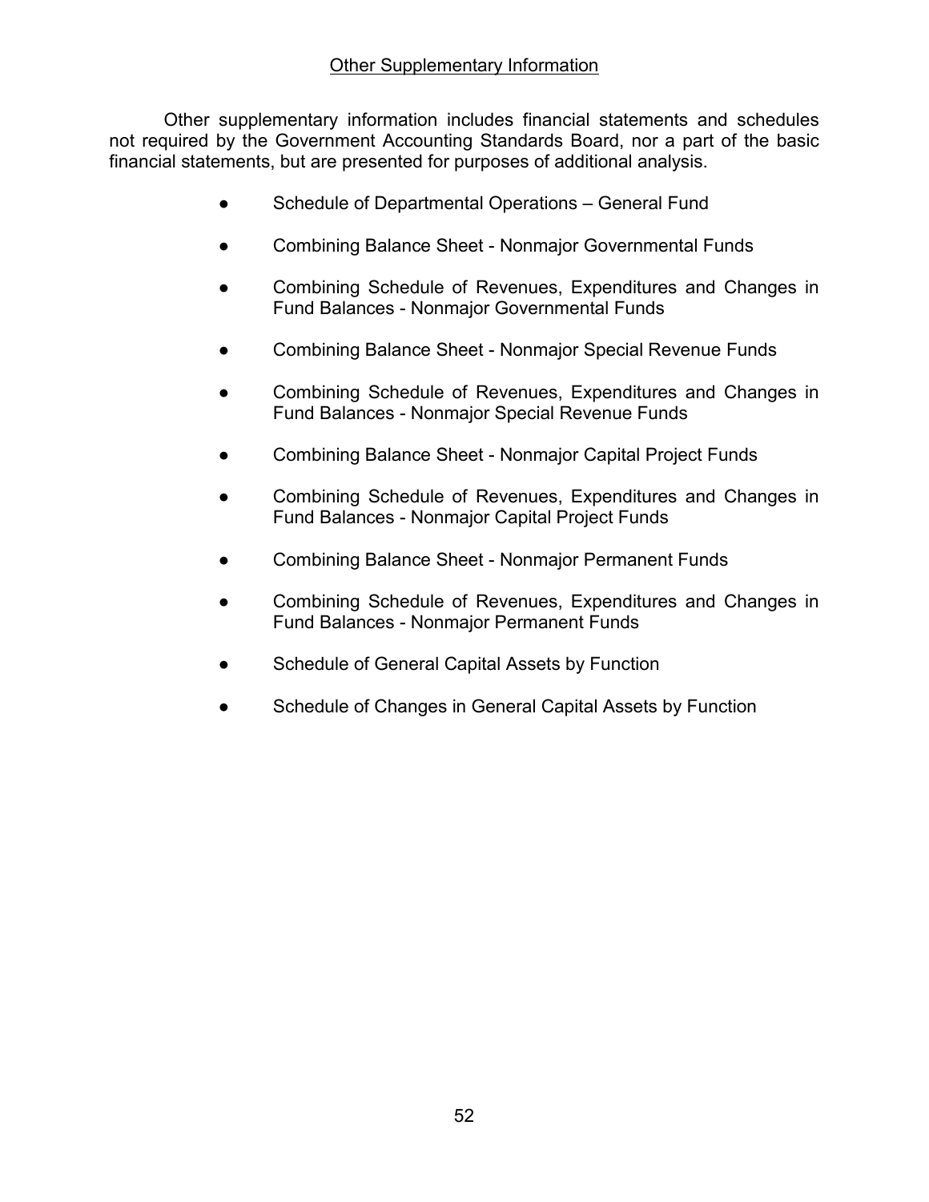## Other Supplementary Information

Other supplementary information includes financial statements and schedules not required by the Government Accounting Standards Board, nor a part of the basic financial statements, but are presented for purposes of additional analysis.

- Schedule of Departmental Operations – General Fund
- Combining Balance Sheet - Nonmajor Governmental Funds
- Combining Schedule of Revenues, Expenditures and Changes in Fund Balances - Nonmajor Governmental Funds
- Combining Balance Sheet - Nonmajor Special Revenue Funds
- Combining Schedule of Revenues, Expenditures and Changes in Fund Balances - Nonmajor Special Revenue Funds
- Combining Balance Sheet - Nonmajor Capital Project Funds
- Combining Schedule of Revenues, Expenditures and Changes in Fund Balances - Nonmajor Capital Project Funds
- Combining Balance Sheet - Nonmajor Permanent Funds
- Combining Schedule of Revenues, Expenditures and Changes in Fund Balances - Nonmajor Permanent Funds
- Schedule of General Capital Assets by Function
- Schedule of Changes in General Capital Assets by Function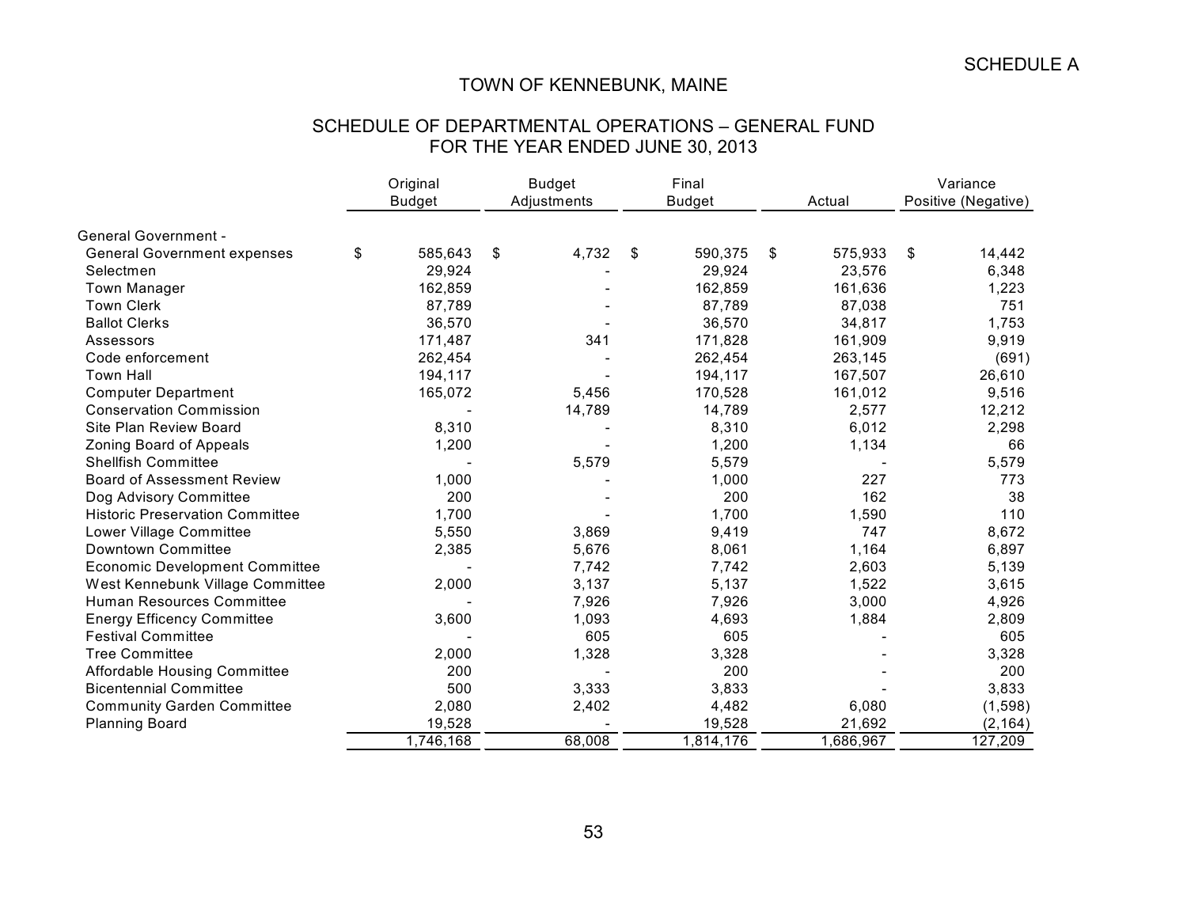SCHEDULE A

# TOWN OF KENNEBUNK, MAINE

## SCHEDULE OF DEPARTMENTAL OPERATIONS – GENERAL FUND
## FOR THE YEAR ENDED JUNE 30, 2013

| | Original Budget | Budget Adjustments | Final Budget | Actual | Variance Positive (Negative) |
|---|---|---|---|---|---|
| General Government - | | | | | |
| General Government expenses | $ 585,643 | $ 4,732 | $ 590,375 | $ 575,933 | $ 14,442 |
| Selectmen | 29,924 | - | 29,924 | 23,576 | 6,348 |
| Town Manager | 162,859 | - | 162,859 | 161,636 | 1,223 |
| Town Clerk | 87,789 | - | 87,789 | 87,038 | 751 |
| Ballot Clerks | 36,570 | - | 36,570 | 34,817 | 1,753 |
| Assessors | 171,487 | 341 | 171,828 | 161,909 | 9,919 |
| Code enforcement | 262,454 | - | 262,454 | 263,145 | (691) |
| Town Hall | 194,117 | - | 194,117 | 167,507 | 26,610 |
| Computer Department | 165,072 | 5,456 | 170,528 | 161,012 | 9,516 |
| Conservation Commission | - | 14,789 | 14,789 | 2,577 | 12,212 |
| Site Plan Review Board | 8,310 | - | 8,310 | 6,012 | 2,298 |
| Zoning Board of Appeals | 1,200 | - | 1,200 | 1,134 | 66 |
| Shellfish Committee | - | 5,579 | 5,579 | - | 5,579 |
| Board of Assessment Review | 1,000 | - | 1,000 | 227 | 773 |
| Dog Advisory Committee | 200 | - | 200 | 162 | 38 |
| Historic Preservation Committee | 1,700 | - | 1,700 | 1,590 | 110 |
| Lower Village Committee | 5,550 | 3,869 | 9,419 | 747 | 8,672 |
| Downtown Committee | 2,385 | 5,676 | 8,061 | 1,164 | 6,897 |
| Economic Development Committee | - | 7,742 | 7,742 | 2,603 | 5,139 |
| West Kennebunk Village Committee | 2,000 | 3,137 | 5,137 | 1,522 | 3,615 |
| Human Resources Committee | - | 7,926 | 7,926 | 3,000 | 4,926 |
| Energy Efficency Committee | 3,600 | 1,093 | 4,693 | 1,884 | 2,809 |
| Festival Committee | - | 605 | 605 | - | 605 |
| Tree Committee | 2,000 | 1,328 | 3,328 | - | 3,328 |
| Affordable Housing Committee | 200 | - | 200 | - | 200 |
| Bicentennial Committee | 500 | 3,333 | 3,833 | - | 3,833 |
| Community Garden Committee | 2,080 | 2,402 | 4,482 | 6,080 | (1,598) |
| Planning Board | 19,528 | - | 19,528 | 21,692 | (2,164) |
| | 1,746,168 | 68,008 | 1,814,176 | 1,686,967 | 127,209 |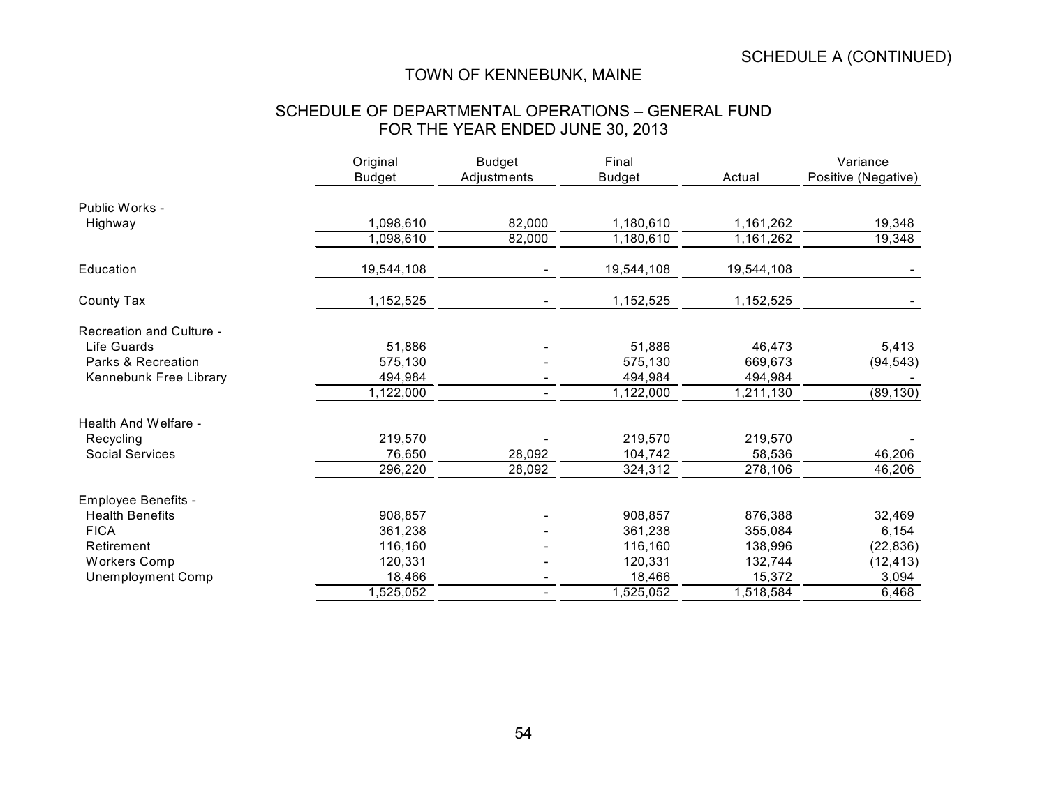SCHEDULE A (CONTINUED)

# TOWN OF KENNEBUNK, MAINE

## SCHEDULE OF DEPARTMENTAL OPERATIONS – GENERAL FUND
## FOR THE YEAR ENDED JUNE 30, 2013

| | Original Budget | Budget Adjustments | Final Budget | Actual | Variance Positive (Negative) |
|---|---|---|---|---|---|
| Public Works - | | | | | |
| Highway | 1,098,610 | 82,000 | 1,180,610 | 1,161,262 | 19,348 |
| | 1,098,610 | 82,000 | 1,180,610 | 1,161,262 | 19,348 |
| Education | 19,544,108 | - | 19,544,108 | 19,544,108 | - |
| County Tax | 1,152,525 | - | 1,152,525 | 1,152,525 | - |
| Recreation and Culture - | | | | | |
| Life Guards | 51,886 | - | 51,886 | 46,473 | 5,413 |
| Parks & Recreation | 575,130 | - | 575,130 | 669,673 | (94,543) |
| Kennebunk Free Library | 494,984 | - | 494,984 | 494,984 | - |
| | 1,122,000 | - | 1,122,000 | 1,211,130 | (89,130) |
| Health And Welfare - | | | | | |
| Recycling | 219,570 | - | 219,570 | 219,570 | - |
| Social Services | 76,650 | 28,092 | 104,742 | 58,536 | 46,206 |
| | 296,220 | 28,092 | 324,312 | 278,106 | 46,206 |
| Employee Benefits - | | | | | |
| Health Benefits | 908,857 | - | 908,857 | 876,388 | 32,469 |
| FICA | 361,238 | - | 361,238 | 355,084 | 6,154 |
| Retirement | 116,160 | - | 116,160 | 138,996 | (22,836) |
| Workers Comp | 120,331 | - | 120,331 | 132,744 | (12,413) |
| Unemployment Comp | 18,466 | - | 18,466 | 15,372 | 3,094 |
| | 1,525,052 | - | 1,525,052 | 1,518,584 | 6,468 |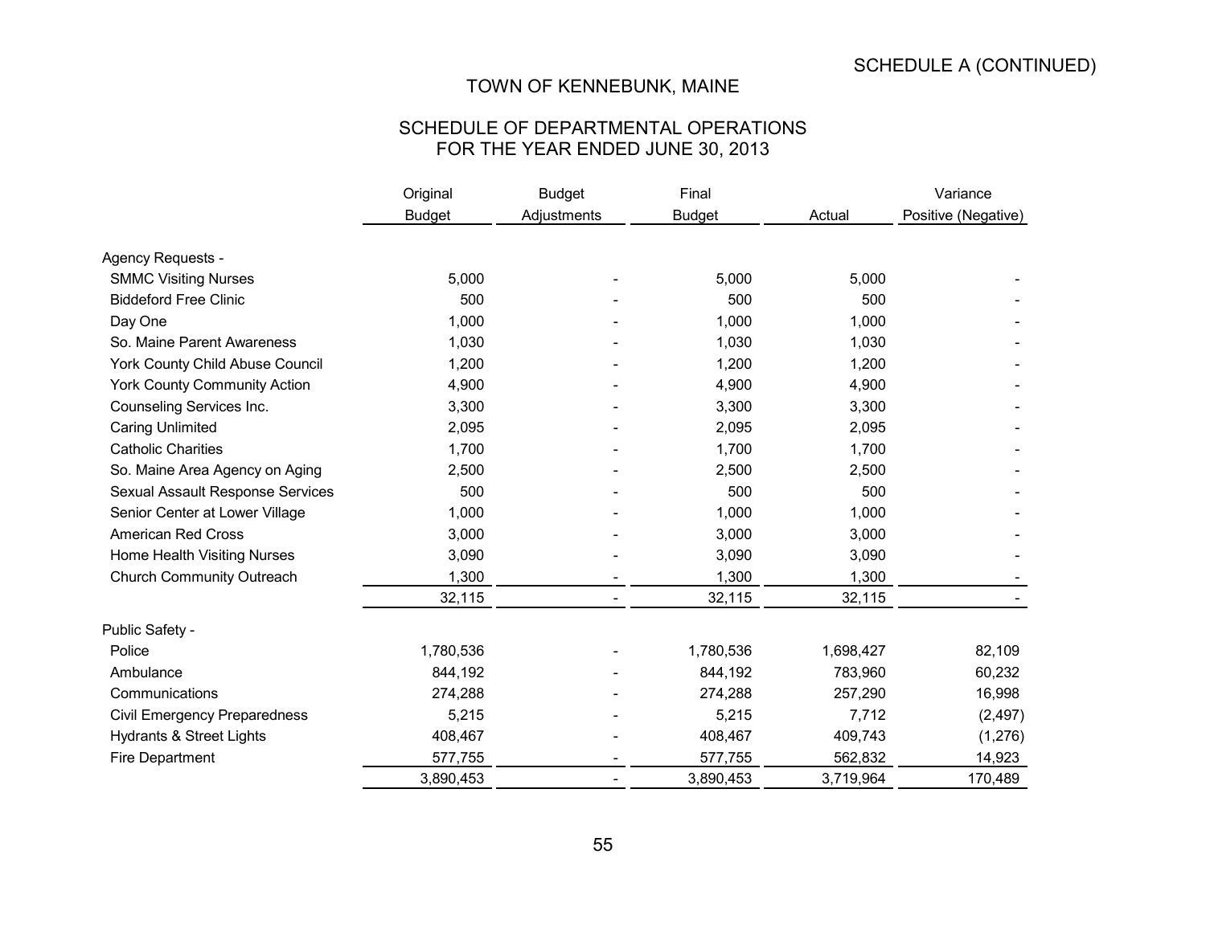SCHEDULE A (CONTINUED)

# TOWN OF KENNEBUNK, MAINE

## SCHEDULE OF DEPARTMENTAL OPERATIONS
## FOR THE YEAR ENDED JUNE 30, 2013

| | Original Budget | Budget Adjustments | Final Budget | Actual | Variance Positive (Negative) |
|---|---|---|---|---|---|
| Agency Requests - | | | | | |
| SMMC Visiting Nurses | 5,000 | - | 5,000 | 5,000 | - |
| Biddeford Free Clinic | 500 | - | 500 | 500 | - |
| Day One | 1,000 | - | 1,000 | 1,000 | - |
| So. Maine Parent Awareness | 1,030 | - | 1,030 | 1,030 | - |
| York County Child Abuse Council | 1,200 | - | 1,200 | 1,200 | - |
| York County Community Action | 4,900 | - | 4,900 | 4,900 | - |
| Counseling Services Inc. | 3,300 | - | 3,300 | 3,300 | - |
| Caring Unlimited | 2,095 | - | 2,095 | 2,095 | - |
| Catholic Charities | 1,700 | - | 1,700 | 1,700 | - |
| So. Maine Area Agency on Aging | 2,500 | - | 2,500 | 2,500 | - |
| Sexual Assault Response Services | 500 | - | 500 | 500 | - |
| Senior Center at Lower Village | 1,000 | - | 1,000 | 1,000 | - |
| American Red Cross | 3,000 | - | 3,000 | 3,000 | - |
| Home Health Visiting Nurses | 3,090 | - | 3,090 | 3,090 | - |
| Church Community Outreach | 1,300 | - | 1,300 | 1,300 | - |
| | 32,115 | - | 32,115 | 32,115 | - |
| Public Safety - | | | | | |
| Police | 1,780,536 | - | 1,780,536 | 1,698,427 | 82,109 |
| Ambulance | 844,192 | - | 844,192 | 783,960 | 60,232 |
| Communications | 274,288 | - | 274,288 | 257,290 | 16,998 |
| Civil Emergency Preparedness | 5,215 | - | 5,215 | 7,712 | (2,497) |
| Hydrants & Street Lights | 408,467 | - | 408,467 | 409,743 | (1,276) |
| Fire Department | 577,755 | - | 577,755 | 562,832 | 14,923 |
| | 3,890,453 | - | 3,890,453 | 3,719,964 | 170,489 |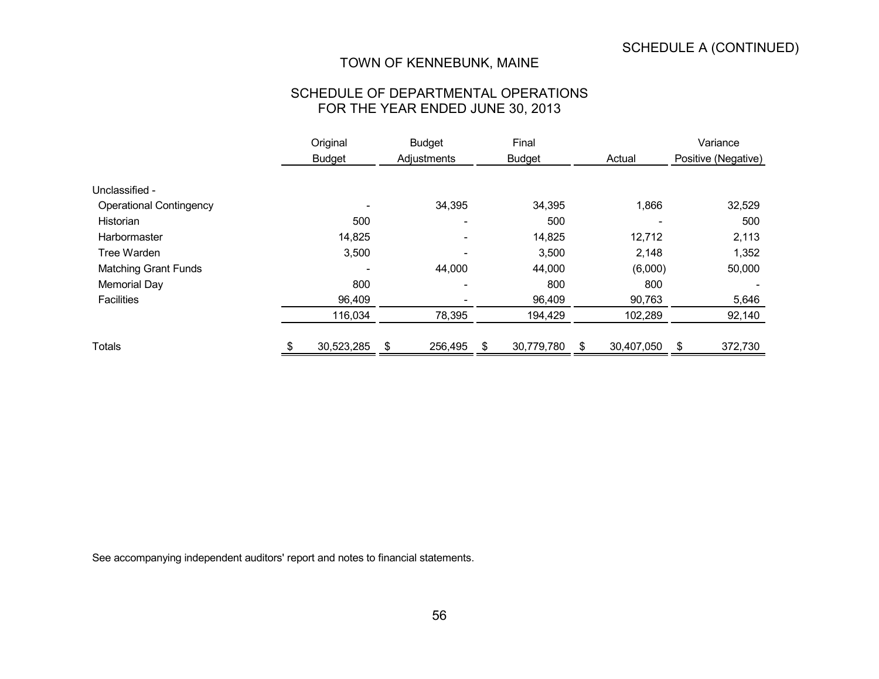SCHEDULE A (CONTINUED)

# TOWN OF KENNEBUNK, MAINE

## SCHEDULE OF DEPARTMENTAL OPERATIONS
## FOR THE YEAR ENDED JUNE 30, 2013

| | Original Budget | Budget Adjustments | Final Budget | Actual | Variance Positive (Negative) |
|---|---|---|---|---|---|
| Unclassified - | | | | | |
| Operational Contingency | - | 34,395 | 34,395 | 1,866 | 32,529 |
| Historian | 500 | - | 500 | - | 500 |
| Harbormaster | 14,825 | - | 14,825 | 12,712 | 2,113 |
| Tree Warden | 3,500 | - | 3,500 | 2,148 | 1,352 |
| Matching Grant Funds | - | 44,000 | 44,000 | (6,000) | 50,000 |
| Memorial Day | 800 | - | 800 | 800 | - |
| Facilities | 96,409 | - | 96,409 | 90,763 | 5,646 |
| | 116,034 | 78,395 | 194,429 | 102,289 | 92,140 |
| Totals | $ 30,523,285 | $ 256,495 | $ 30,779,780 | $ 30,407,050 | $ 372,730 |

See accompanying independent auditors' report and notes to financial statements.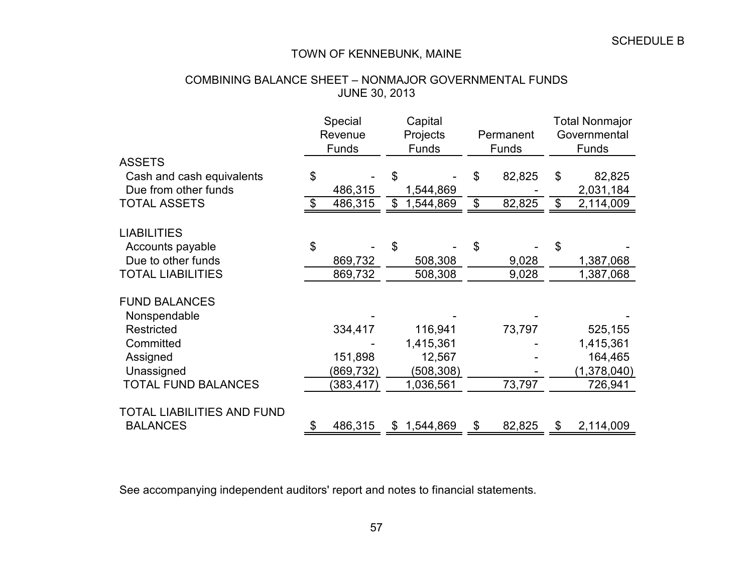SCHEDULE B

# TOWN OF KENNEBUNK, MAINE

## COMBINING BALANCE SHEET – NONMAJOR GOVERNMENTAL FUNDS
## JUNE 30, 2013

| | Special Revenue Funds | Capital Projects Funds | Permanent Funds | Total Nonmajor Governmental Funds |
|---|---|---|---|---|
| ASSETS | | | | |
| Cash and cash equivalents | $ - | $ - | $ 82,825 | $ 82,825 |
| Due from other funds | 486,315 | 1,544,869 | - | 2,031,184 |
| TOTAL ASSETS | $ 486,315 | $ 1,544,869 | $ 82,825 | $ 2,114,009 |
| | | | | |
| LIABILITIES | | | | |
| Accounts payable | $ - | $ - | $ - | $ - |
| Due to other funds | 869,732 | 508,308 | 9,028 | 1,387,068 |
| TOTAL LIABILITIES | 869,732 | 508,308 | 9,028 | 1,387,068 |
| | | | | |
| FUND BALANCES | | | | |
| Nonspendable | - | - | - | - |
| Restricted | 334,417 | 116,941 | 73,797 | 525,155 |
| Committed | - | 1,415,361 | - | 1,415,361 |
| Assigned | 151,898 | 12,567 | - | 164,465 |
| Unassigned | (869,732) | (508,308) | - | (1,378,040) |
| TOTAL FUND BALANCES | (383,417) | 1,036,561 | 73,797 | 726,941 |
| | | | | |
| TOTAL LIABILITIES AND FUND BALANCES | $ 486,315 | $ 1,544,869 | $ 82,825 | $ 2,114,009 |

See accompanying independent auditors' report and notes to financial statements.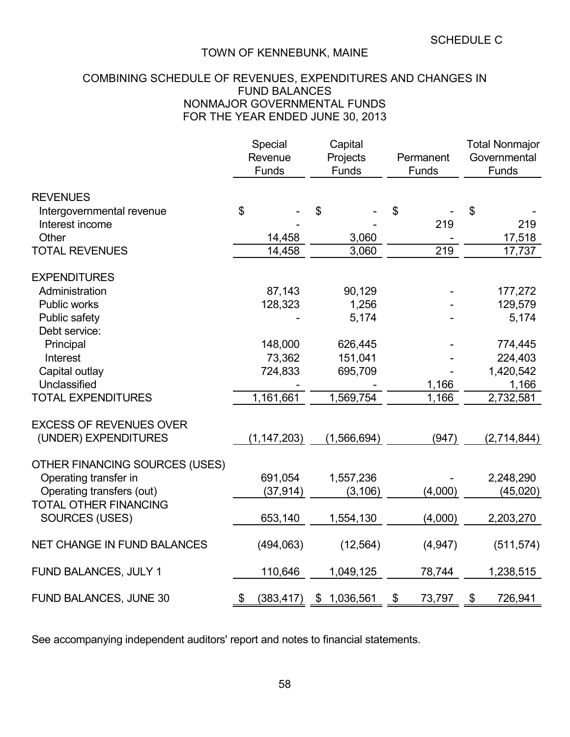SCHEDULE C

# TOWN OF KENNEBUNK, MAINE

## COMBINING SCHEDULE OF REVENUES, EXPENDITURES AND CHANGES IN FUND BALANCES NONMAJOR GOVERNMENTAL FUNDS FOR THE YEAR ENDED JUNE 30, 2013

| | Special Revenue Funds | Capital Projects Funds | Permanent Funds | Total Nonmajor Governmental Funds |
|---|---|---|---|---|
| REVENUES | | | | |
| Intergovernmental revenue | $ - | $ - | $ - | $ - |
| Interest income | - | - | 219 | 219 |
| Other | 14,458 | 3,060 | - | 17,518 |
| TOTAL REVENUES | 14,458 | 3,060 | 219 | 17,737 |
| EXPENDITURES | | | | |
| Administration | 87,143 | 90,129 | - | 177,272 |
| Public works | 128,323 | 1,256 | - | 129,579 |
| Public safety | - | 5,174 | - | 5,174 |
| Debt service: | | | | |
| Principal | 148,000 | 626,445 | - | 774,445 |
| Interest | 73,362 | 151,041 | - | 224,403 |
| Capital outlay | 724,833 | 695,709 | - | 1,420,542 |
| Unclassified | - | - | 1,166 | 1,166 |
| TOTAL EXPENDITURES | 1,161,661 | 1,569,754 | 1,166 | 2,732,581 |
| EXCESS OF REVENUES OVER (UNDER) EXPENDITURES | (1,147,203) | (1,566,694) | (947) | (2,714,844) |
| OTHER FINANCING SOURCES (USES) | | | | |
| Operating transfer in | 691,054 | 1,557,236 | - | 2,248,290 |
| Operating transfers (out) | (37,914) | (3,106) | (4,000) | (45,020) |
| TOTAL OTHER FINANCING SOURCES (USES) | 653,140 | 1,554,130 | (4,000) | 2,203,270 |
| NET CHANGE IN FUND BALANCES | (494,063) | (12,564) | (4,947) | (511,574) |
| FUND BALANCES, JULY 1 | 110,646 | 1,049,125 | 78,744 | 1,238,515 |
| FUND BALANCES, JUNE 30 | $ (383,417) | $ 1,036,561 | $ 73,797 | $ 726,941 |

See accompanying independent auditors' report and notes to financial statements.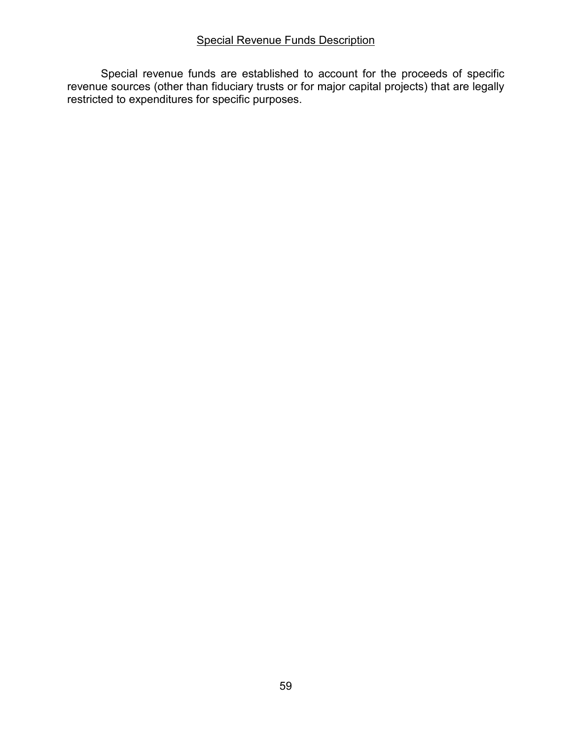## Special Revenue Funds Description

Special revenue funds are established to account for the proceeds of specific revenue sources (other than fiduciary trusts or for major capital projects) that are legally restricted to expenditures for specific purposes.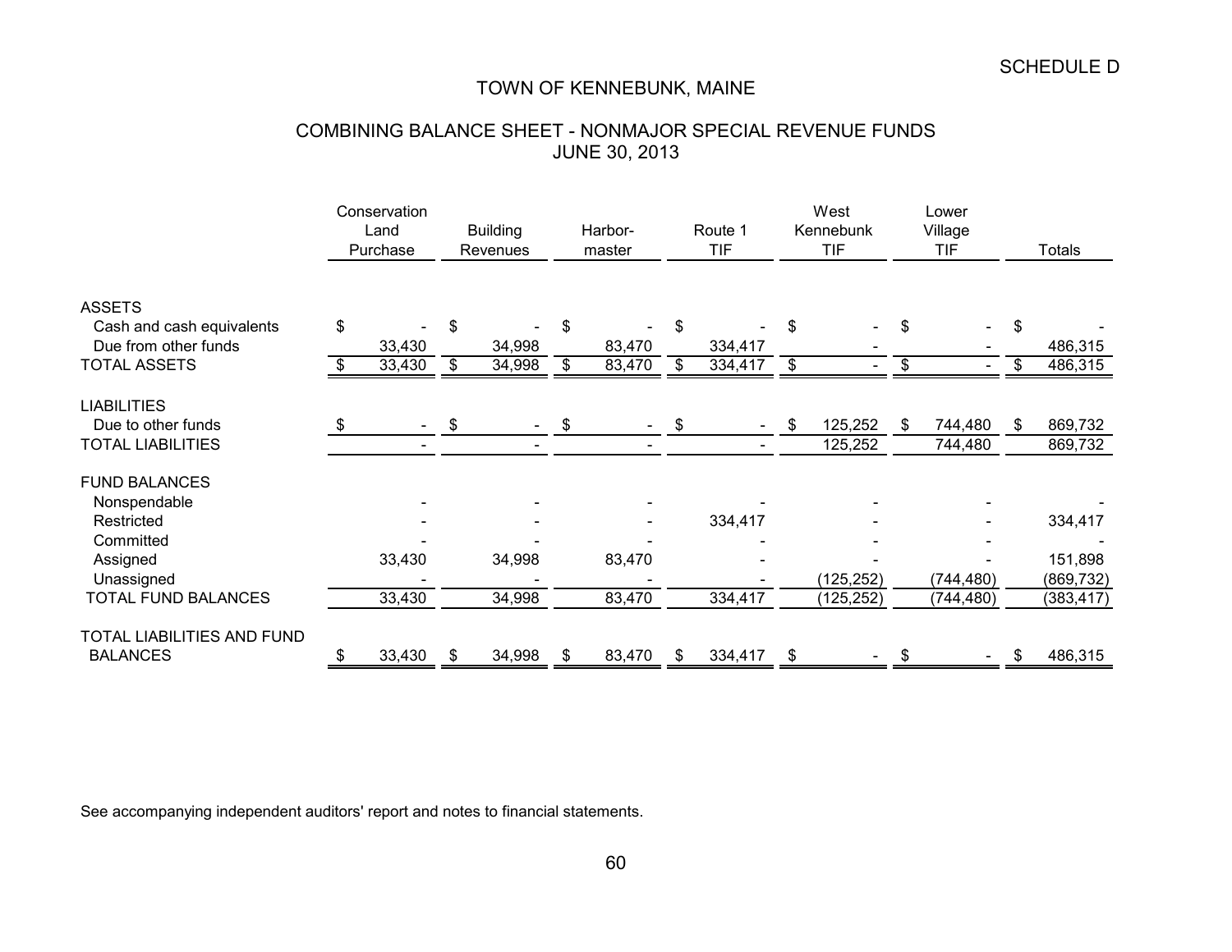SCHEDULE D

# TOWN OF KENNEBUNK, MAINE

## COMBINING BALANCE SHEET - NONMAJOR SPECIAL REVENUE FUNDS
## JUNE 30, 2013

| | Conservation Land Purchase | Building Revenues | Harbor-master | Route 1 TIF | West Kennebunk TIF | Lower Village TIF | Totals |
|---|---|---|---|---|---|---|---|
| ASSETS | | | | | | | |
| Cash and cash equivalents | $ - | $ - | $ - | $ - | $ - | $ - | $ - |
| Due from other funds | 33,430 | 34,998 | 83,470 | 334,417 | - | - | 486,315 |
| TOTAL ASSETS | $ 33,430 | $ 34,998 | $ 83,470 | $ 334,417 | $ - | $ - | $ 486,315 |
| LIABILITIES | | | | | | | |
| Due to other funds | $ - | $ - | $ - | $ - | $ 125,252 | $ 744,480 | $ 869,732 |
| TOTAL LIABILITIES | - | - | - | - | 125,252 | 744,480 | 869,732 |
| FUND BALANCES | | | | | | | |
| Nonspendable | - | - | - | - | - | - | - |
| Restricted | - | - | - | 334,417 | - | - | 334,417 |
| Committed | - | - | - | - | - | - | - |
| Assigned | 33,430 | 34,998 | 83,470 | - | - | - | 151,898 |
| Unassigned | - | - | - | - | (125,252) | (744,480) | (869,732) |
| TOTAL FUND BALANCES | 33,430 | 34,998 | 83,470 | 334,417 | (125,252) | (744,480) | (383,417) |
| TOTAL LIABILITIES AND FUND BALANCES | $ 33,430 | $ 34,998 | $ 83,470 | $ 334,417 | $ - | $ - | $ 486,315 |

See accompanying independent auditors' report and notes to financial statements.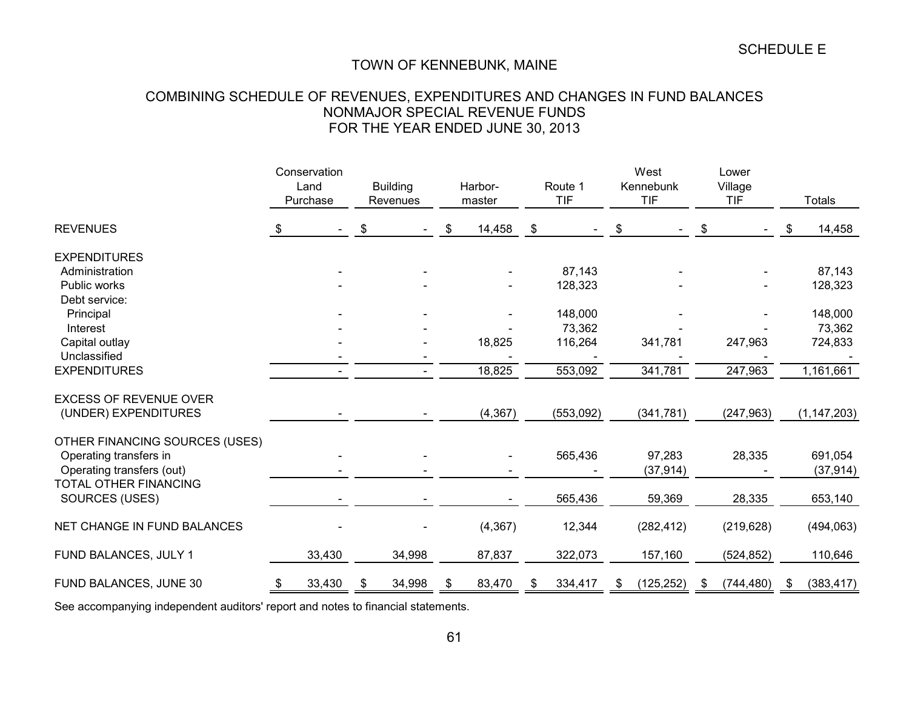SCHEDULE E

# TOWN OF KENNEBUNK, MAINE

## COMBINING SCHEDULE OF REVENUES, EXPENDITURES AND CHANGES IN FUND BALANCES NONMAJOR SPECIAL REVENUE FUNDS FOR THE YEAR ENDED JUNE 30, 2013

| | Conservation Land Purchase | Building Revenues | Harbor-master | Route 1 TIF | West Kennebunk TIF | Lower Village TIF | Totals |
|---|---|---|---|---|---|---|---|
| REVENUES | $ - | $ - | $ 14,458 | $ - | $ - | $ - | $ 14,458 |
| EXPENDITURES | | | | | | | |
| Administration | - | - | - | 87,143 | - | - | 87,143 |
| Public works | - | - | - | 128,323 | - | - | 128,323 |
| Debt service: | | | | | | | |
| Principal | - | - | - | 148,000 | - | - | 148,000 |
| Interest | - | - | - | 73,362 | - | - | 73,362 |
| Capital outlay | - | - | 18,825 | 116,264 | 341,781 | 247,963 | 724,833 |
| Unclassified | - | - | - | - | - | - | - |
| EXPENDITURES | - | - | 18,825 | 553,092 | 341,781 | 247,963 | 1,161,661 |
| EXCESS OF REVENUE OVER (UNDER) EXPENDITURES | - | - | (4,367) | (553,092) | (341,781) | (247,963) | (1,147,203) |
| OTHER FINANCING SOURCES (USES) | | | | | | | |
| Operating transfers in | - | - | - | 565,436 | 97,283 | 28,335 | 691,054 |
| Operating transfers (out) | - | - | - | - | (37,914) | - | (37,914) |
| TOTAL OTHER FINANCING SOURCES (USES) | - | - | - | 565,436 | 59,369 | 28,335 | 653,140 |
| NET CHANGE IN FUND BALANCES | - | - | (4,367) | 12,344 | (282,412) | (219,628) | (494,063) |
| FUND BALANCES, JULY 1 | 33,430 | 34,998 | 87,837 | 322,073 | 157,160 | (524,852) | 110,646 |
| FUND BALANCES, JUNE 30 | $ 33,430 | $ 34,998 | $ 83,470 | $ 334,417 | $ (125,252) | $ (744,480) | $ (383,417) |

See accompanying independent auditors' report and notes to financial statements.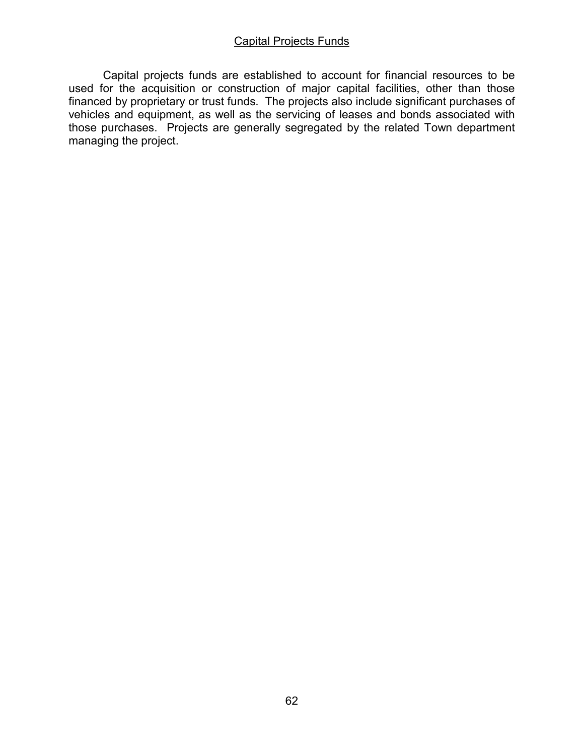## Capital Projects Funds

Capital projects funds are established to account for financial resources to be used for the acquisition or construction of major capital facilities, other than those financed by proprietary or trust funds. The projects also include significant purchases of vehicles and equipment, as well as the servicing of leases and bonds associated with those purchases. Projects are generally segregated by the related Town department managing the project.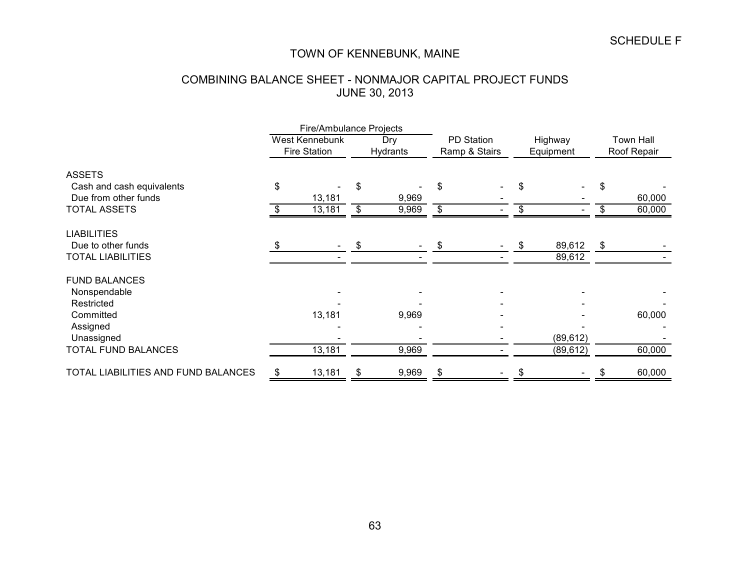SCHEDULE F

# TOWN OF KENNEBUNK, MAINE

## COMBINING BALANCE SHEET - NONMAJOR CAPITAL PROJECT FUNDS
## JUNE 30, 2013

| | Fire/Ambulance Projects | | | | |
|---|---|---|---|---|---|
| | West Kennebunk Fire Station | Dry Hydrants | PD Station Ramp & Stairs | Highway Equipment | Town Hall Roof Repair |
| **ASSETS** | | | | | |
| Cash and cash equivalents | $ - | $ - | $ - | $ - | $ - |
| Due from other funds | 13,181 | 9,969 | - | - | 60,000 |
| TOTAL ASSETS | $ 13,181 | $ 9,969 | $ - | $ - | $ 60,000 |
| **LIABILITIES** | | | | | |
| Due to other funds | $ - | $ - | $ - | $ 89,612 | $ - |
| TOTAL LIABILITIES | - | - | - | 89,612 | - |
| **FUND BALANCES** | | | | | |
| Nonspendable | - | - | - | - | - |
| Restricted | - | - | - | - | - |
| Committed | 13,181 | 9,969 | - | - | 60,000 |
| Assigned | - | - | - | - | - |
| Unassigned | - | - | - | (89,612) | - |
| TOTAL FUND BALANCES | 13,181 | 9,969 | - | (89,612) | 60,000 |
| TOTAL LIABILITIES AND FUND BALANCES | $ 13,181 | $ 9,969 | $ - | $ - | $ 60,000 |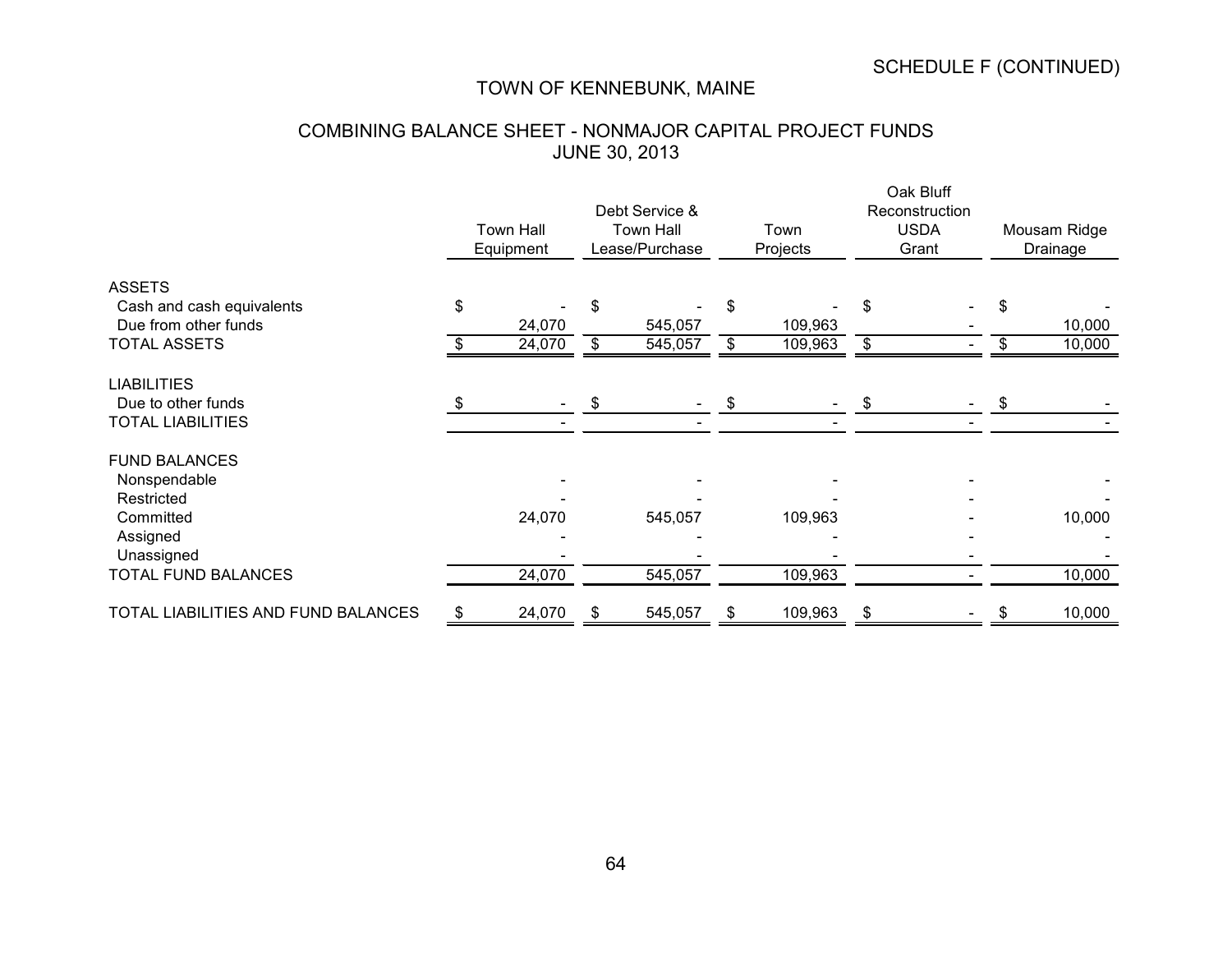SCHEDULE F (CONTINUED)

# TOWN OF KENNEBUNK, MAINE

## COMBINING BALANCE SHEET - NONMAJOR CAPITAL PROJECT FUNDS
## JUNE 30, 2013

| | Town Hall Equipment | Debt Service & Town Hall Lease/Purchase | Town Projects | Oak Bluff Reconstruction USDA Grant | Mousam Ridge Drainage |
|---|---|---|---|---|---|
| **ASSETS** | | | | | |
| Cash and cash equivalents | $ - | $ - | $ - | $ - | $ - |
| Due from other funds | 24,070 | 545,057 | 109,963 | - | 10,000 |
| TOTAL ASSETS | $ 24,070 | $ 545,057 | $ 109,963 | $ - | $ 10,000 |
| **LIABILITIES** | | | | | |
| Due to other funds | $ - | $ - | $ - | $ - | $ - |
| TOTAL LIABILITIES | - | - | - | - | - |
| **FUND BALANCES** | | | | | |
| Nonspendable | - | - | - | - | - |
| Restricted | - | - | - | - | - |
| Committed | 24,070 | 545,057 | 109,963 | - | 10,000 |
| Assigned | - | - | - | - | - |
| Unassigned | - | - | - | - | - |
| TOTAL FUND BALANCES | 24,070 | 545,057 | 109,963 | - | 10,000 |
| TOTAL LIABILITIES AND FUND BALANCES | $ 24,070 | $ 545,057 | $ 109,963 | $ - | $ 10,000 |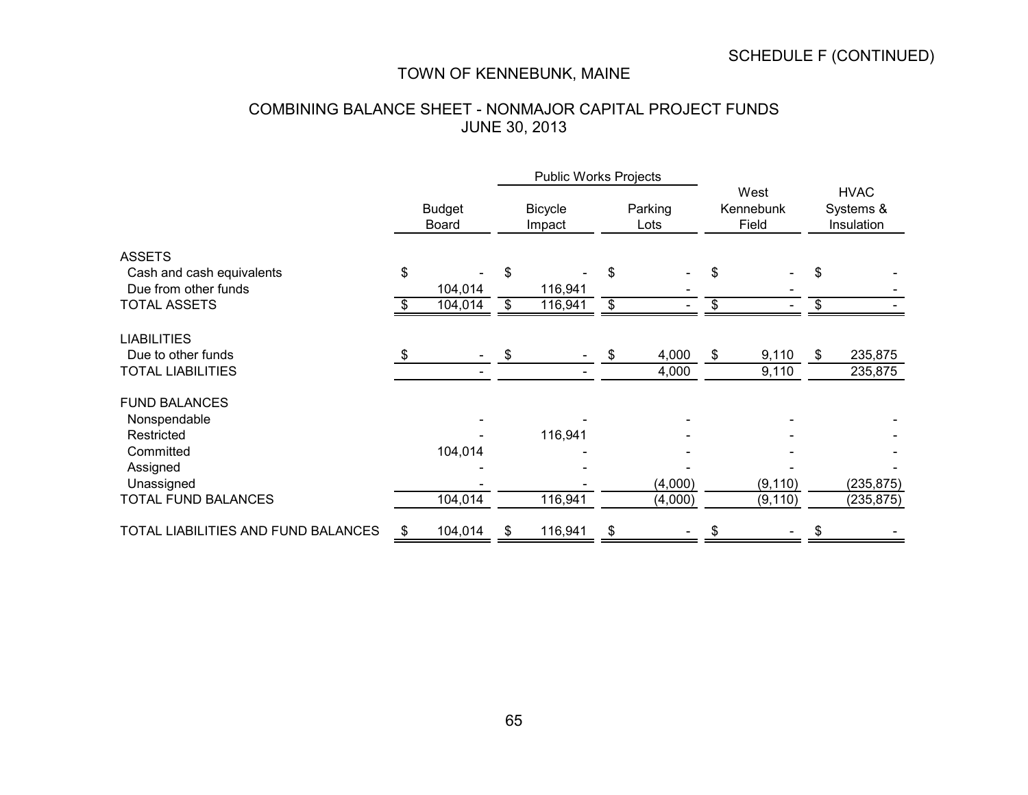SCHEDULE F (CONTINUED)

# TOWN OF KENNEBUNK, MAINE

## COMBINING BALANCE SHEET - NONMAJOR CAPITAL PROJECT FUNDS
## JUNE 30, 2013

| | | Public Works Projects | | | |
|---|---|---|---|---|---|
| | Budget Board | Bicycle Impact | Parking Lots | West Kennebunk Field | HVAC Systems & Insulation |
| **ASSETS** | | | | | |
| Cash and cash equivalents | $ - | $ - | $ - | $ - | $ - |
| Due from other funds | 104,014 | 116,941 | - | - | - |
| TOTAL ASSETS | $ 104,014 | $ 116,941 | $ - | $ - | $ - |
| **LIABILITIES** | | | | | |
| Due to other funds | $ - | $ - | $ 4,000 | $ 9,110 | $ 235,875 |
| TOTAL LIABILITIES | - | - | 4,000 | 9,110 | 235,875 |
| **FUND BALANCES** | | | | | |
| Nonspendable | - | - | - | - | - |
| Restricted | - | 116,941 | - | - | - |
| Committed | 104,014 | - | - | - | - |
| Assigned | - | - | - | - | - |
| Unassigned | - | - | (4,000) | (9,110) | (235,875) |
| TOTAL FUND BALANCES | 104,014 | 116,941 | (4,000) | (9,110) | (235,875) |
| TOTAL LIABILITIES AND FUND BALANCES | $ 104,014 | $ 116,941 | $ - | $ - | $ - |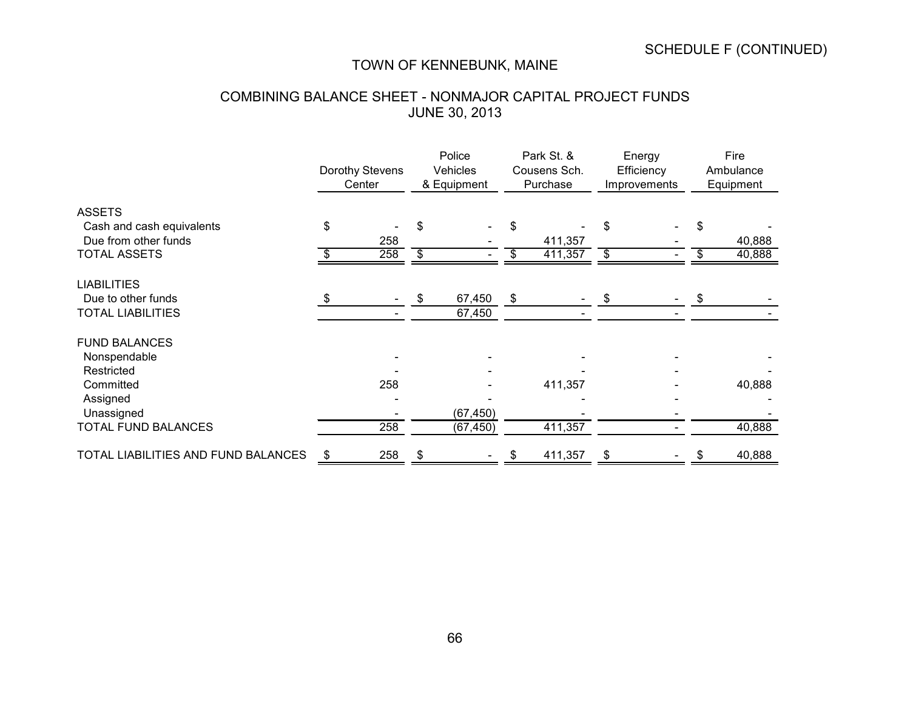SCHEDULE F (CONTINUED)

# TOWN OF KENNEBUNK, MAINE

## COMBINING BALANCE SHEET - NONMAJOR CAPITAL PROJECT FUNDS
## JUNE 30, 2013

| | Dorothy Stevens Center | Police Vehicles & Equipment | Park St. & Cousens Sch. Purchase | Energy Efficiency Improvements | Fire Ambulance Equipment |
|---|---|---|---|---|---|
| **ASSETS** | | | | | |
| Cash and cash equivalents | $ - | $ - | $ - | $ - | $ - |
| Due from other funds | 258 | - | 411,357 | - | 40,888 |
| TOTAL ASSETS | $ 258 | $ - | $ 411,357 | $ - | $ 40,888 |
| **LIABILITIES** | | | | | |
| Due to other funds | $ - | $ 67,450 | $ - | $ - | $ - |
| TOTAL LIABILITIES | - | 67,450 | - | - | - |
| **FUND BALANCES** | | | | | |
| Nonspendable | - | - | - | - | - |
| Restricted | - | - | - | - | - |
| Committed | 258 | - | 411,357 | - | 40,888 |
| Assigned | - | - | - | - | - |
| Unassigned | - | (67,450) | - | - | - |
| TOTAL FUND BALANCES | 258 | (67,450) | 411,357 | - | 40,888 |
| TOTAL LIABILITIES AND FUND BALANCES | $ 258 | $ - | $ 411,357 | $ - | $ 40,888 |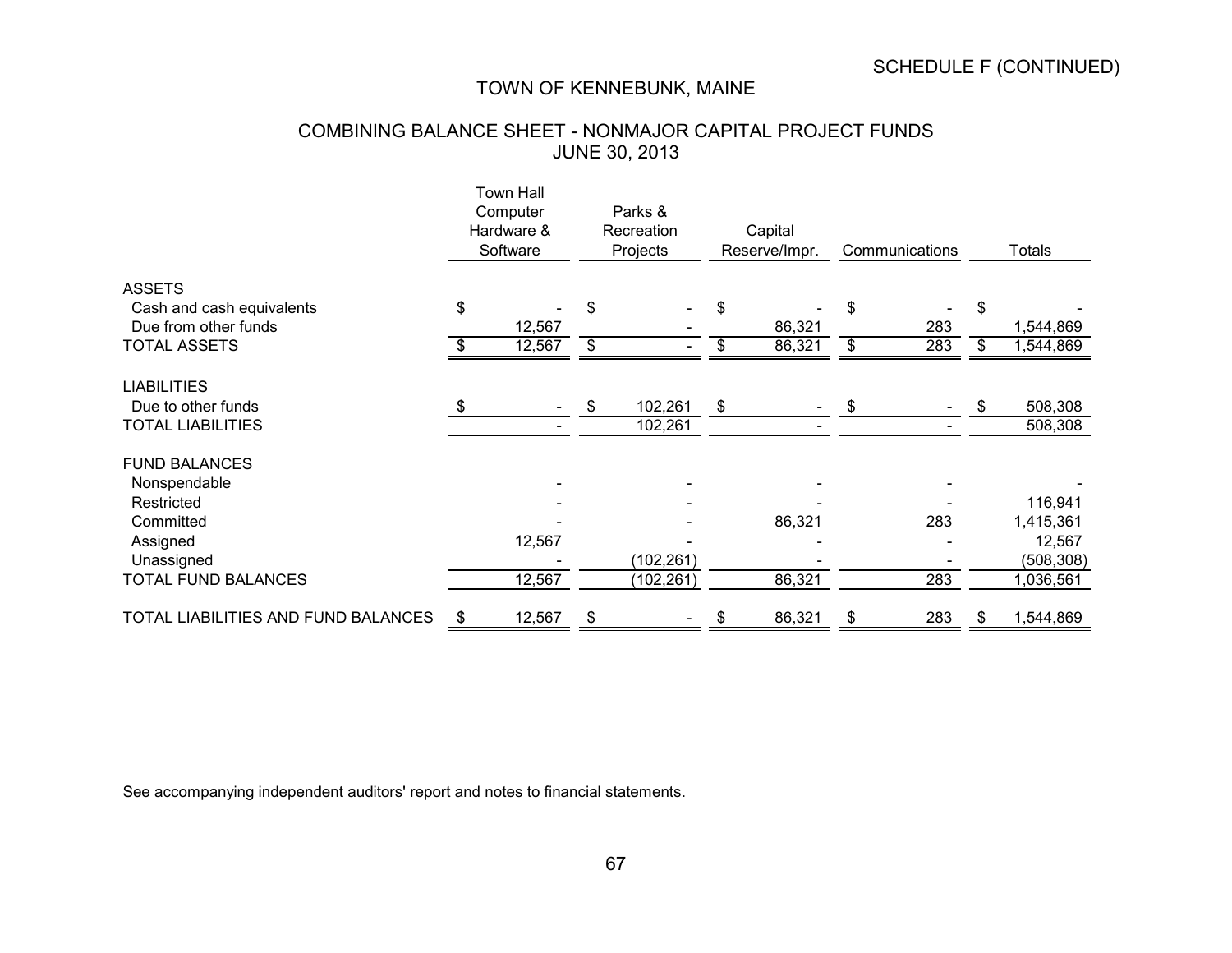SCHEDULE F (CONTINUED)

# TOWN OF KENNEBUNK, MAINE

## COMBINING BALANCE SHEET - NONMAJOR CAPITAL PROJECT FUNDS
## JUNE 30, 2013

| | Town Hall Computer Hardware & Software | Parks & Recreation Projects | Capital Reserve/Impr. | Communications | Totals |
|---|---|---|---|---|---|
| ASSETS | | | | | |
| Cash and cash equivalents | $ - | $ - | $ - | $ - | $ - |
| Due from other funds | 12,567 | - | 86,321 | 283 | 1,544,869 |
| TOTAL ASSETS | $ 12,567 | $ - | $ 86,321 | $ 283 | $ 1,544,869 |
| LIABILITIES | | | | | |
| Due to other funds | $ - | $ 102,261 | $ - | $ - | $ 508,308 |
| TOTAL LIABILITIES | - | 102,261 | - | - | 508,308 |
| FUND BALANCES | | | | | |
| Nonspendable | - | - | - | - | - |
| Restricted | - | - | - | - | 116,941 |
| Committed | - | - | 86,321 | 283 | 1,415,361 |
| Assigned | 12,567 | - | - | - | 12,567 |
| Unassigned | - | (102,261) | - | - | (508,308) |
| TOTAL FUND BALANCES | 12,567 | (102,261) | 86,321 | 283 | 1,036,561 |
| TOTAL LIABILITIES AND FUND BALANCES | $ 12,567 | $ - | $ 86,321 | $ 283 | $ 1,544,869 |

See accompanying independent auditors' report and notes to financial statements.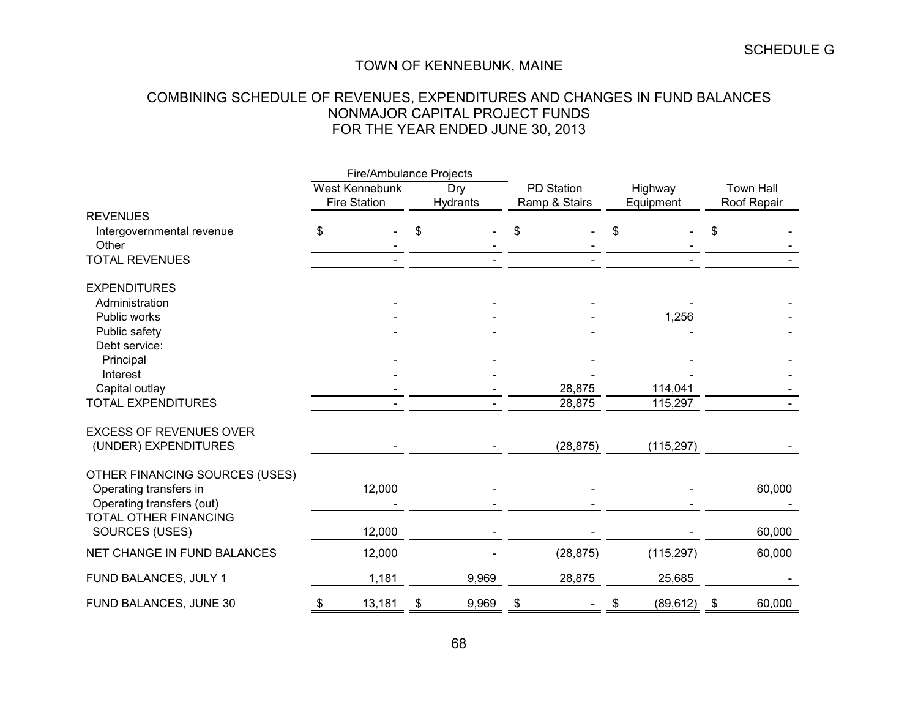SCHEDULE G

# TOWN OF KENNEBUNK, MAINE

## COMBINING SCHEDULE OF REVENUES, EXPENDITURES AND CHANGES IN FUND BALANCES
## NONMAJOR CAPITAL PROJECT FUNDS
## FOR THE YEAR ENDED JUNE 30, 2013

| | Fire/Ambulance Projects | | | | |
|---|---|---|---|---|---|
| | West Kennebunk Fire Station | Dry Hydrants | PD Station Ramp & Stairs | Highway Equipment | Town Hall Roof Repair |
| **REVENUES** | | | | | |
| Intergovernmental revenue | $ - | $ - | $ - | $ - | $ - |
| Other | - | - | - | - | - |
| TOTAL REVENUES | - | - | - | - | - |
| **EXPENDITURES** | | | | | |
| Administration | - | - | - | - | - |
| Public works | - | - | - | 1,256 | - |
| Public safety | - | - | - | - | - |
| Debt service: | | | | | |
| Principal | - | - | - | - | - |
| Interest | - | - | - | - | - |
| Capital outlay | - | - | 28,875 | 114,041 | - |
| TOTAL EXPENDITURES | - | - | 28,875 | 115,297 | - |
| EXCESS OF REVENUES OVER (UNDER) EXPENDITURES | - | - | (28,875) | (115,297) | - |
| **OTHER FINANCING SOURCES (USES)** | | | | | |
| Operating transfers in | 12,000 | - | - | - | 60,000 |
| Operating transfers (out) | - | - | - | - | - |
| TOTAL OTHER FINANCING SOURCES (USES) | 12,000 | - | - | - | 60,000 |
| NET CHANGE IN FUND BALANCES | 12,000 | - | (28,875) | (115,297) | 60,000 |
| FUND BALANCES, JULY 1 | 1,181 | 9,969 | 28,875 | 25,685 | - |
| FUND BALANCES, JUNE 30 | $ 13,181 | $ 9,969 | $ - | $ (89,612) | $ 60,000 |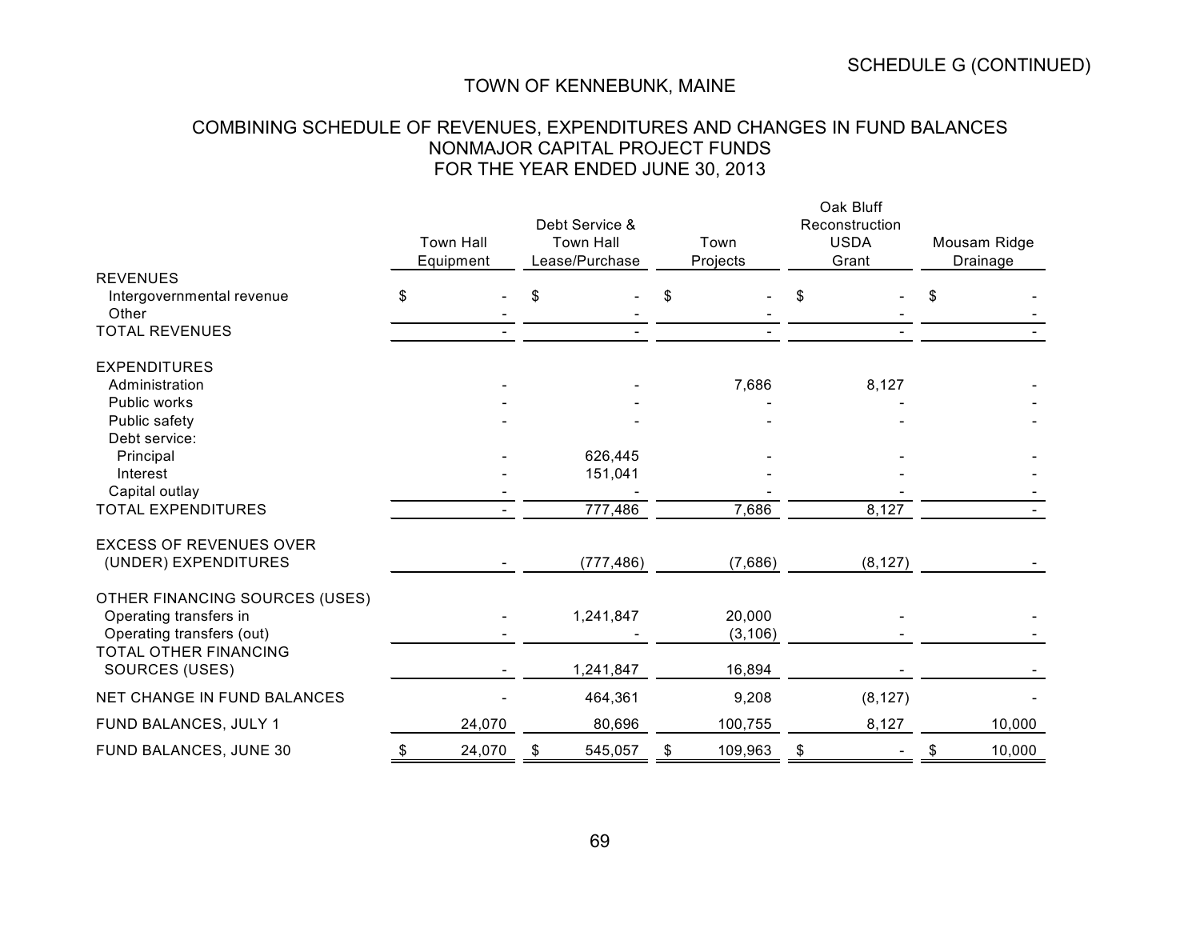SCHEDULE G (CONTINUED)

# TOWN OF KENNEBUNK, MAINE

## COMBINING SCHEDULE OF REVENUES, EXPENDITURES AND CHANGES IN FUND BALANCES
## NONMAJOR CAPITAL PROJECT FUNDS
## FOR THE YEAR ENDED JUNE 30, 2013

| | Town Hall Equipment | Debt Service & Town Hall Lease/Purchase | Town Projects | Oak Bluff Reconstruction USDA Grant | Mousam Ridge Drainage |
|---|---|---|---|---|---|
| REVENUES | | | | | |
| Intergovernmental revenue | $ - | $ - | $ - | $ - | $ - |
| Other | - | - | - | - | - |
| TOTAL REVENUES | - | - | - | - | - |
| EXPENDITURES | | | | | |
| Administration | - | - | 7,686 | 8,127 | - |
| Public works | - | - | - | - | - |
| Public safety | - | - | - | - | - |
| Debt service: | | | | | |
| Principal | - | 626,445 | - | - | - |
| Interest | - | 151,041 | - | - | - |
| Capital outlay | - | - | - | - | - |
| TOTAL EXPENDITURES | - | 777,486 | 7,686 | 8,127 | - |
| EXCESS OF REVENUES OVER (UNDER) EXPENDITURES | - | (777,486) | (7,686) | (8,127) | - |
| OTHER FINANCING SOURCES (USES) | | | | | |
| Operating transfers in | - | 1,241,847 | 20,000 | - | - |
| Operating transfers (out) | - | - | (3,106) | - | - |
| TOTAL OTHER FINANCING SOURCES (USES) | - | 1,241,847 | 16,894 | - | - |
| NET CHANGE IN FUND BALANCES | - | 464,361 | 9,208 | (8,127) | - |
| FUND BALANCES, JULY 1 | 24,070 | 80,696 | 100,755 | 8,127 | 10,000 |
| FUND BALANCES, JUNE 30 | $ 24,070 | $ 545,057 | $ 109,963 | $ - | $ 10,000 |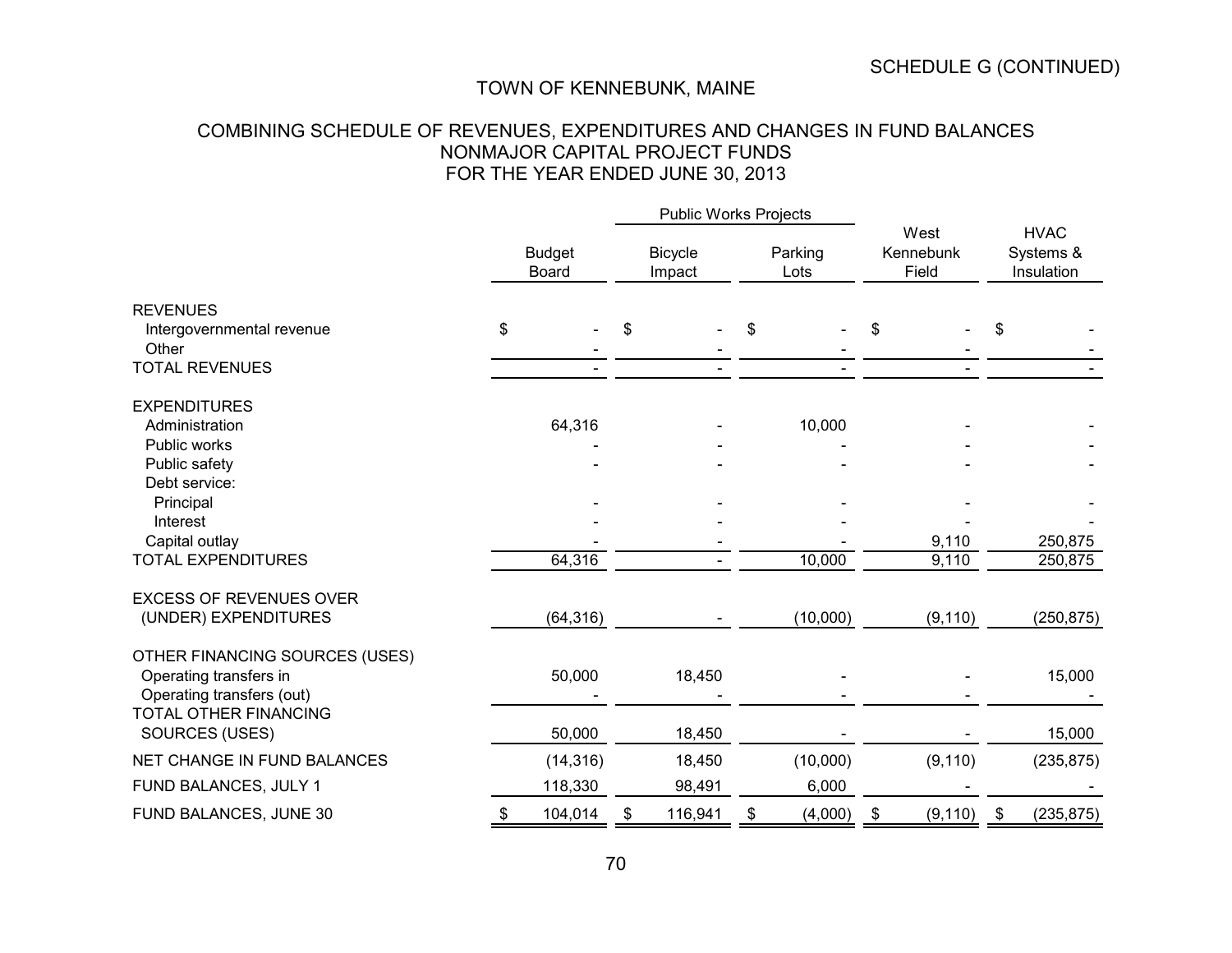SCHEDULE G (CONTINUED)

# TOWN OF KENNEBUNK, MAINE

## COMBINING SCHEDULE OF REVENUES, EXPENDITURES AND CHANGES IN FUND BALANCES
## NONMAJOR CAPITAL PROJECT FUNDS
## FOR THE YEAR ENDED JUNE 30, 2013

| | Budget Board | Public Works Projects | | West Kennebunk Field | HVAC Systems & Insulation |
|---|---|---|---|---|---|
| | | Bicycle Impact | Parking Lots | | |
| **REVENUES** | | | | | |
| Intergovernmental revenue | $ - | $ - | $ - | $ - | $ - |
| Other | - | - | - | - | - |
| TOTAL REVENUES | - | - | - | - | - |
| **EXPENDITURES** | | | | | |
| Administration | 64,316 | - | 10,000 | - | - |
| Public works | - | - | - | - | - |
| Public safety | - | - | - | - | - |
| Debt service: | | | | | |
| Principal | - | - | - | - | - |
| Interest | - | - | - | - | - |
| Capital outlay | - | - | - | 9,110 | 250,875 |
| TOTAL EXPENDITURES | 64,316 | - | 10,000 | 9,110 | 250,875 |
| EXCESS OF REVENUES OVER (UNDER) EXPENDITURES | (64,316) | - | (10,000) | (9,110) | (250,875) |
| **OTHER FINANCING SOURCES (USES)** | | | | | |
| Operating transfers in | 50,000 | 18,450 | - | - | 15,000 |
| Operating transfers (out) | - | - | - | - | - |
| TOTAL OTHER FINANCING SOURCES (USES) | 50,000 | 18,450 | - | - | 15,000 |
| NET CHANGE IN FUND BALANCES | (14,316) | 18,450 | (10,000) | (9,110) | (235,875) |
| FUND BALANCES, JULY 1 | 118,330 | 98,491 | 6,000 | - | - |
| FUND BALANCES, JUNE 30 | $ 104,014 | $ 116,941 | $ (4,000) | $ (9,110) | $ (235,875) |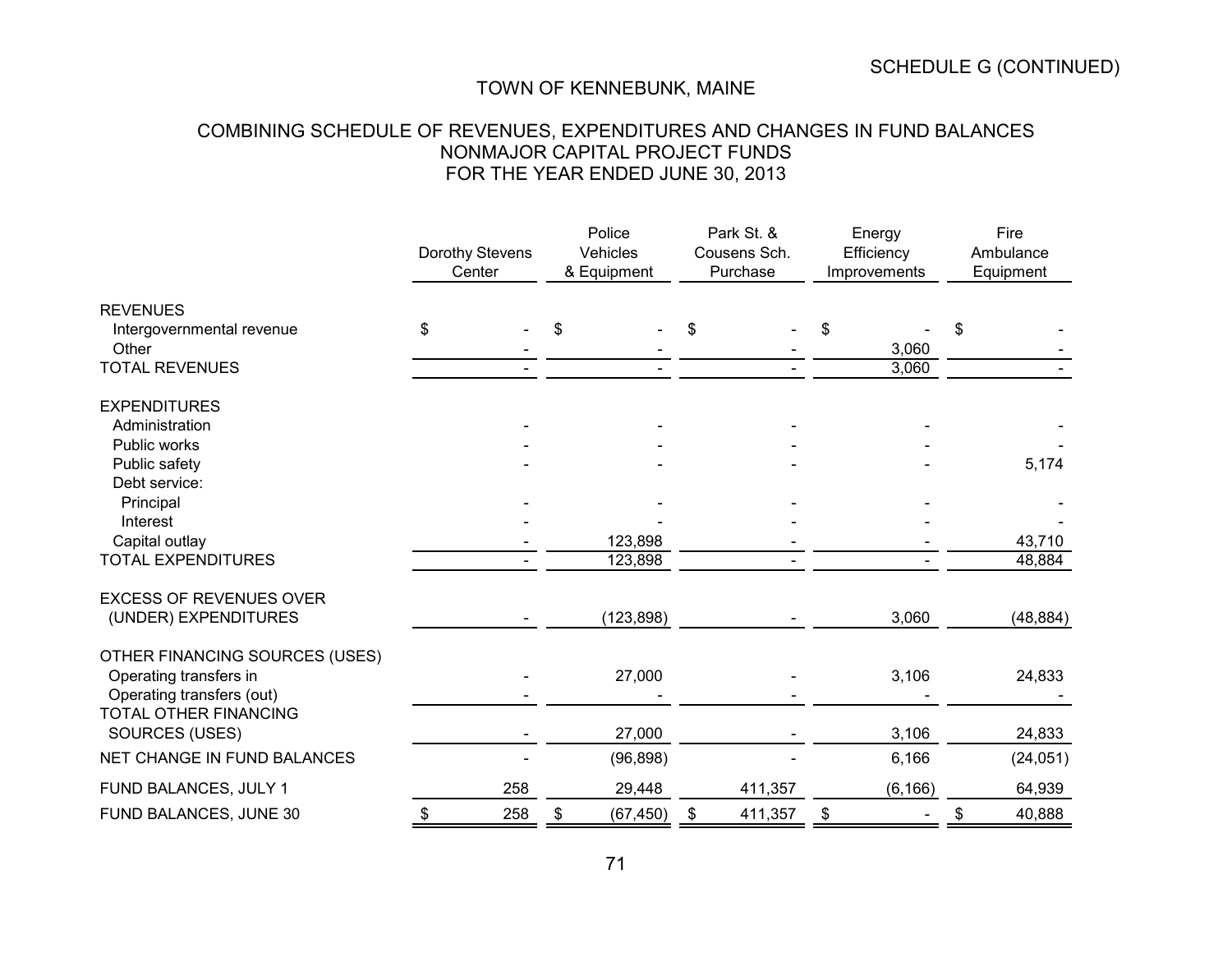SCHEDULE G (CONTINUED)

# TOWN OF KENNEBUNK, MAINE

## COMBINING SCHEDULE OF REVENUES, EXPENDITURES AND CHANGES IN FUND BALANCES
## NONMAJOR CAPITAL PROJECT FUNDS
## FOR THE YEAR ENDED JUNE 30, 2013

| | Dorothy Stevens Center | Police Vehicles & Equipment | Park St. & Cousens Sch. Purchase | Energy Efficiency Improvements | Fire Ambulance Equipment |
|---|---|---|---|---|---|
| REVENUES | | | | | |
| Intergovernmental revenue | $ - | $ - | $ - | $ - | $ - |
| Other | - | - | - | 3,060 | - |
| TOTAL REVENUES | - | - | - | 3,060 | - |
| EXPENDITURES | | | | | |
| Administration | - | - | - | - | - |
| Public works | - | - | - | - | - |
| Public safety | - | - | - | - | 5,174 |
| Debt service: | | | | | |
| Principal | - | - | - | - | - |
| Interest | - | - | - | - | - |
| Capital outlay | - | 123,898 | - | - | 43,710 |
| TOTAL EXPENDITURES | - | 123,898 | - | - | 48,884 |
| EXCESS OF REVENUES OVER (UNDER) EXPENDITURES | - | (123,898) | - | 3,060 | (48,884) |
| OTHER FINANCING SOURCES (USES) | | | | | |
| Operating transfers in | - | 27,000 | - | 3,106 | 24,833 |
| Operating transfers (out) | - | - | - | - | - |
| TOTAL OTHER FINANCING SOURCES (USES) | - | 27,000 | - | 3,106 | 24,833 |
| NET CHANGE IN FUND BALANCES | - | (96,898) | - | 6,166 | (24,051) |
| FUND BALANCES, JULY 1 | 258 | 29,448 | 411,357 | (6,166) | 64,939 |
| FUND BALANCES, JUNE 30 | $ 258 | $ (67,450) | $ 411,357 | $ - | $ 40,888 |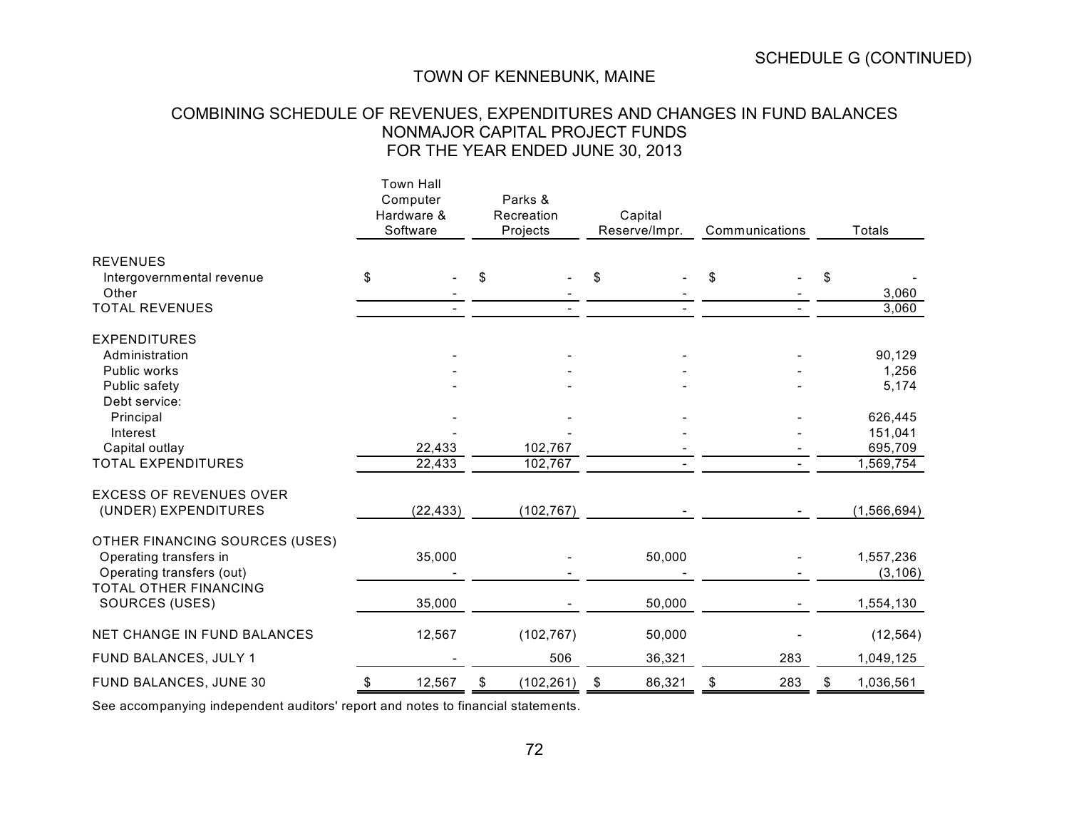SCHEDULE G (CONTINUED)

# TOWN OF KENNEBUNK, MAINE

## COMBINING SCHEDULE OF REVENUES, EXPENDITURES AND CHANGES IN FUND BALANCES NONMAJOR CAPITAL PROJECT FUNDS FOR THE YEAR ENDED JUNE 30, 2013

| | Town Hall Computer Hardware & Software | Parks & Recreation Projects | Capital Reserve/Impr. | Communications | Totals |
|---|---|---|---|---|---|
| REVENUES | | | | | |
| Intergovernmental revenue | $ - | $ - | $ - | $ - | $ - |
| Other | - | - | - | - | 3,060 |
| TOTAL REVENUES | - | - | - | - | 3,060 |
| EXPENDITURES | | | | | |
| Administration | - | - | - | - | 90,129 |
| Public works | - | - | - | - | 1,256 |
| Public safety | - | - | - | - | 5,174 |
| Debt service: | | | | | |
| Principal | - | - | - | - | 626,445 |
| Interest | - | - | - | - | 151,041 |
| Capital outlay | 22,433 | 102,767 | - | - | 695,709 |
| TOTAL EXPENDITURES | 22,433 | 102,767 | - | - | 1,569,754 |
| EXCESS OF REVENUES OVER (UNDER) EXPENDITURES | (22,433) | (102,767) | - | - | (1,566,694) |
| OTHER FINANCING SOURCES (USES) | | | | | |
| Operating transfers in | 35,000 | - | 50,000 | - | 1,557,236 |
| Operating transfers (out) | - | - | - | - | (3,106) |
| TOTAL OTHER FINANCING SOURCES (USES) | 35,000 | - | 50,000 | - | 1,554,130 |
| NET CHANGE IN FUND BALANCES | 12,567 | (102,767) | 50,000 | - | (12,564) |
| FUND BALANCES, JULY 1 | - | 506 | 36,321 | 283 | 1,049,125 |
| FUND BALANCES, JUNE 30 | $ 12,567 | $ (102,261) | $ 86,321 | $ 283 | $ 1,036,561 |

See accompanying independent auditors' report and notes to financial statements.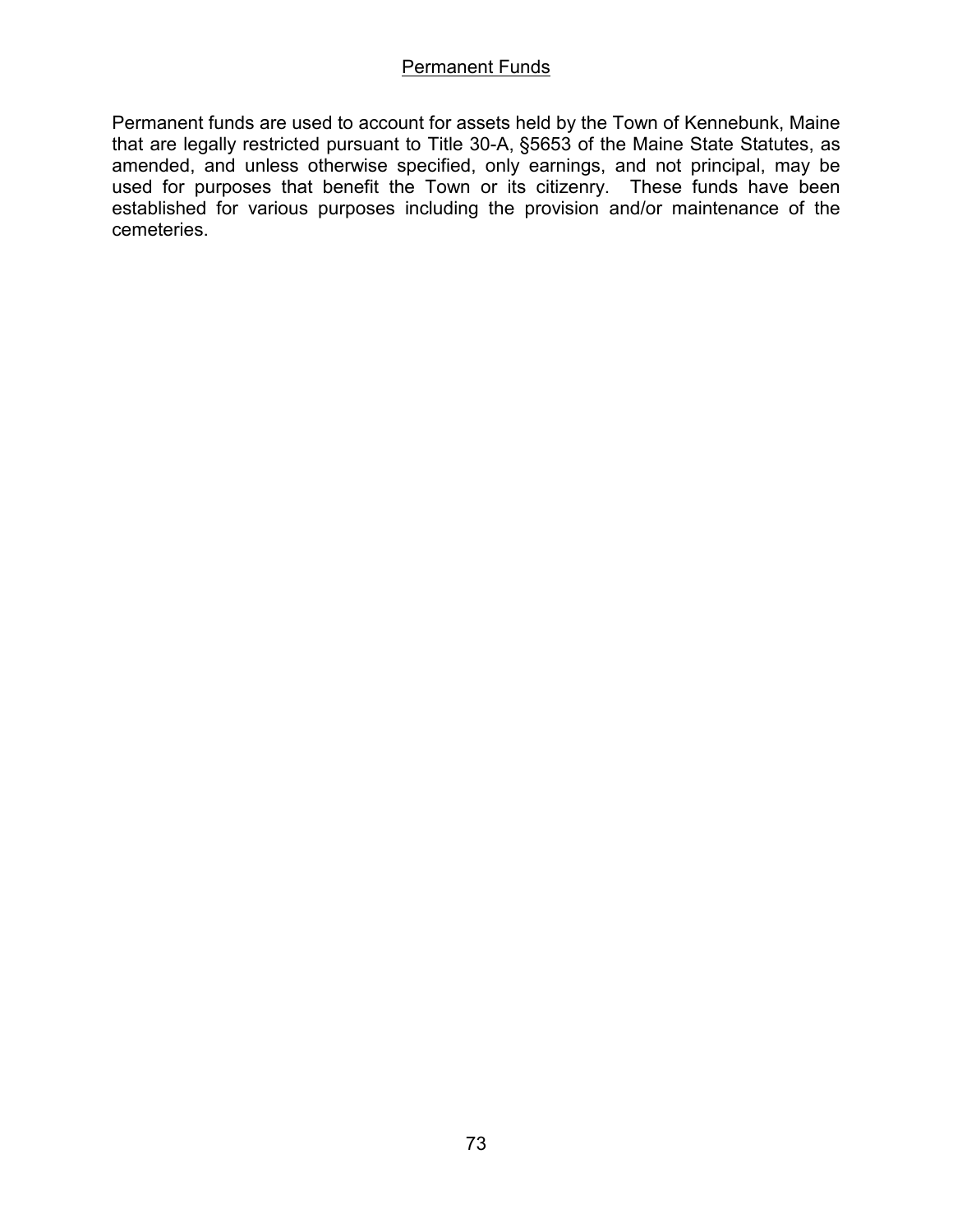## Permanent Funds

Permanent funds are used to account for assets held by the Town of Kennebunk, Maine that are legally restricted pursuant to Title 30-A, §5653 of the Maine State Statutes, as amended, and unless otherwise specified, only earnings, and not principal, may be used for purposes that benefit the Town or its citizenry. These funds have been established for various purposes including the provision and/or maintenance of the cemeteries.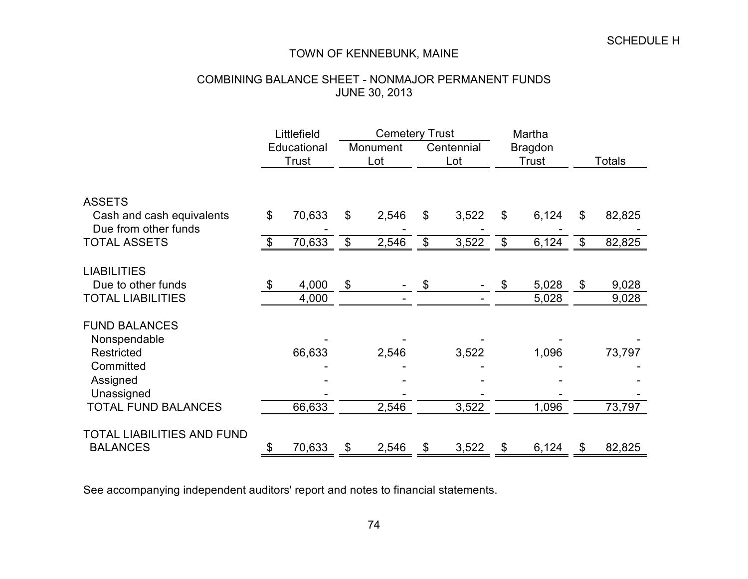SCHEDULE H

# TOWN OF KENNEBUNK, MAINE

## COMBINING BALANCE SHEET - NONMAJOR PERMANENT FUNDS
## JUNE 30, 2013

| | Littlefield Educational Trust | Cemetery Trust | | Martha Bragdon Trust | Totals |
|---|---|---|---|---|---|
| | | Monument Lot | Centennial Lot | | |
| **ASSETS** | | | | | |
| Cash and cash equivalents | $ 70,633 | $ 2,546 | $ 3,522 | $ 6,124 | $ 82,825 |
| Due from other funds | - | - | - | - | - |
| TOTAL ASSETS | $ 70,633 | $ 2,546 | $ 3,522 | $ 6,124 | $ 82,825 |
| **LIABILITIES** | | | | | |
| Due to other funds | $ 4,000 | $ - | $ - | $ 5,028 | $ 9,028 |
| TOTAL LIABILITIES | 4,000 | - | - | 5,028 | 9,028 |
| **FUND BALANCES** | | | | | |
| Nonspendable | - | - | - | - | - |
| Restricted | 66,633 | 2,546 | 3,522 | 1,096 | 73,797 |
| Committed | - | - | - | - | - |
| Assigned | - | - | - | - | - |
| Unassigned | - | - | - | - | - |
| TOTAL FUND BALANCES | 66,633 | 2,546 | 3,522 | 1,096 | 73,797 |
| TOTAL LIABILITIES AND FUND BALANCES | $ 70,633 | $ 2,546 | $ 3,522 | $ 6,124 | $ 82,825 |

See accompanying independent auditors' report and notes to financial statements.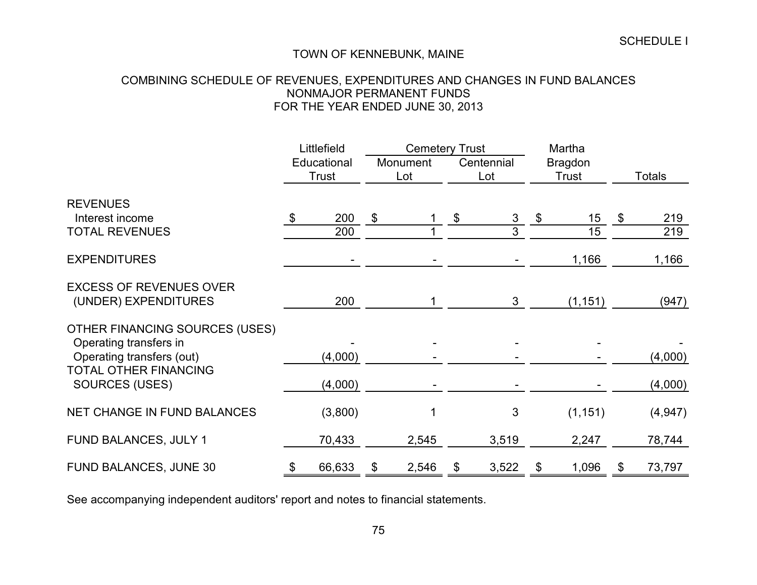SCHEDULE I

# TOWN OF KENNEBUNK, MAINE

## COMBINING SCHEDULE OF REVENUES, EXPENDITURES AND CHANGES IN FUND BALANCES
## NONMAJOR PERMANENT FUNDS
## FOR THE YEAR ENDED JUNE 30, 2013

| | Littlefield Educational Trust | Cemetery Trust | | Martha Bragdon Trust | Totals |
|---|---|---|---|---|---|
| | | Monument Lot | Centennial Lot | | |
| REVENUES | | | | | |
| Interest income | $ 200 | $ 1 | $ 3 | $ 15 | $ 219 |
| TOTAL REVENUES | 200 | 1 | 3 | 15 | 219 |
| EXPENDITURES | - | - | - | 1,166 | 1,166 |
| EXCESS OF REVENUES OVER (UNDER) EXPENDITURES | 200 | 1 | 3 | (1,151) | (947) |
| OTHER FINANCING SOURCES (USES) | | | | | |
| Operating transfers in | - | - | - | - | - |
| Operating transfers (out) | (4,000) | - | - | - | (4,000) |
| TOTAL OTHER FINANCING SOURCES (USES) | (4,000) | - | - | - | (4,000) |
| NET CHANGE IN FUND BALANCES | (3,800) | 1 | 3 | (1,151) | (4,947) |
| FUND BALANCES, JULY 1 | 70,433 | 2,545 | 3,519 | 2,247 | 78,744 |
| FUND BALANCES, JUNE 30 | $ 66,633 | $ 2,546 | $ 3,522 | $ 1,096 | $ 73,797 |

See accompanying independent auditors' report and notes to financial statements.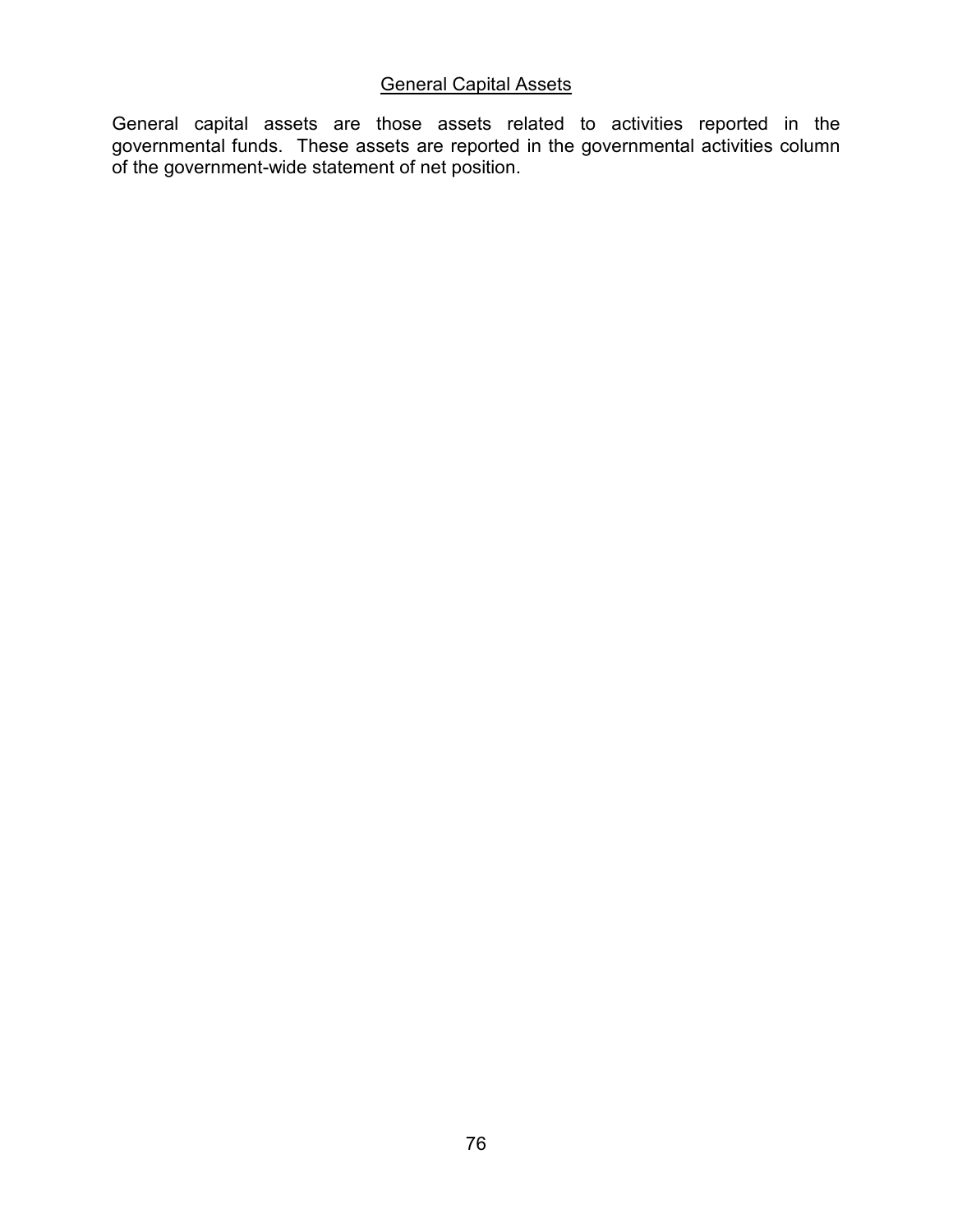## General Capital Assets

General capital assets are those assets related to activities reported in the governmental funds. These assets are reported in the governmental activities column of the government-wide statement of net position.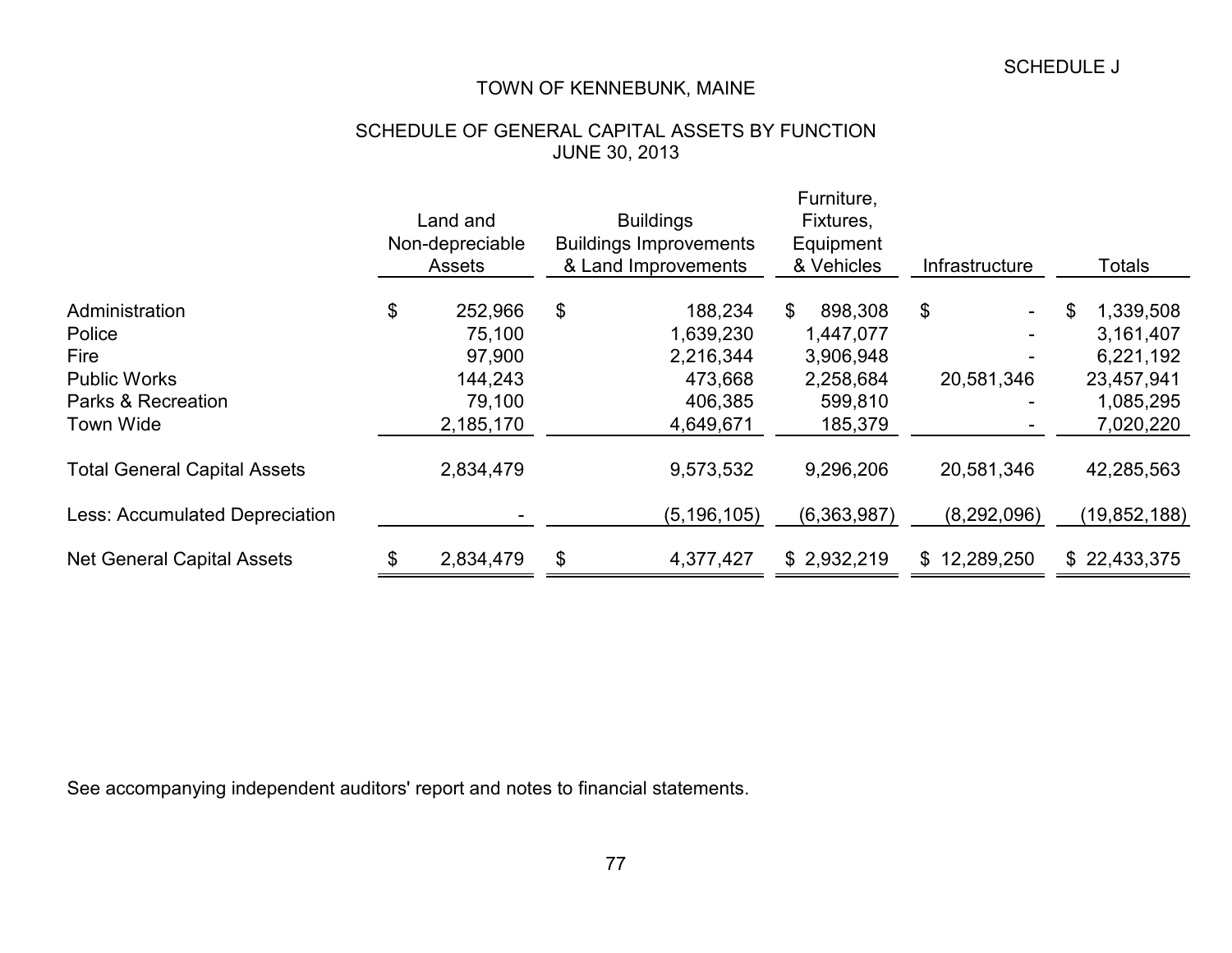SCHEDULE J

# TOWN OF KENNEBUNK, MAINE

## SCHEDULE OF GENERAL CAPITAL ASSETS BY FUNCTION
## JUNE 30, 2013

| | Land and Non-depreciable Assets | Buildings Buildings Improvements & Land Improvements | Furniture, Fixtures, Equipment & Vehicles | Infrastructure | Totals |
|---|---|---|---|---|---|
| Administration | $ 252,966 | $ 188,234 | $ 898,308 | $ - | $ 1,339,508 |
| Police | 75,100 | 1,639,230 | 1,447,077 | - | 3,161,407 |
| Fire | 97,900 | 2,216,344 | 3,906,948 | - | 6,221,192 |
| Public Works | 144,243 | 473,668 | 2,258,684 | 20,581,346 | 23,457,941 |
| Parks & Recreation | 79,100 | 406,385 | 599,810 | - | 1,085,295 |
| Town Wide | 2,185,170 | 4,649,671 | 185,379 | - | 7,020,220 |
| Total General Capital Assets | 2,834,479 | 9,573,532 | 9,296,206 | 20,581,346 | 42,285,563 |
| Less: Accumulated Depreciation | - | (5,196,105) | (6,363,987) | (8,292,096) | (19,852,188) |
| Net General Capital Assets | $ 2,834,479 | $ 4,377,427 | $ 2,932,219 | $ 12,289,250 | $ 22,433,375 |

See accompanying independent auditors' report and notes to financial statements.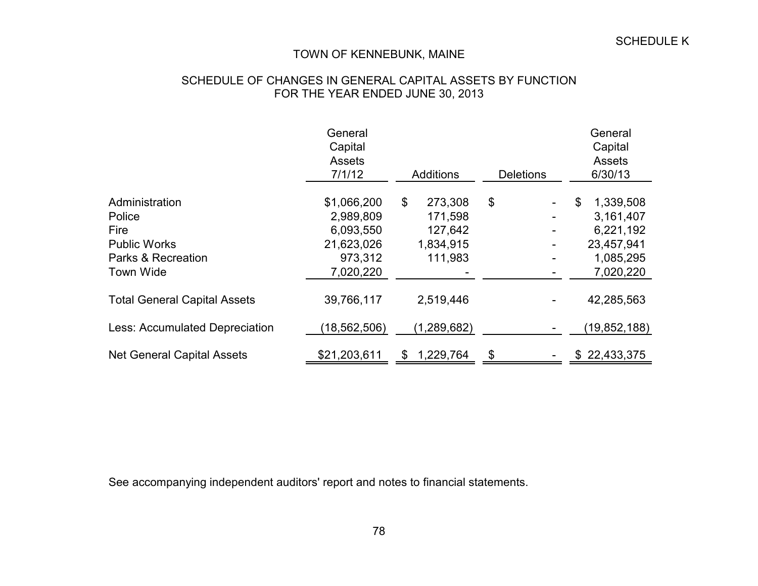SCHEDULE K

# TOWN OF KENNEBUNK, MAINE

## SCHEDULE OF CHANGES IN GENERAL CAPITAL ASSETS BY FUNCTION
## FOR THE YEAR ENDED JUNE 30, 2013

| | General Capital Assets 7/1/12 | Additions | Deletions | General Capital Assets 6/30/13 |
|---|---|---|---|---|
| Administration | $1,066,200 | $ 273,308 | $ - | $ 1,339,508 |
| Police | 2,989,809 | 171,598 | - | 3,161,407 |
| Fire | 6,093,550 | 127,642 | - | 6,221,192 |
| Public Works | 21,623,026 | 1,834,915 | - | 23,457,941 |
| Parks & Recreation | 973,312 | 111,983 | - | 1,085,295 |
| Town Wide | 7,020,220 | - | - | 7,020,220 |
| Total General Capital Assets | 39,766,117 | 2,519,446 | - | 42,285,563 |
| Less: Accumulated Depreciation | (18,562,506) | (1,289,682) | - | (19,852,188) |
| Net General Capital Assets | $21,203,611 | $ 1,229,764 | $ - | $ 22,433,375 |

See accompanying independent auditors' report and notes to financial statements.